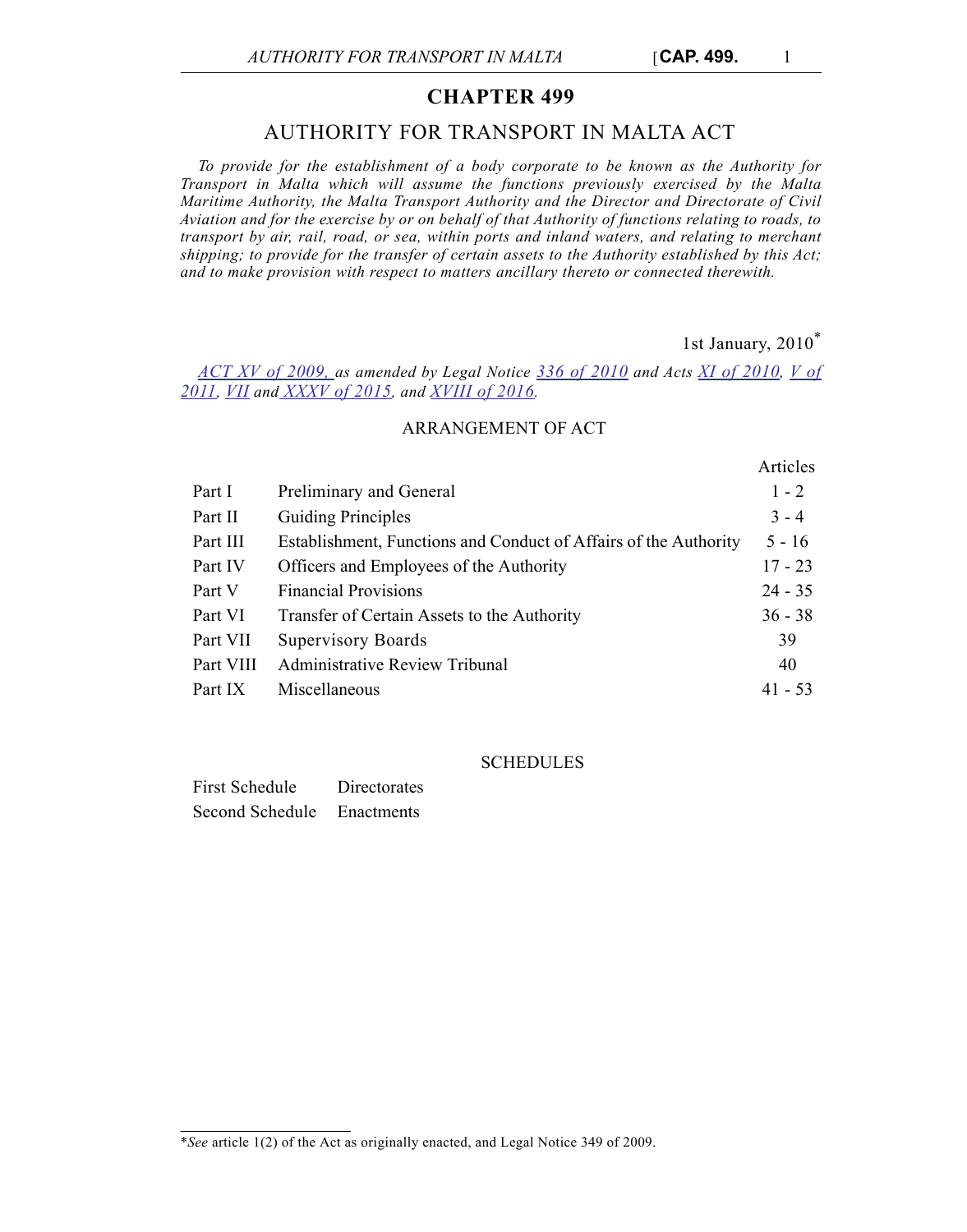# CHAPTER 499

## AUTHORITY FOR TRANSPORT IN MALTA ACT

*To provide for the establishment of a body corporate to be known as the Authority for Transport in Malta which will assume the functions previously exercised by the Malta Maritime Authority, the Malta Transport Authority and the Director and Directorate of Civil Aviation and for the exercise by or on behalf of that Authority of functions relating to roads, to transport by air, rail, road, or sea, within ports and inland waters, and relating to merchant shipping; to provide for the transfer of certain assets to the Authority established by this Act; and to make provision with respect to matters ancillary thereto or connected therewith.*

1st January, 2010*

*ACT XV of 2009, as amended by Legal Notice 336 of 2010 and Acts XI of 2010, V of 2011, VII and XXXV of 2015, and XVIII of 2016.*

ARRANGEMENT OF ACT

| | | Articles |
|---|---|---|
| Part I | Preliminary and General | 1 - 2 |
| Part II | Guiding Principles | 3 - 4 |
| Part III | Establishment, Functions and Conduct of Affairs of the Authority | 5 - 16 |
| Part IV | Officers and Employees of the Authority | 17 - 23 |
| Part V | Financial Provisions | 24 - 35 |
| Part VI | Transfer of Certain Assets to the Authority | 36 - 38 |
| Part VII | Supervisory Boards | 39 |
| Part VIII | Administrative Review Tribunal | 40 |
| Part IX | Miscellaneous | 41 - 53 |

SCHEDULES

| | |
|---|---|
| First Schedule | Directorates |
| Second Schedule | Enactments |

*\*See* article 1(2) of the Act as originally enacted, and Legal Notice 349 of 2009.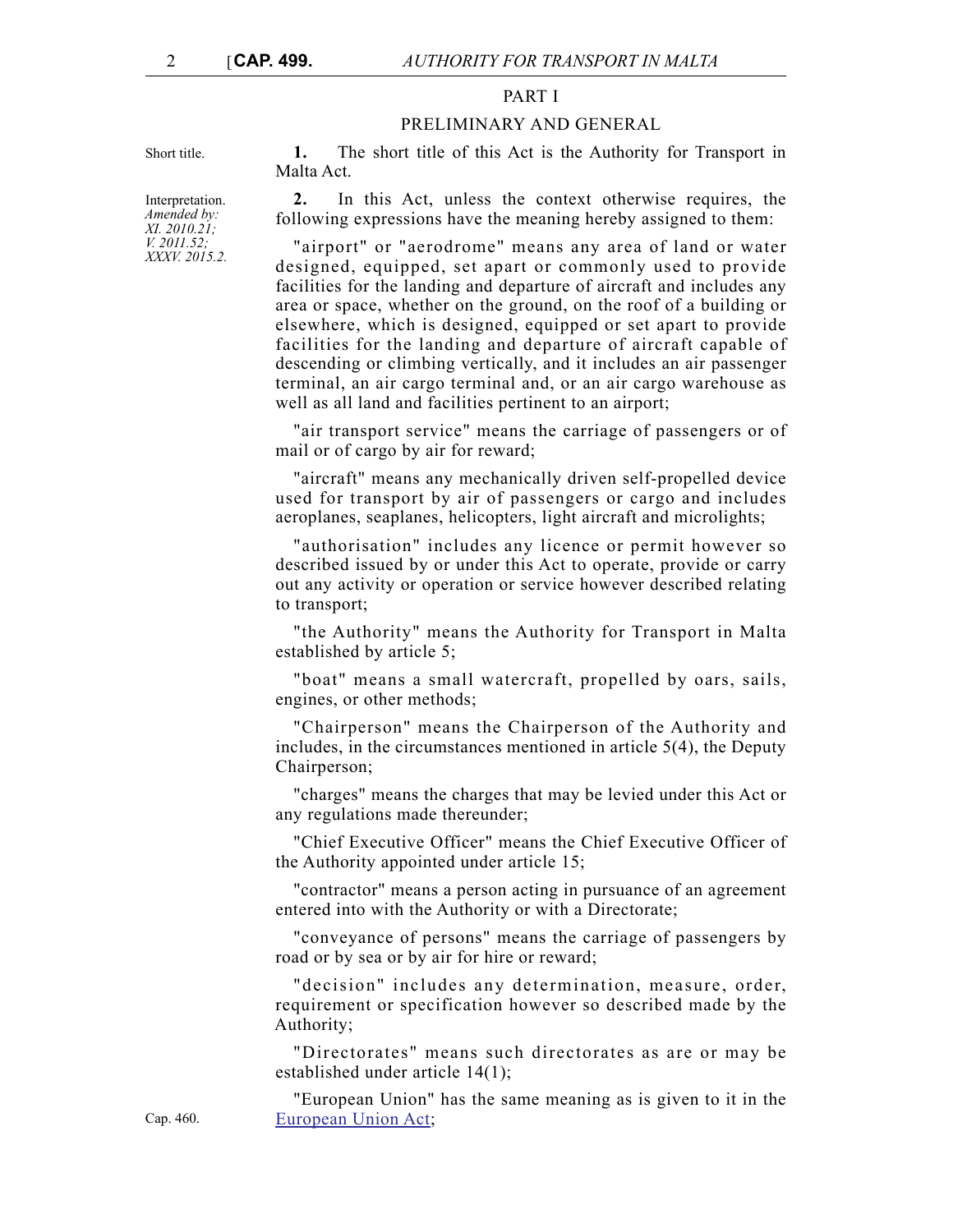## PART I

### PRELIMINARY AND GENERAL

Short title.

**1.** The short title of this Act is the Authority for Transport in Malta Act.

Interpretation.
*Amended by: XI. 2010.21; V. 2011.52; XXXV. 2015.2.*

**2.** In this Act, unless the context otherwise requires, the following expressions have the meaning hereby assigned to them:

"airport" or "aerodrome" means any area of land or water designed, equipped, set apart or commonly used to provide facilities for the landing and departure of aircraft and includes any area or space, whether on the ground, on the roof of a building or elsewhere, which is designed, equipped or set apart to provide facilities for the landing and departure of aircraft capable of descending or climbing vertically, and it includes an air passenger terminal, an air cargo terminal and, or an air cargo warehouse as well as all land and facilities pertinent to an airport;

"air transport service" means the carriage of passengers or of mail or of cargo by air for reward;

"aircraft" means any mechanically driven self-propelled device used for transport by air of passengers or cargo and includes aeroplanes, seaplanes, helicopters, light aircraft and microlights;

"authorisation" includes any licence or permit however so described issued by or under this Act to operate, provide or carry out any activity or operation or service however described relating to transport;

"the Authority" means the Authority for Transport in Malta established by article 5;

"boat" means a small watercraft, propelled by oars, sails, engines, or other methods;

"Chairperson" means the Chairperson of the Authority and includes, in the circumstances mentioned in article 5(4), the Deputy Chairperson;

"charges" means the charges that may be levied under this Act or any regulations made thereunder;

"Chief Executive Officer" means the Chief Executive Officer of the Authority appointed under article 15;

"contractor" means a person acting in pursuance of an agreement entered into with the Authority or with a Directorate;

"conveyance of persons" means the carriage of passengers by road or by sea or by air for hire or reward;

"decision" includes any determination, measure, order, requirement or specification however so described made by the Authority;

"Directorates" means such directorates as are or may be established under article 14(1);

Cap. 460.

"European Union" has the same meaning as is given to it in the European Union Act;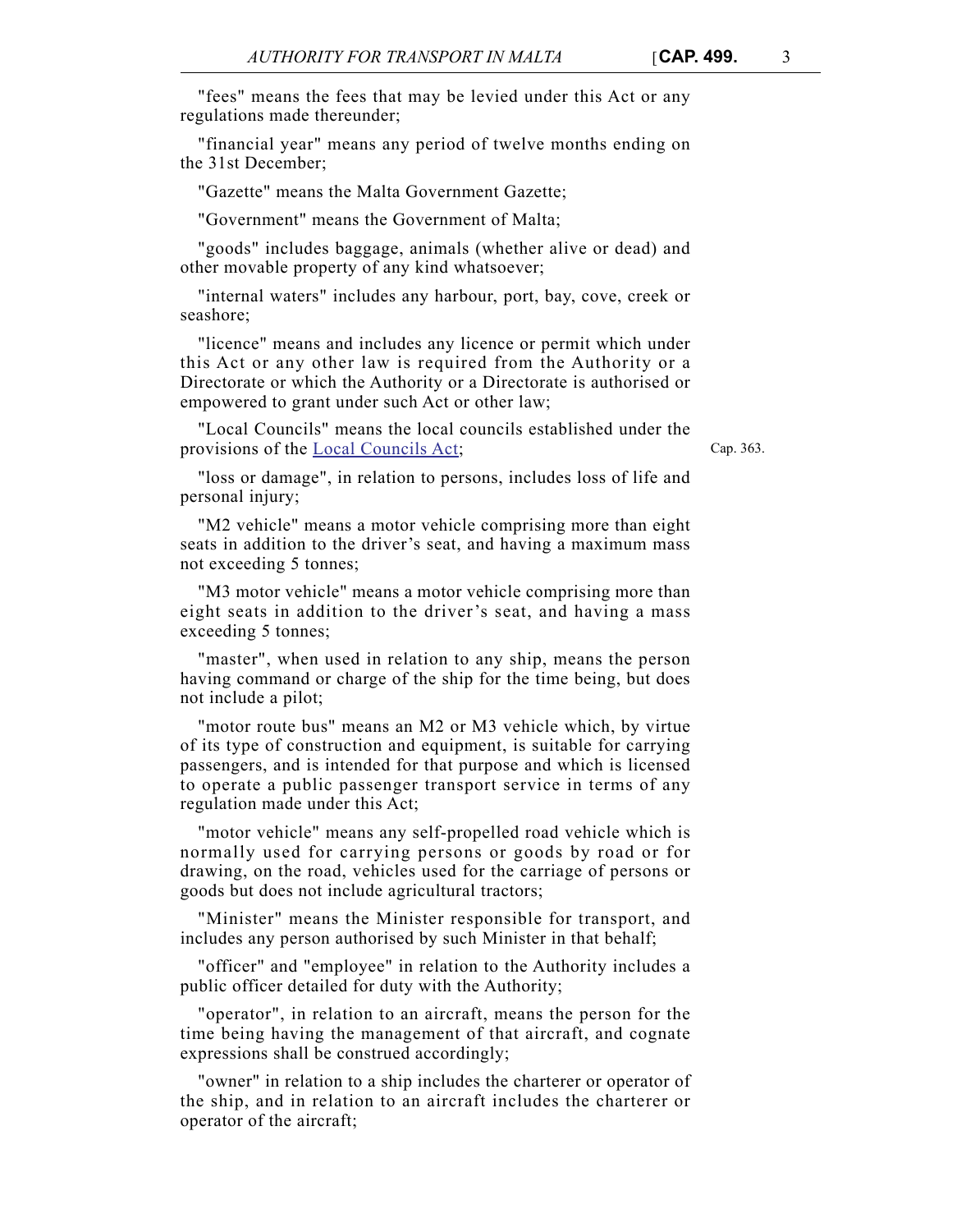"fees" means the fees that may be levied under this Act or any regulations made thereunder;

"financial year" means any period of twelve months ending on the 31st December;

"Gazette" means the Malta Government Gazette;

"Government" means the Government of Malta;

"goods" includes baggage, animals (whether alive or dead) and other movable property of any kind whatsoever;

"internal waters" includes any harbour, port, bay, cove, creek or seashore;

"licence" means and includes any licence or permit which under this Act or any other law is required from the Authority or a Directorate or which the Authority or a Directorate is authorised or empowered to grant under such Act or other law;

"Local Councils" means the local councils established under the provisions of the Local Councils Act;

Cap. 363.

"loss or damage", in relation to persons, includes loss of life and personal injury;

"M2 vehicle" means a motor vehicle comprising more than eight seats in addition to the driver's seat, and having a maximum mass not exceeding 5 tonnes;

"M3 motor vehicle" means a motor vehicle comprising more than eight seats in addition to the driver's seat, and having a mass exceeding 5 tonnes;

"master", when used in relation to any ship, means the person having command or charge of the ship for the time being, but does not include a pilot;

"motor route bus" means an M2 or M3 vehicle which, by virtue of its type of construction and equipment, is suitable for carrying passengers, and is intended for that purpose and which is licensed to operate a public passenger transport service in terms of any regulation made under this Act;

"motor vehicle" means any self-propelled road vehicle which is normally used for carrying persons or goods by road or for drawing, on the road, vehicles used for the carriage of persons or goods but does not include agricultural tractors;

"Minister" means the Minister responsible for transport, and includes any person authorised by such Minister in that behalf;

"officer" and "employee" in relation to the Authority includes a public officer detailed for duty with the Authority;

"operator", in relation to an aircraft, means the person for the time being having the management of that aircraft, and cognate expressions shall be construed accordingly;

"owner" in relation to a ship includes the charterer or operator of the ship, and in relation to an aircraft includes the charterer or operator of the aircraft;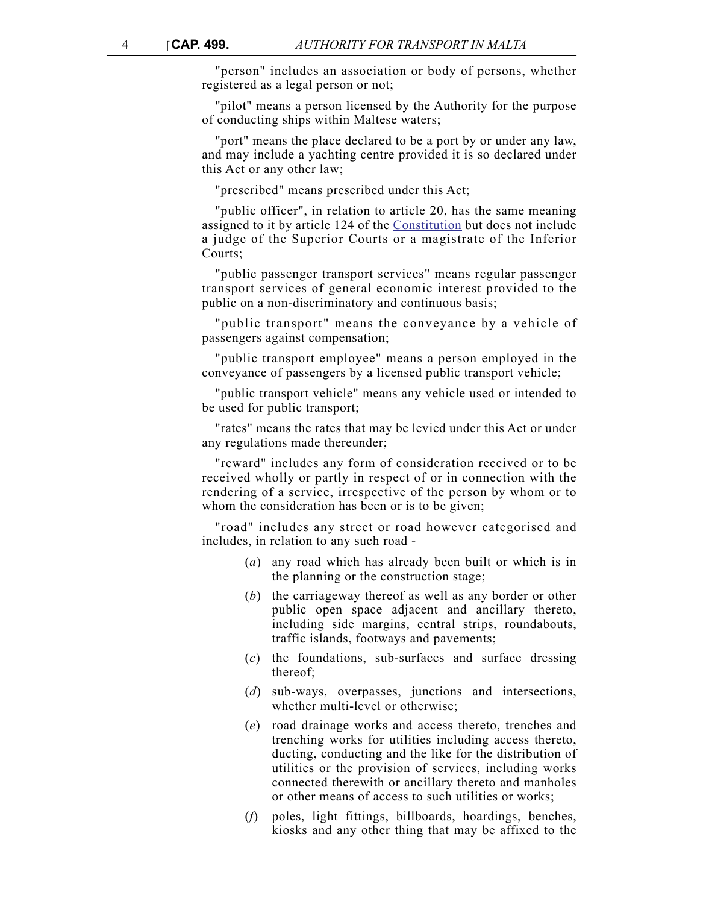"person" includes an association or body of persons, whether registered as a legal person or not;

"pilot" means a person licensed by the Authority for the purpose of conducting ships within Maltese waters;

"port" means the place declared to be a port by or under any law, and may include a yachting centre provided it is so declared under this Act or any other law;

"prescribed" means prescribed under this Act;

"public officer", in relation to article 20, has the same meaning assigned to it by article 124 of the Constitution but does not include a judge of the Superior Courts or a magistrate of the Inferior Courts;

"public passenger transport services" means regular passenger transport services of general economic interest provided to the public on a non-discriminatory and continuous basis;

"public transport" means the conveyance by a vehicle of passengers against compensation;

"public transport employee" means a person employed in the conveyance of passengers by a licensed public transport vehicle;

"public transport vehicle" means any vehicle used or intended to be used for public transport;

"rates" means the rates that may be levied under this Act or under any regulations made thereunder;

"reward" includes any form of consideration received or to be received wholly or partly in respect of or in connection with the rendering of a service, irrespective of the person by whom or to whom the consideration has been or is to be given;

"road" includes any street or road however categorised and includes, in relation to any such road -

(*a*) any road which has already been built or which is in the planning or the construction stage;

(*b*) the carriageway thereof as well as any border or other public open space adjacent and ancillary thereto, including side margins, central strips, roundabouts, traffic islands, footways and pavements;

(*c*) the foundations, sub-surfaces and surface dressing thereof;

(*d*) sub-ways, overpasses, junctions and intersections, whether multi-level or otherwise;

(*e*) road drainage works and access thereto, trenches and trenching works for utilities including access thereto, ducting, conducting and the like for the distribution of utilities or the provision of services, including works connected therewith or ancillary thereto and manholes or other means of access to such utilities or works;

(*f*) poles, light fittings, billboards, hoardings, benches, kiosks and any other thing that may be affixed to the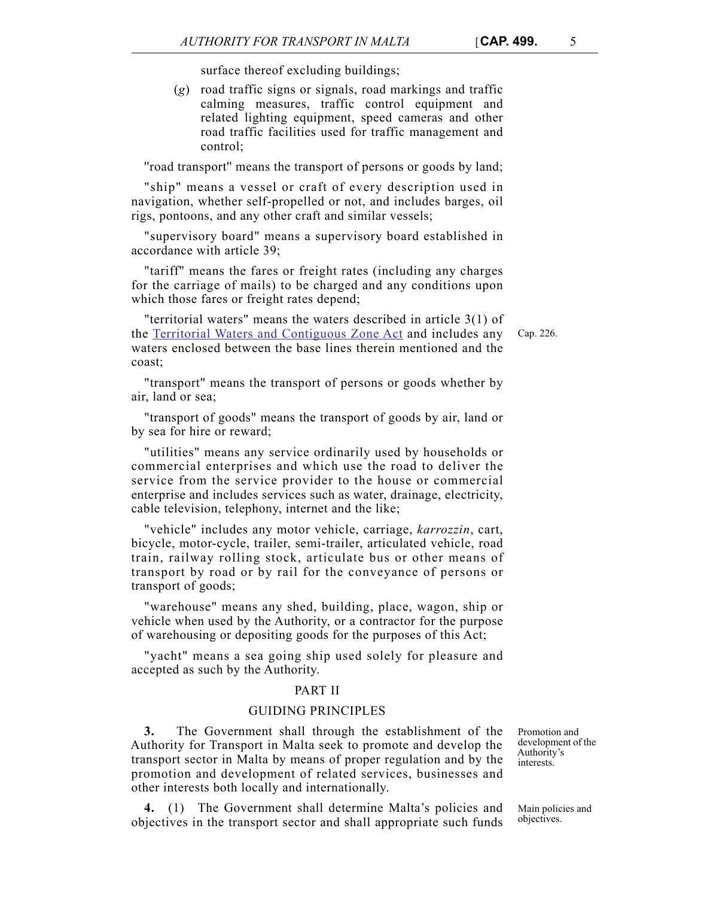surface thereof excluding buildings;

(*g*) road traffic signs or signals, road markings and traffic calming measures, traffic control equipment and related lighting equipment, speed cameras and other road traffic facilities used for traffic management and control;

"road transport" means the transport of persons or goods by land;

"ship" means a vessel or craft of every description used in navigation, whether self-propelled or not, and includes barges, oil rigs, pontoons, and any other craft and similar vessels;

"supervisory board" means a supervisory board established in accordance with article 39;

"tariff" means the fares or freight rates (including any charges for the carriage of mails) to be charged and any conditions upon which those fares or freight rates depend;

"territorial waters" means the waters described in article 3(1) of the Territorial Waters and Contiguous Zone Act and includes any waters enclosed between the base lines therein mentioned and the coast;

Cap. 226.

"transport" means the transport of persons or goods whether by air, land or sea;

"transport of goods" means the transport of goods by air, land or by sea for hire or reward;

"utilities" means any service ordinarily used by households or commercial enterprises and which use the road to deliver the service from the service provider to the house or commercial enterprise and includes services such as water, drainage, electricity, cable television, telephony, internet and the like;

"vehicle" includes any motor vehicle, carriage, *karrozzin*, cart, bicycle, motor-cycle, trailer, semi-trailer, articulated vehicle, road train, railway rolling stock, articulate bus or other means of transport by road or by rail for the conveyance of persons or transport of goods;

"warehouse" means any shed, building, place, wagon, ship or vehicle when used by the Authority, or a contractor for the purpose of warehousing or depositing goods for the purposes of this Act;

"yacht" means a sea going ship used solely for pleasure and accepted as such by the Authority.

## PART II

## GUIDING PRINCIPLES

Promotion and development of the Authority's interests.

**3.** The Government shall through the establishment of the Authority for Transport in Malta seek to promote and develop the transport sector in Malta by means of proper regulation and by the promotion and development of related services, businesses and other interests both locally and internationally.

Main policies and objectives.

**4.** (1) The Government shall determine Malta's policies and objectives in the transport sector and shall appropriate such funds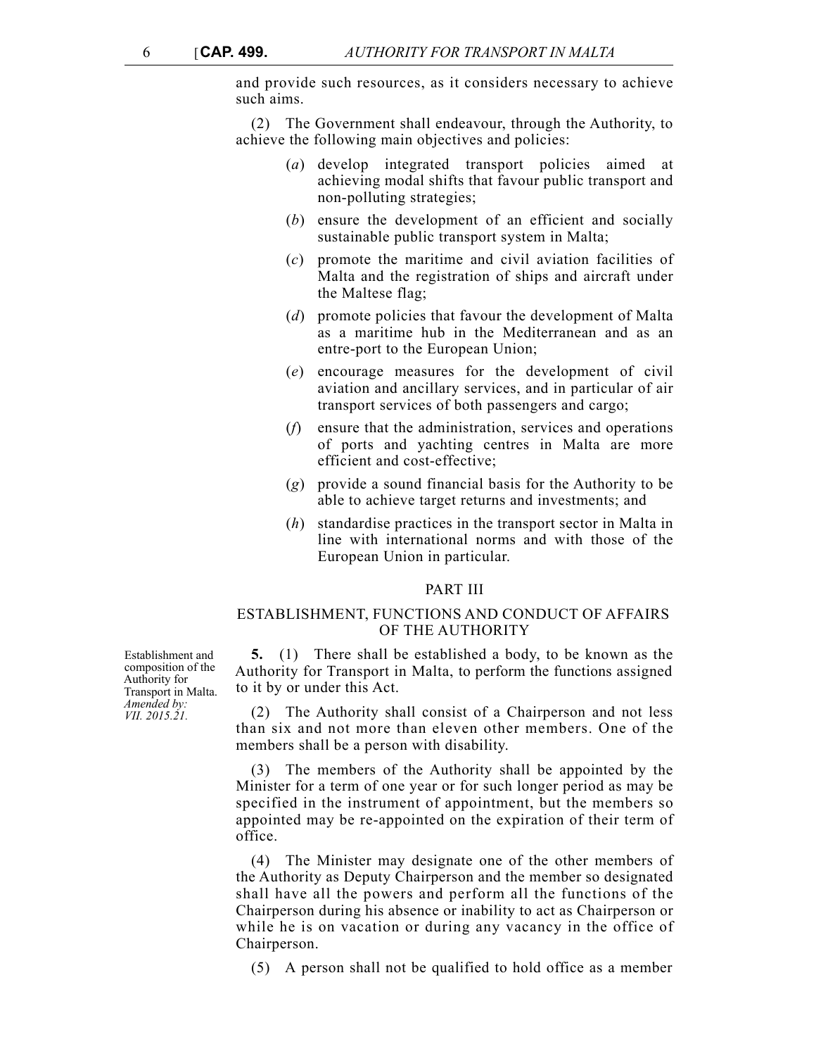and provide such resources, as it considers necessary to achieve such aims.

(2) The Government shall endeavour, through the Authority, to achieve the following main objectives and policies:

(*a*) develop integrated transport policies aimed at achieving modal shifts that favour public transport and non-polluting strategies;

(*b*) ensure the development of an efficient and socially sustainable public transport system in Malta;

(*c*) promote the maritime and civil aviation facilities of Malta and the registration of ships and aircraft under the Maltese flag;

(*d*) promote policies that favour the development of Malta as a maritime hub in the Mediterranean and as an entre-port to the European Union;

(*e*) encourage measures for the development of civil aviation and ancillary services, and in particular of air transport services of both passengers and cargo;

(*f*) ensure that the administration, services and operations of ports and yachting centres in Malta are more efficient and cost-effective;

(*g*) provide a sound financial basis for the Authority to be able to achieve target returns and investments; and

(*h*) standardise practices in the transport sector in Malta in line with international norms and with those of the European Union in particular.

## PART III

## ESTABLISHMENT, FUNCTIONS AND CONDUCT OF AFFAIRS OF THE AUTHORITY

Establishment and composition of the Authority for Transport in Malta. *Amended by: VII. 2015.21.*

**5.** (1) There shall be established a body, to be known as the Authority for Transport in Malta, to perform the functions assigned to it by or under this Act.

(2) The Authority shall consist of a Chairperson and not less than six and not more than eleven other members. One of the members shall be a person with disability.

(3) The members of the Authority shall be appointed by the Minister for a term of one year or for such longer period as may be specified in the instrument of appointment, but the members so appointed may be re-appointed on the expiration of their term of office.

(4) The Minister may designate one of the other members of the Authority as Deputy Chairperson and the member so designated shall have all the powers and perform all the functions of the Chairperson during his absence or inability to act as Chairperson or while he is on vacation or during any vacancy in the office of Chairperson.

(5) A person shall not be qualified to hold office as a member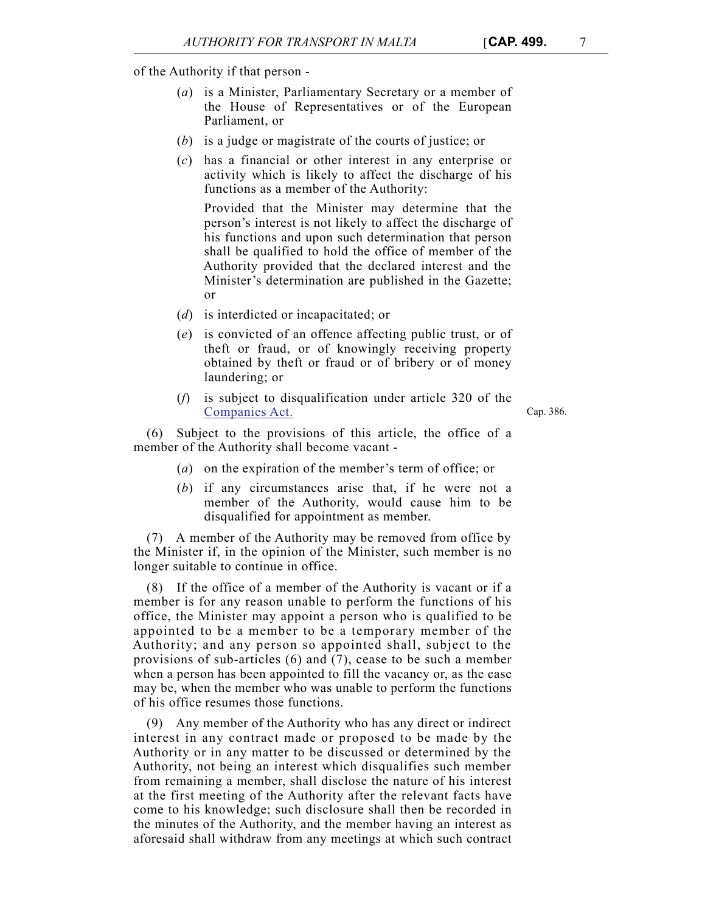of the Authority if that person -

(*a*) is a Minister, Parliamentary Secretary or a member of the House of Representatives or of the European Parliament, or

(*b*) is a judge or magistrate of the courts of justice; or

(*c*) has a financial or other interest in any enterprise or activity which is likely to affect the discharge of his functions as a member of the Authority:

Provided that the Minister may determine that the person's interest is not likely to affect the discharge of his functions and upon such determination that person shall be qualified to hold the office of member of the Authority provided that the declared interest and the Minister's determination are published in the Gazette; or

(*d*) is interdicted or incapacitated; or

(*e*) is convicted of an offence affecting public trust, or of theft or fraud, or of knowingly receiving property obtained by theft or fraud or of bribery or of money laundering; or

(*f*) is subject to disqualification under article 320 of the Companies Act.

Cap. 386.

(6) Subject to the provisions of this article, the office of a member of the Authority shall become vacant -

(*a*) on the expiration of the member's term of office; or

(*b*) if any circumstances arise that, if he were not a member of the Authority, would cause him to be disqualified for appointment as member.

(7) A member of the Authority may be removed from office by the Minister if, in the opinion of the Minister, such member is no longer suitable to continue in office.

(8) If the office of a member of the Authority is vacant or if a member is for any reason unable to perform the functions of his office, the Minister may appoint a person who is qualified to be appointed to be a member to be a temporary member of the Authority; and any person so appointed shall, subject to the provisions of sub-articles (6) and (7), cease to be such a member when a person has been appointed to fill the vacancy or, as the case may be, when the member who was unable to perform the functions of his office resumes those functions.

(9) Any member of the Authority who has any direct or indirect interest in any contract made or proposed to be made by the Authority or in any matter to be discussed or determined by the Authority, not being an interest which disqualifies such member from remaining a member, shall disclose the nature of his interest at the first meeting of the Authority after the relevant facts have come to his knowledge; such disclosure shall then be recorded in the minutes of the Authority, and the member having an interest as aforesaid shall withdraw from any meetings at which such contract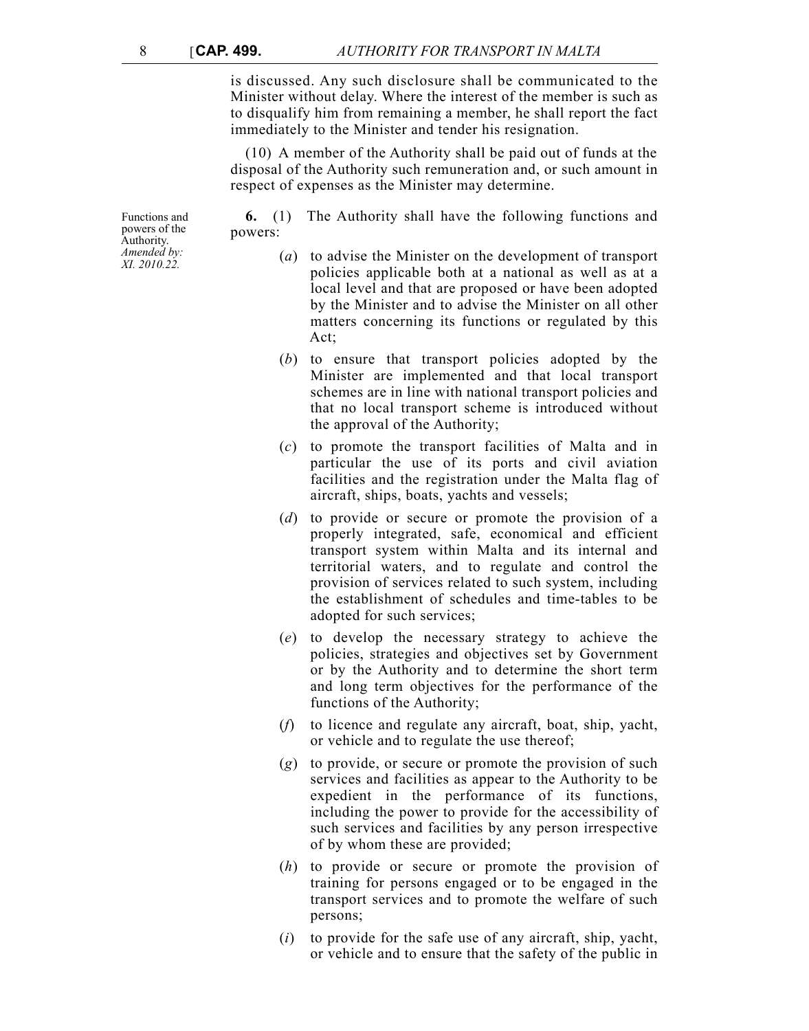is discussed. Any such disclosure shall be communicated to the Minister without delay. Where the interest of the member is such as to disqualify him from remaining a member, he shall report the fact immediately to the Minister and tender his resignation.

(10) A member of the Authority shall be paid out of funds at the disposal of the Authority such remuneration and, or such amount in respect of expenses as the Minister may determine.

Functions and powers of the Authority.
*Amended by: XI. 2010.22.*

**6.** (1) The Authority shall have the following functions and powers:

(*a*) to advise the Minister on the development of transport policies applicable both at a national as well as at a local level and that are proposed or have been adopted by the Minister and to advise the Minister on all other matters concerning its functions or regulated by this Act;

(*b*) to ensure that transport policies adopted by the Minister are implemented and that local transport schemes are in line with national transport policies and that no local transport scheme is introduced without the approval of the Authority;

(*c*) to promote the transport facilities of Malta and in particular the use of its ports and civil aviation facilities and the registration under the Malta flag of aircraft, ships, boats, yachts and vessels;

(*d*) to provide or secure or promote the provision of a properly integrated, safe, economical and efficient transport system within Malta and its internal and territorial waters, and to regulate and control the provision of services related to such system, including the establishment of schedules and time-tables to be adopted for such services;

(*e*) to develop the necessary strategy to achieve the policies, strategies and objectives set by Government or by the Authority and to determine the short term and long term objectives for the performance of the functions of the Authority;

(*f*) to licence and regulate any aircraft, boat, ship, yacht, or vehicle and to regulate the use thereof;

(*g*) to provide, or secure or promote the provision of such services and facilities as appear to the Authority to be expedient in the performance of its functions, including the power to provide for the accessibility of such services and facilities by any person irrespective of by whom these are provided;

(*h*) to provide or secure or promote the provision of training for persons engaged or to be engaged in the transport services and to promote the welfare of such persons;

(*i*) to provide for the safe use of any aircraft, ship, yacht, or vehicle and to ensure that the safety of the public in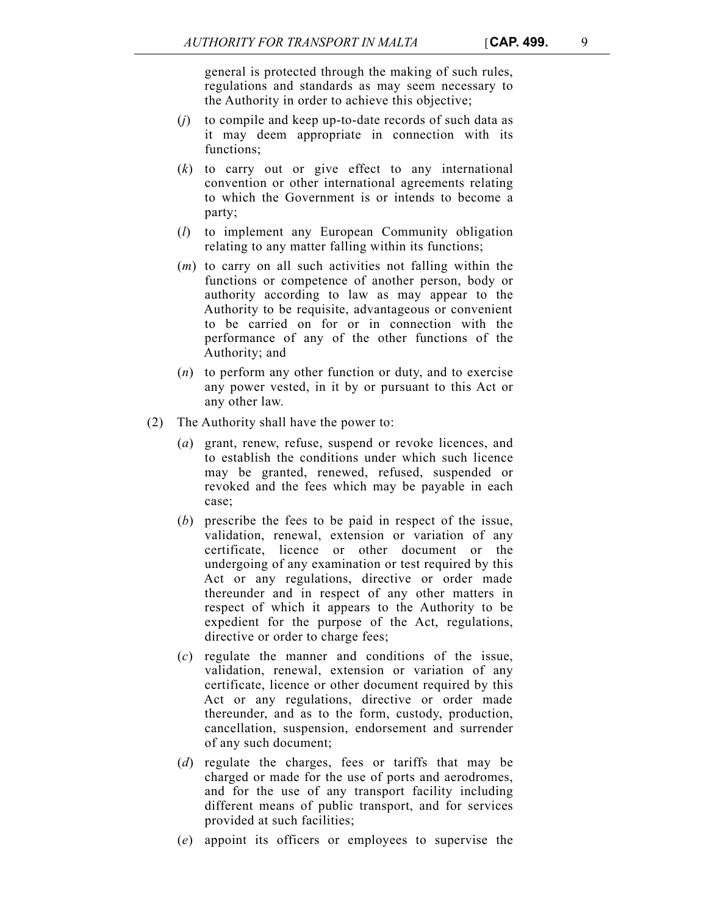general is protected through the making of such rules, regulations and standards as may seem necessary to the Authority in order to achieve this objective;

(*j*) to compile and keep up-to-date records of such data as it may deem appropriate in connection with its functions;

(*k*) to carry out or give effect to any international convention or other international agreements relating to which the Government is or intends to become a party;

(*l*) to implement any European Community obligation relating to any matter falling within its functions;

(*m*) to carry on all such activities not falling within the functions or competence of another person, body or authority according to law as may appear to the Authority to be requisite, advantageous or convenient to be carried on for or in connection with the performance of any of the other functions of the Authority; and

(*n*) to perform any other function or duty, and to exercise any power vested, in it by or pursuant to this Act or any other law.

(2) The Authority shall have the power to:

(*a*) grant, renew, refuse, suspend or revoke licences, and to establish the conditions under which such licence may be granted, renewed, refused, suspended or revoked and the fees which may be payable in each case;

(*b*) prescribe the fees to be paid in respect of the issue, validation, renewal, extension or variation of any certificate, licence or other document or the undergoing of any examination or test required by this Act or any regulations, directive or order made thereunder and in respect of any other matters in respect of which it appears to the Authority to be expedient for the purpose of the Act, regulations, directive or order to charge fees;

(*c*) regulate the manner and conditions of the issue, validation, renewal, extension or variation of any certificate, licence or other document required by this Act or any regulations, directive or order made thereunder, and as to the form, custody, production, cancellation, suspension, endorsement and surrender of any such document;

(*d*) regulate the charges, fees or tariffs that may be charged or made for the use of ports and aerodromes, and for the use of any transport facility including different means of public transport, and for services provided at such facilities;

(*e*) appoint its officers or employees to supervise the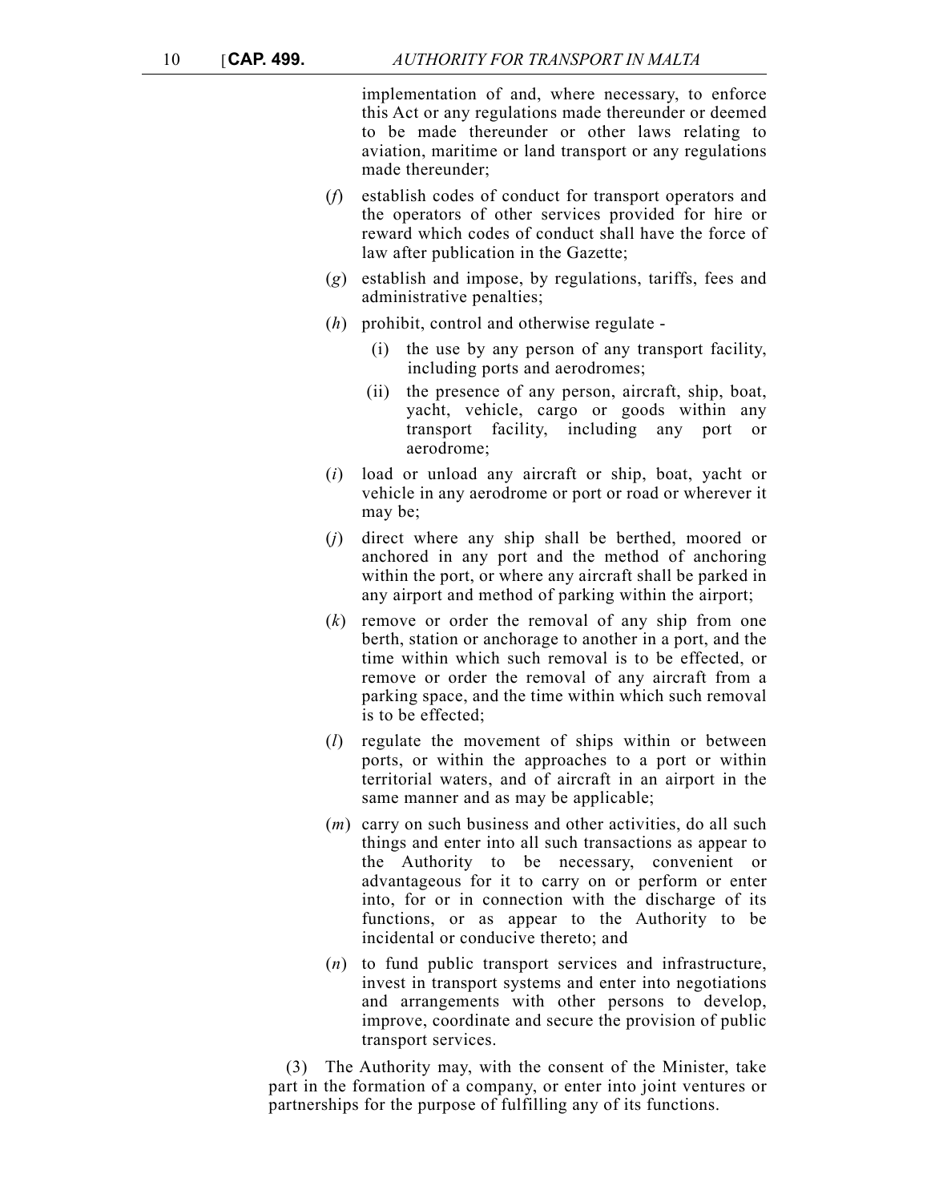implementation of and, where necessary, to enforce this Act or any regulations made thereunder or deemed to be made thereunder or other laws relating to aviation, maritime or land transport or any regulations made thereunder;

(*f*) establish codes of conduct for transport operators and the operators of other services provided for hire or reward which codes of conduct shall have the force of law after publication in the Gazette;

(*g*) establish and impose, by regulations, tariffs, fees and administrative penalties;

(*h*) prohibit, control and otherwise regulate -

(i) the use by any person of any transport facility, including ports and aerodromes;

(ii) the presence of any person, aircraft, ship, boat, yacht, vehicle, cargo or goods within any transport facility, including any port or aerodrome;

(*i*) load or unload any aircraft or ship, boat, yacht or vehicle in any aerodrome or port or road or wherever it may be;

(*j*) direct where any ship shall be berthed, moored or anchored in any port and the method of anchoring within the port, or where any aircraft shall be parked in any airport and method of parking within the airport;

(*k*) remove or order the removal of any ship from one berth, station or anchorage to another in a port, and the time within which such removal is to be effected, or remove or order the removal of any aircraft from a parking space, and the time within which such removal is to be effected;

(*l*) regulate the movement of ships within or between ports, or within the approaches to a port or within territorial waters, and of aircraft in an airport in the same manner and as may be applicable;

(*m*) carry on such business and other activities, do all such things and enter into all such transactions as appear to the Authority to be necessary, convenient or advantageous for it to carry on or perform or enter into, for or in connection with the discharge of its functions, or as appear to the Authority to be incidental or conducive thereto; and

(*n*) to fund public transport services and infrastructure, invest in transport systems and enter into negotiations and arrangements with other persons to develop, improve, coordinate and secure the provision of public transport services.

(3) The Authority may, with the consent of the Minister, take part in the formation of a company, or enter into joint ventures or partnerships for the purpose of fulfilling any of its functions.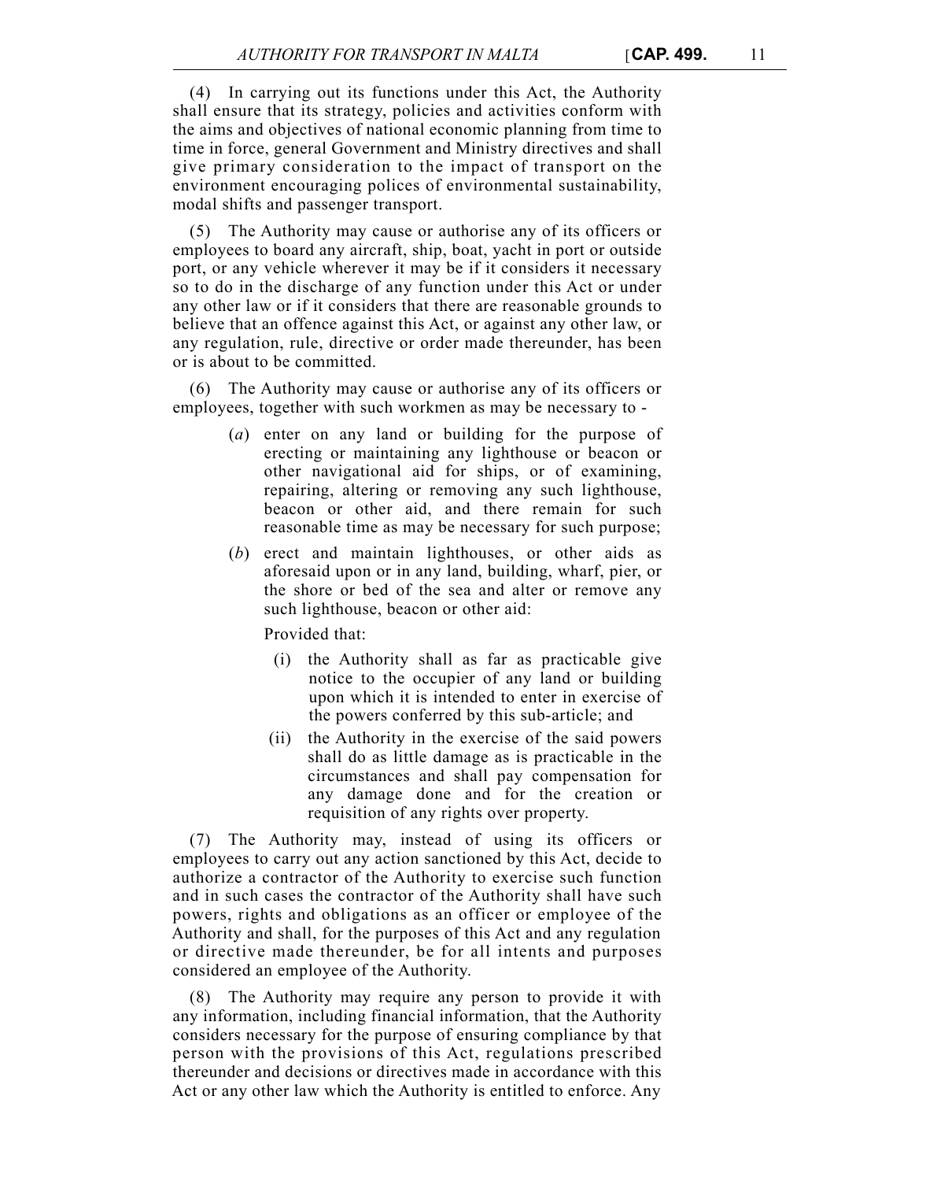(4) In carrying out its functions under this Act, the Authority shall ensure that its strategy, policies and activities conform with the aims and objectives of national economic planning from time to time in force, general Government and Ministry directives and shall give primary consideration to the impact of transport on the environment encouraging polices of environmental sustainability, modal shifts and passenger transport.

(5) The Authority may cause or authorise any of its officers or employees to board any aircraft, ship, boat, yacht in port or outside port, or any vehicle wherever it may be if it considers it necessary so to do in the discharge of any function under this Act or under any other law or if it considers that there are reasonable grounds to believe that an offence against this Act, or against any other law, or any regulation, rule, directive or order made thereunder, has been or is about to be committed.

(6) The Authority may cause or authorise any of its officers or employees, together with such workmen as may be necessary to -

(*a*) enter on any land or building for the purpose of erecting or maintaining any lighthouse or beacon or other navigational aid for ships, or of examining, repairing, altering or removing any such lighthouse, beacon or other aid, and there remain for such reasonable time as may be necessary for such purpose;

(*b*) erect and maintain lighthouses, or other aids as aforesaid upon or in any land, building, wharf, pier, or the shore or bed of the sea and alter or remove any such lighthouse, beacon or other aid:

Provided that:

(i) the Authority shall as far as practicable give notice to the occupier of any land or building upon which it is intended to enter in exercise of the powers conferred by this sub-article; and

(ii) the Authority in the exercise of the said powers shall do as little damage as is practicable in the circumstances and shall pay compensation for any damage done and for the creation or requisition of any rights over property.

(7) The Authority may, instead of using its officers or employees to carry out any action sanctioned by this Act, decide to authorize a contractor of the Authority to exercise such function and in such cases the contractor of the Authority shall have such powers, rights and obligations as an officer or employee of the Authority and shall, for the purposes of this Act and any regulation or directive made thereunder, be for all intents and purposes considered an employee of the Authority.

(8) The Authority may require any person to provide it with any information, including financial information, that the Authority considers necessary for the purpose of ensuring compliance by that person with the provisions of this Act, regulations prescribed thereunder and decisions or directives made in accordance with this Act or any other law which the Authority is entitled to enforce. Any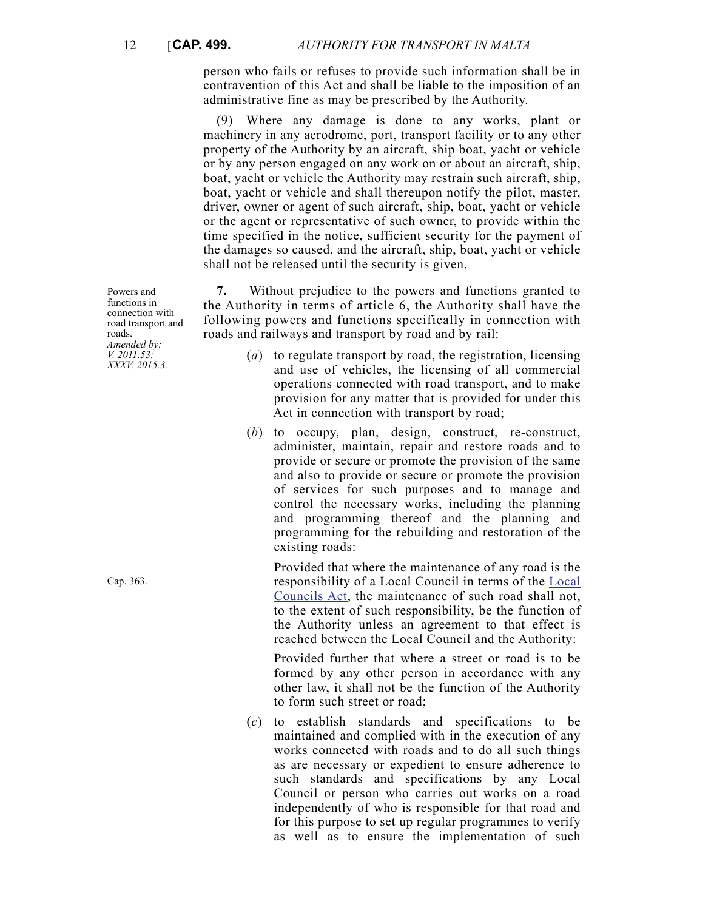person who fails or refuses to provide such information shall be in contravention of this Act and shall be liable to the imposition of an administrative fine as may be prescribed by the Authority.

(9) Where any damage is done to any works, plant or machinery in any aerodrome, port, transport facility or to any other property of the Authority by an aircraft, ship boat, yacht or vehicle or by any person engaged on any work on or about an aircraft, ship, boat, yacht or vehicle the Authority may restrain such aircraft, ship, boat, yacht or vehicle and shall thereupon notify the pilot, master, driver, owner or agent of such aircraft, ship, boat, yacht or vehicle or the agent or representative of such owner, to provide within the time specified in the notice, sufficient security for the payment of the damages so caused, and the aircraft, ship, boat, yacht or vehicle shall not be released until the security is given.

Powers and functions in connection with road transport and roads.
*Amended by: V. 2011.53; XXXV. 2015.3.*

**7.** Without prejudice to the powers and functions granted to the Authority in terms of article 6, the Authority shall have the following powers and functions specifically in connection with roads and railways and transport by road and by rail:

(*a*) to regulate transport by road, the registration, licensing and use of vehicles, the licensing of all commercial operations connected with road transport, and to make provision for any matter that is provided for under this Act in connection with transport by road;

(*b*) to occupy, plan, design, construct, re-construct, administer, maintain, repair and restore roads and to provide or secure or promote the provision of the same and also to provide or secure or promote the provision of services for such purposes and to manage and control the necessary works, including the planning and programming thereof and the planning and programming for the rebuilding and restoration of the existing roads:

Cap. 363.

Provided that where the maintenance of any road is the responsibility of a Local Council in terms of the Local Councils Act, the maintenance of such road shall not, to the extent of such responsibility, be the function of the Authority unless an agreement to that effect is reached between the Local Council and the Authority:

Provided further that where a street or road is to be formed by any other person in accordance with any other law, it shall not be the function of the Authority to form such street or road;

(*c*) to establish standards and specifications to be maintained and complied with in the execution of any works connected with roads and to do all such things as are necessary or expedient to ensure adherence to such standards and specifications by any Local Council or person who carries out works on a road independently of who is responsible for that road and for this purpose to set up regular programmes to verify as well as to ensure the implementation of such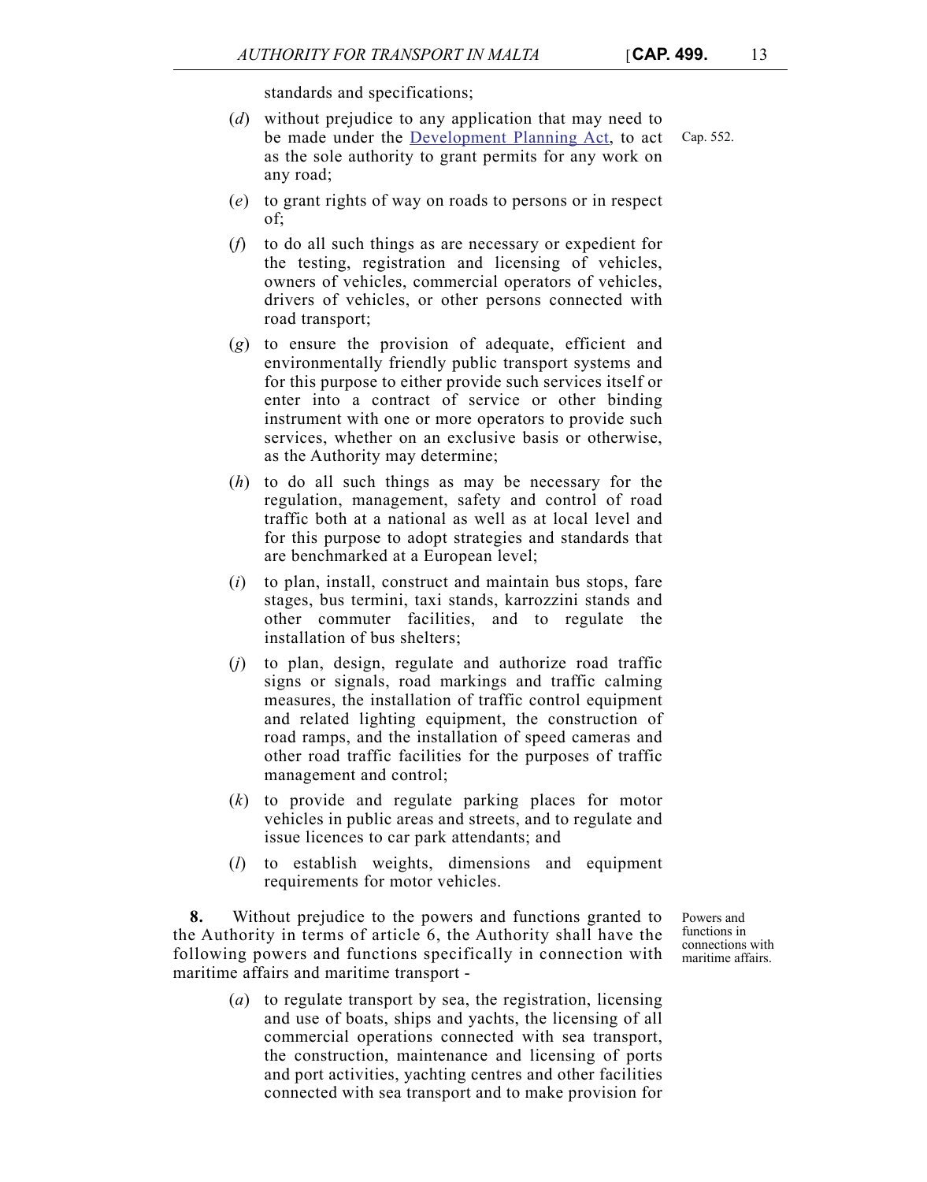standards and specifications;

(*d*) without prejudice to any application that may need to be made under the Development Planning Act, to act as the sole authority to grant permits for any work on any road;

Cap. 552.

(*e*) to grant rights of way on roads to persons or in respect of;

(*f*) to do all such things as are necessary or expedient for the testing, registration and licensing of vehicles, owners of vehicles, commercial operators of vehicles, drivers of vehicles, or other persons connected with road transport;

(*g*) to ensure the provision of adequate, efficient and environmentally friendly public transport systems and for this purpose to either provide such services itself or enter into a contract of service or other binding instrument with one or more operators to provide such services, whether on an exclusive basis or otherwise, as the Authority may determine;

(*h*) to do all such things as may be necessary for the regulation, management, safety and control of road traffic both at a national as well as at local level and for this purpose to adopt strategies and standards that are benchmarked at a European level;

(*i*) to plan, install, construct and maintain bus stops, fare stages, bus termini, taxi stands, karrozzini stands and other commuter facilities, and to regulate the installation of bus shelters;

(*j*) to plan, design, regulate and authorize road traffic signs or signals, road markings and traffic calming measures, the installation of traffic control equipment and related lighting equipment, the construction of road ramps, and the installation of speed cameras and other road traffic facilities for the purposes of traffic management and control;

(*k*) to provide and regulate parking places for motor vehicles in public areas and streets, and to regulate and issue licences to car park attendants; and

(*l*) to establish weights, dimensions and equipment requirements for motor vehicles.

Powers and functions in connections with maritime affairs.

**8.** Without prejudice to the powers and functions granted to the Authority in terms of article 6, the Authority shall have the following powers and functions specifically in connection with maritime affairs and maritime transport -

(*a*) to regulate transport by sea, the registration, licensing and use of boats, ships and yachts, the licensing of all commercial operations connected with sea transport, the construction, maintenance and licensing of ports and port activities, yachting centres and other facilities connected with sea transport and to make provision for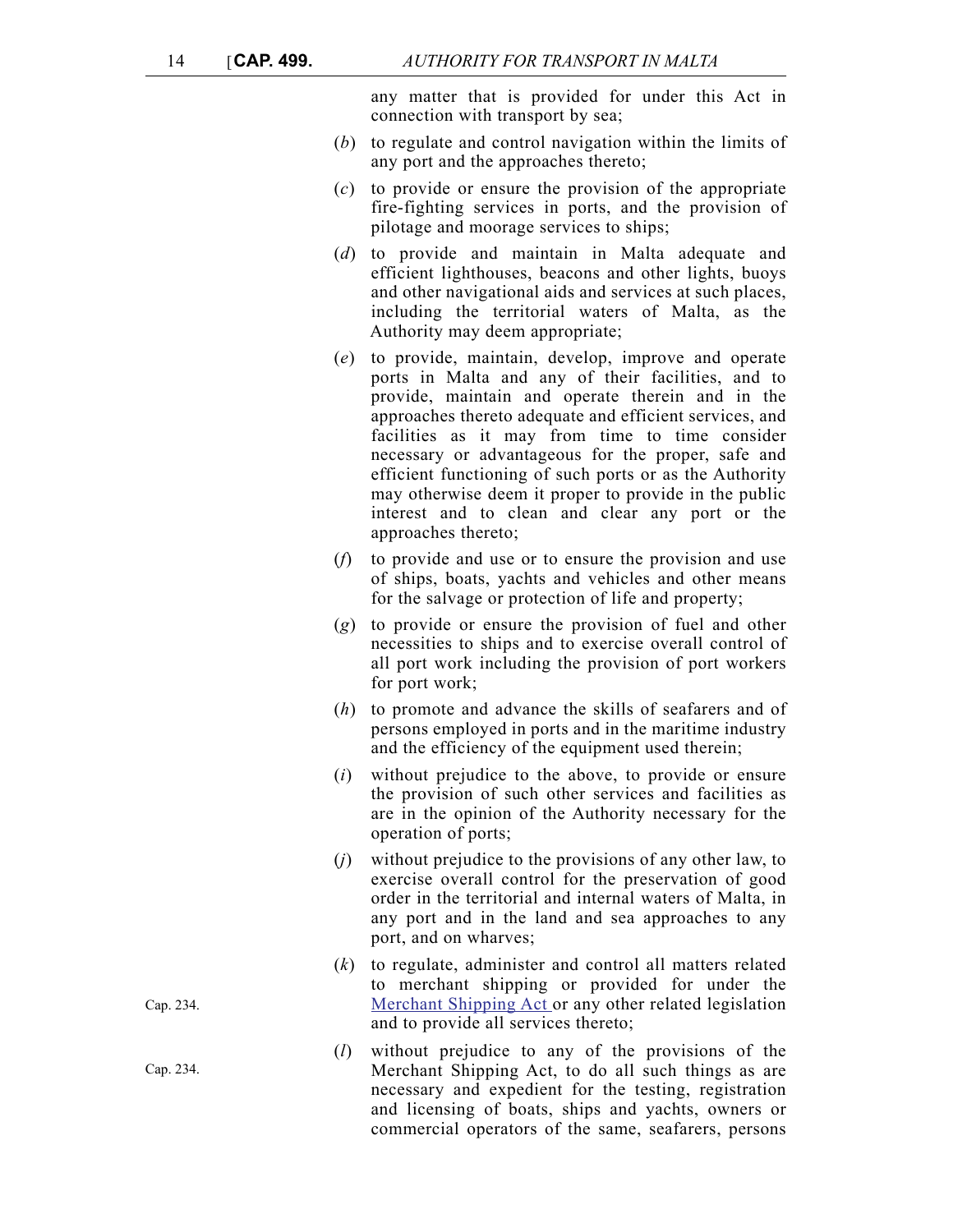any matter that is provided for under this Act in connection with transport by sea;

(*b*) to regulate and control navigation within the limits of any port and the approaches thereto;

(*c*) to provide or ensure the provision of the appropriate fire-fighting services in ports, and the provision of pilotage and moorage services to ships;

(*d*) to provide and maintain in Malta adequate and efficient lighthouses, beacons and other lights, buoys and other navigational aids and services at such places, including the territorial waters of Malta, as the Authority may deem appropriate;

(*e*) to provide, maintain, develop, improve and operate ports in Malta and any of their facilities, and to provide, maintain and operate therein and in the approaches thereto adequate and efficient services, and facilities as it may from time to time consider necessary or advantageous for the proper, safe and efficient functioning of such ports or as the Authority may otherwise deem it proper to provide in the public interest and to clean and clear any port or the approaches thereto;

(*f*) to provide and use or to ensure the provision and use of ships, boats, yachts and vehicles and other means for the salvage or protection of life and property;

(*g*) to provide or ensure the provision of fuel and other necessities to ships and to exercise overall control of all port work including the provision of port workers for port work;

(*h*) to promote and advance the skills of seafarers and of persons employed in ports and in the maritime industry and the efficiency of the equipment used therein;

(*i*) without prejudice to the above, to provide or ensure the provision of such other services and facilities as are in the opinion of the Authority necessary for the operation of ports;

(*j*) without prejudice to the provisions of any other law, to exercise overall control for the preservation of good order in the territorial and internal waters of Malta, in any port and in the land and sea approaches to any port, and on wharves;

Cap. 234.

(*k*) to regulate, administer and control all matters related to merchant shipping or provided for under the Merchant Shipping Act or any other related legislation and to provide all services thereto;

Cap. 234.

(*l*) without prejudice to any of the provisions of the Merchant Shipping Act, to do all such things as are necessary and expedient for the testing, registration and licensing of boats, ships and yachts, owners or commercial operators of the same, seafarers, persons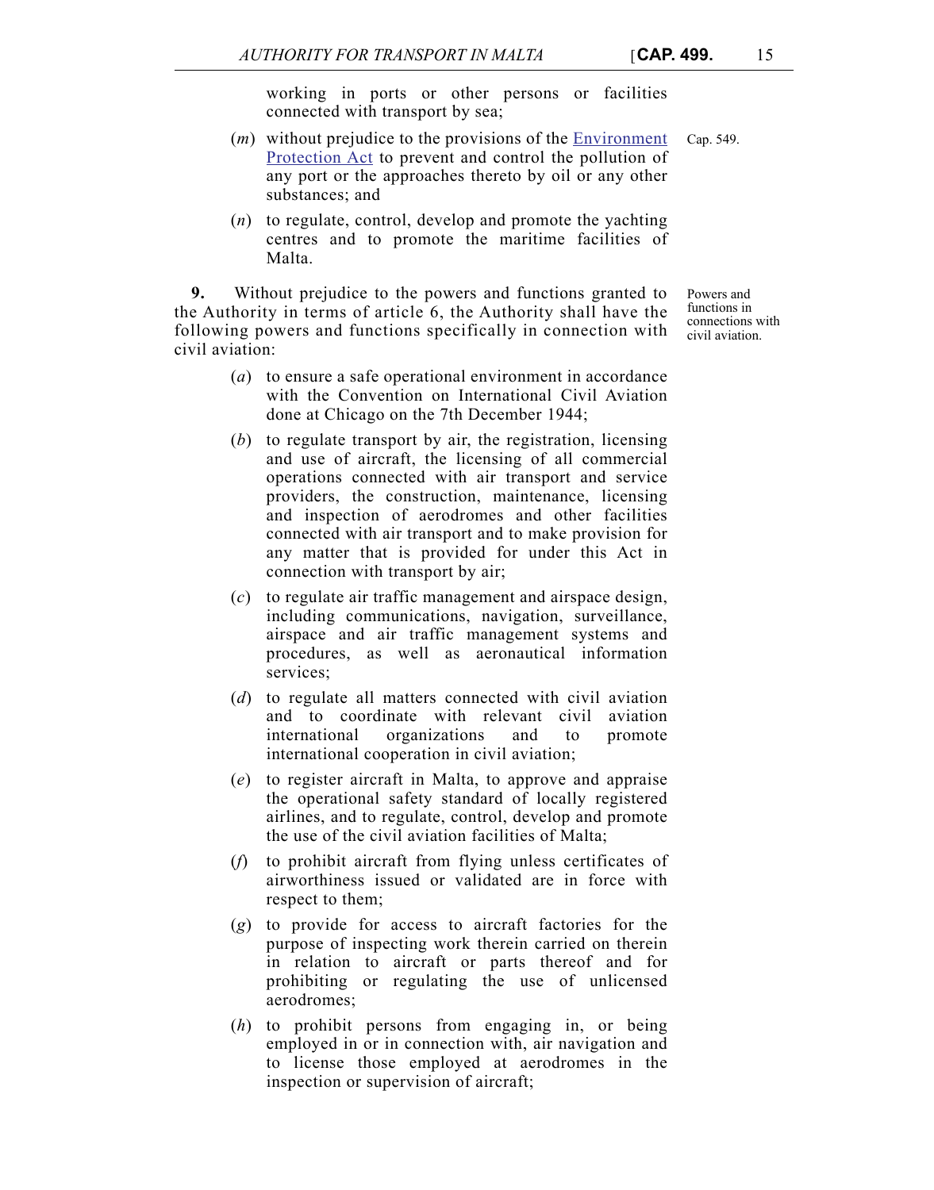working in ports or other persons or facilities connected with transport by sea;

(*m*) without prejudice to the provisions of the Environment Protection Act to prevent and control the pollution of any port or the approaches thereto by oil or any other substances; and

Cap. 549.

(*n*) to regulate, control, develop and promote the yachting centres and to promote the maritime facilities of Malta.

Powers and functions in connections with civil aviation.

**9.** Without prejudice to the powers and functions granted to the Authority in terms of article 6, the Authority shall have the following powers and functions specifically in connection with civil aviation:

(*a*) to ensure a safe operational environment in accordance with the Convention on International Civil Aviation done at Chicago on the 7th December 1944;

(*b*) to regulate transport by air, the registration, licensing and use of aircraft, the licensing of all commercial operations connected with air transport and service providers, the construction, maintenance, licensing and inspection of aerodromes and other facilities connected with air transport and to make provision for any matter that is provided for under this Act in connection with transport by air;

(*c*) to regulate air traffic management and airspace design, including communications, navigation, surveillance, airspace and air traffic management systems and procedures, as well as aeronautical information services;

(*d*) to regulate all matters connected with civil aviation and to coordinate with relevant civil aviation international organizations and to promote international cooperation in civil aviation;

(*e*) to register aircraft in Malta, to approve and appraise the operational safety standard of locally registered airlines, and to regulate, control, develop and promote the use of the civil aviation facilities of Malta;

(*f*) to prohibit aircraft from flying unless certificates of airworthiness issued or validated are in force with respect to them;

(*g*) to provide for access to aircraft factories for the purpose of inspecting work therein carried on therein in relation to aircraft or parts thereof and for prohibiting or regulating the use of unlicensed aerodromes;

(*h*) to prohibit persons from engaging in, or being employed in or in connection with, air navigation and to license those employed at aerodromes in the inspection or supervision of aircraft;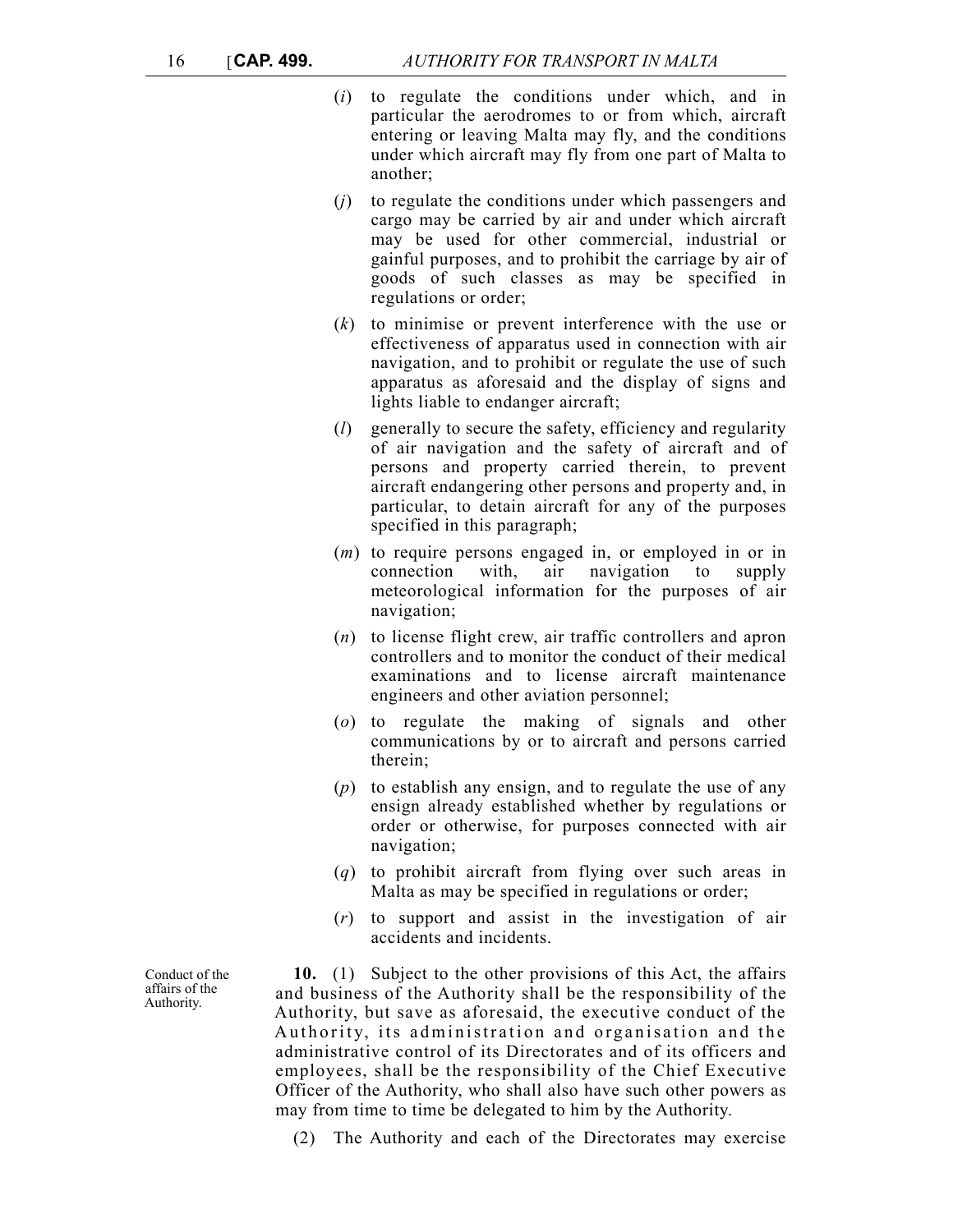(*i*) to regulate the conditions under which, and in particular the aerodromes to or from which, aircraft entering or leaving Malta may fly, and the conditions under which aircraft may fly from one part of Malta to another;

(*j*) to regulate the conditions under which passengers and cargo may be carried by air and under which aircraft may be used for other commercial, industrial or gainful purposes, and to prohibit the carriage by air of goods of such classes as may be specified in regulations or order;

(*k*) to minimise or prevent interference with the use or effectiveness of apparatus used in connection with air navigation, and to prohibit or regulate the use of such apparatus as aforesaid and the display of signs and lights liable to endanger aircraft;

(*l*) generally to secure the safety, efficiency and regularity of air navigation and the safety of aircraft and of persons and property carried therein, to prevent aircraft endangering other persons and property and, in particular, to detain aircraft for any of the purposes specified in this paragraph;

(*m*) to require persons engaged in, or employed in or in connection with, air navigation to supply meteorological information for the purposes of air navigation;

(*n*) to license flight crew, air traffic controllers and apron controllers and to monitor the conduct of their medical examinations and to license aircraft maintenance engineers and other aviation personnel;

(*o*) to regulate the making of signals and other communications by or to aircraft and persons carried therein;

(*p*) to establish any ensign, and to regulate the use of any ensign already established whether by regulations or order or otherwise, for purposes connected with air navigation;

(*q*) to prohibit aircraft from flying over such areas in Malta as may be specified in regulations or order;

(*r*) to support and assist in the investigation of air accidents and incidents.

Conduct of the affairs of the Authority.

**10.** (1) Subject to the other provisions of this Act, the affairs and business of the Authority shall be the responsibility of the Authority, but save as aforesaid, the executive conduct of the Authority, its administration and organisation and the administrative control of its Directorates and of its officers and employees, shall be the responsibility of the Chief Executive Officer of the Authority, who shall also have such other powers as may from time to time be delegated to him by the Authority.

(2) The Authority and each of the Directorates may exercise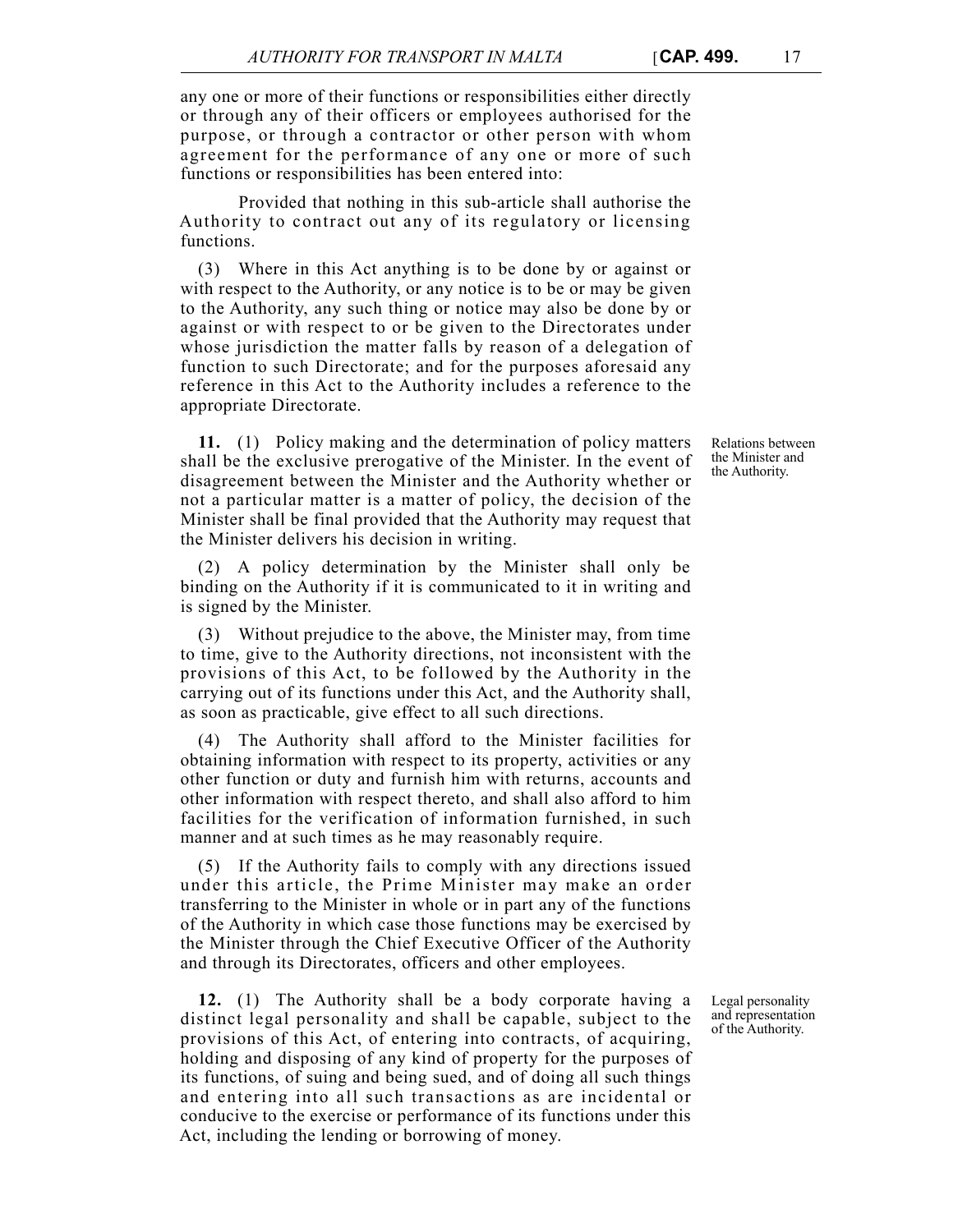any one or more of their functions or responsibilities either directly or through any of their officers or employees authorised for the purpose, or through a contractor or other person with whom agreement for the performance of any one or more of such functions or responsibilities has been entered into:

Provided that nothing in this sub-article shall authorise the Authority to contract out any of its regulatory or licensing functions.

(3) Where in this Act anything is to be done by or against or with respect to the Authority, or any notice is to be or may be given to the Authority, any such thing or notice may also be done by or against or with respect to or be given to the Directorates under whose jurisdiction the matter falls by reason of a delegation of function to such Directorate; and for the purposes aforesaid any reference in this Act to the Authority includes a reference to the appropriate Directorate.

*Relations between the Minister and the Authority.*

**11.** (1) Policy making and the determination of policy matters shall be the exclusive prerogative of the Minister. In the event of disagreement between the Minister and the Authority whether or not a particular matter is a matter of policy, the decision of the Minister shall be final provided that the Authority may request that the Minister delivers his decision in writing.

(2) A policy determination by the Minister shall only be binding on the Authority if it is communicated to it in writing and is signed by the Minister.

(3) Without prejudice to the above, the Minister may, from time to time, give to the Authority directions, not inconsistent with the provisions of this Act, to be followed by the Authority in the carrying out of its functions under this Act, and the Authority shall, as soon as practicable, give effect to all such directions.

(4) The Authority shall afford to the Minister facilities for obtaining information with respect to its property, activities or any other function or duty and furnish him with returns, accounts and other information with respect thereto, and shall also afford to him facilities for the verification of information furnished, in such manner and at such times as he may reasonably require.

(5) If the Authority fails to comply with any directions issued under this article, the Prime Minister may make an order transferring to the Minister in whole or in part any of the functions of the Authority in which case those functions may be exercised by the Minister through the Chief Executive Officer of the Authority and through its Directorates, officers and other employees.

*Legal personality and representation of the Authority.*

**12.** (1) The Authority shall be a body corporate having a distinct legal personality and shall be capable, subject to the provisions of this Act, of entering into contracts, of acquiring, holding and disposing of any kind of property for the purposes of its functions, of suing and being sued, and of doing all such things and entering into all such transactions as are incidental or conducive to the exercise or performance of its functions under this Act, including the lending or borrowing of money.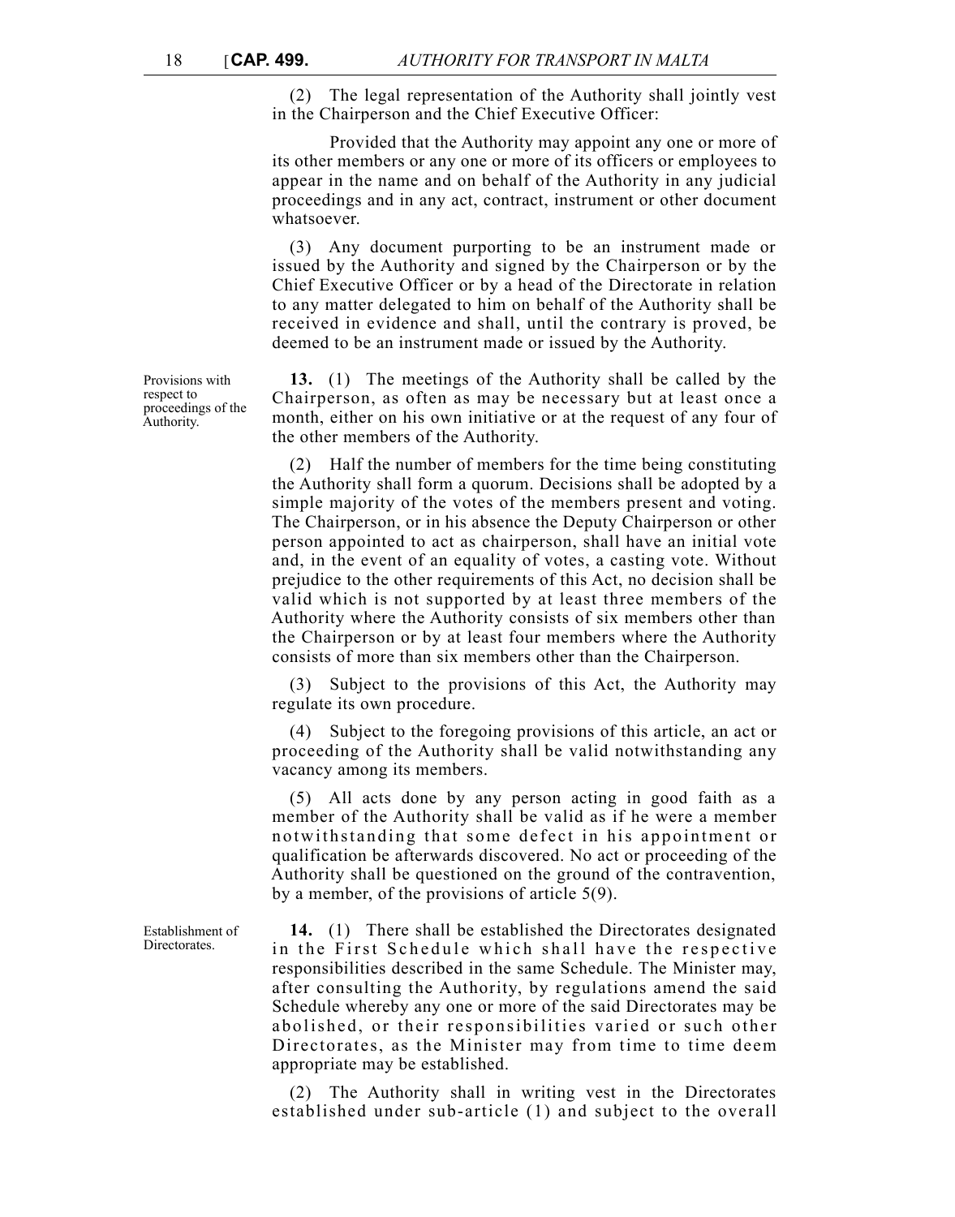(2) The legal representation of the Authority shall jointly vest in the Chairperson and the Chief Executive Officer:

Provided that the Authority may appoint any one or more of its other members or any one or more of its officers or employees to appear in the name and on behalf of the Authority in any judicial proceedings and in any act, contract, instrument or other document whatsoever.

(3) Any document purporting to be an instrument made or issued by the Authority and signed by the Chairperson or by the Chief Executive Officer or by a head of the Directorate in relation to any matter delegated to him on behalf of the Authority shall be received in evidence and shall, until the contrary is proved, be deemed to be an instrument made or issued by the Authority.

*Provisions with respect to proceedings of the Authority.*

**13.** (1) The meetings of the Authority shall be called by the Chairperson, as often as may be necessary but at least once a month, either on his own initiative or at the request of any four of the other members of the Authority.

(2) Half the number of members for the time being constituting the Authority shall form a quorum. Decisions shall be adopted by a simple majority of the votes of the members present and voting. The Chairperson, or in his absence the Deputy Chairperson or other person appointed to act as chairperson, shall have an initial vote and, in the event of an equality of votes, a casting vote. Without prejudice to the other requirements of this Act, no decision shall be valid which is not supported by at least three members of the Authority where the Authority consists of six members other than the Chairperson or by at least four members where the Authority consists of more than six members other than the Chairperson.

(3) Subject to the provisions of this Act, the Authority may regulate its own procedure.

(4) Subject to the foregoing provisions of this article, an act or proceeding of the Authority shall be valid notwithstanding any vacancy among its members.

(5) All acts done by any person acting in good faith as a member of the Authority shall be valid as if he were a member notwithstanding that some defect in his appointment or qualification be afterwards discovered. No act or proceeding of the Authority shall be questioned on the ground of the contravention, by a member, of the provisions of article 5(9).

*Establishment of Directorates.*

**14.** (1) There shall be established the Directorates designated in the First Schedule which shall have the respective responsibilities described in the same Schedule. The Minister may, after consulting the Authority, by regulations amend the said Schedule whereby any one or more of the said Directorates may be abolished, or their responsibilities varied or such other Directorates, as the Minister may from time to time deem appropriate may be established.

(2) The Authority shall in writing vest in the Directorates established under sub-article (1) and subject to the overall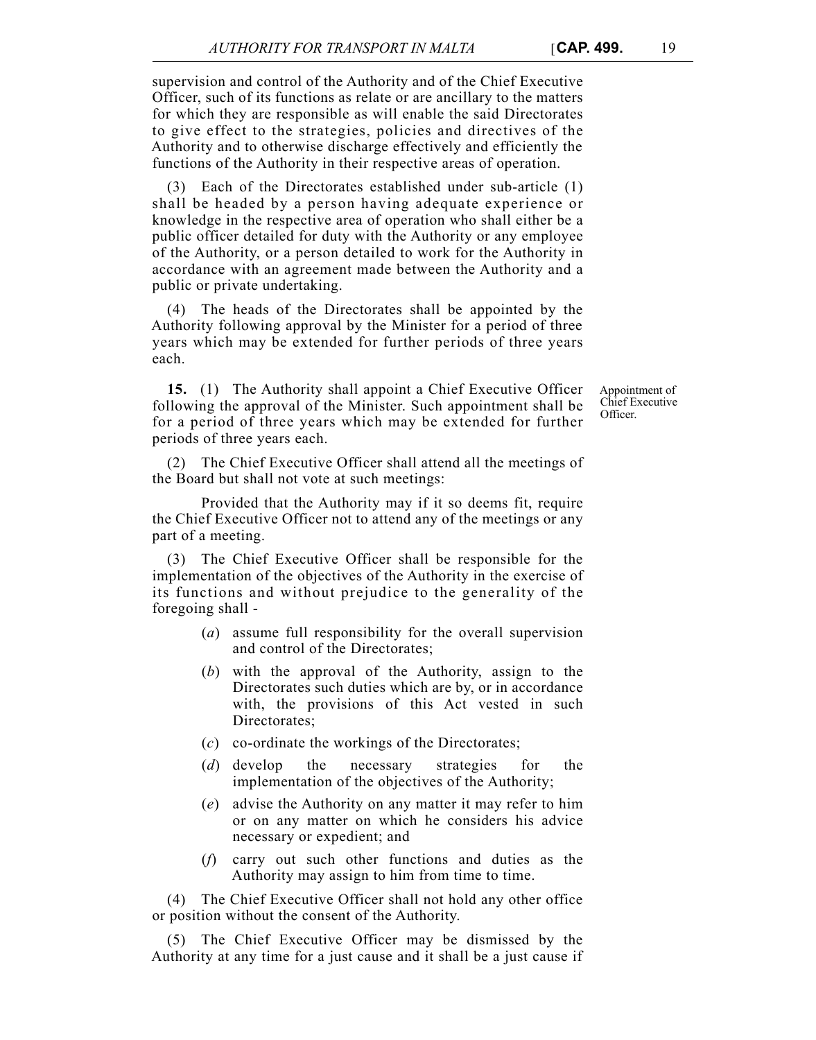supervision and control of the Authority and of the Chief Executive Officer, such of its functions as relate or are ancillary to the matters for which they are responsible as will enable the said Directorates to give effect to the strategies, policies and directives of the Authority and to otherwise discharge effectively and efficiently the functions of the Authority in their respective areas of operation.

(3) Each of the Directorates established under sub-article (1) shall be headed by a person having adequate experience or knowledge in the respective area of operation who shall either be a public officer detailed for duty with the Authority or any employee of the Authority, or a person detailed to work for the Authority in accordance with an agreement made between the Authority and a public or private undertaking.

(4) The heads of the Directorates shall be appointed by the Authority following approval by the Minister for a period of three years which may be extended for further periods of three years each.

Appointment of Chief Executive Officer.

**15.** (1) The Authority shall appoint a Chief Executive Officer following the approval of the Minister. Such appointment shall be for a period of three years which may be extended for further periods of three years each.

(2) The Chief Executive Officer shall attend all the meetings of the Board but shall not vote at such meetings:

Provided that the Authority may if it so deems fit, require the Chief Executive Officer not to attend any of the meetings or any part of a meeting.

(3) The Chief Executive Officer shall be responsible for the implementation of the objectives of the Authority in the exercise of its functions and without prejudice to the generality of the foregoing shall -

(*a*) assume full responsibility for the overall supervision and control of the Directorates;

(*b*) with the approval of the Authority, assign to the Directorates such duties which are by, or in accordance with, the provisions of this Act vested in such Directorates;

(*c*) co-ordinate the workings of the Directorates;

(*d*) develop the necessary strategies for the implementation of the objectives of the Authority;

(*e*) advise the Authority on any matter it may refer to him or on any matter on which he considers his advice necessary or expedient; and

(*f*) carry out such other functions and duties as the Authority may assign to him from time to time.

(4) The Chief Executive Officer shall not hold any other office or position without the consent of the Authority.

(5) The Chief Executive Officer may be dismissed by the Authority at any time for a just cause and it shall be a just cause if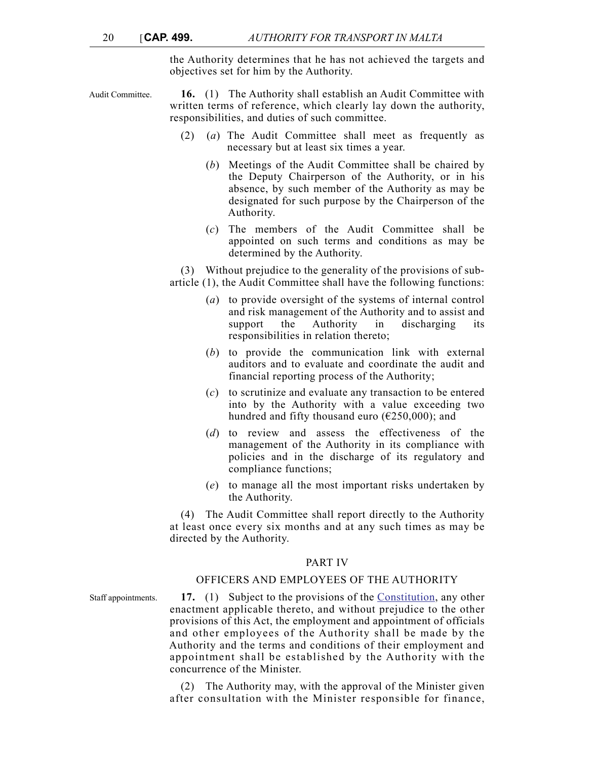the Authority determines that he has not achieved the targets and objectives set for him by the Authority.

Audit Committee.

**16.** (1) The Authority shall establish an Audit Committee with written terms of reference, which clearly lay down the authority, responsibilities, and duties of such committee.

(2) (*a*) The Audit Committee shall meet as frequently as necessary but at least six times a year.

(*b*) Meetings of the Audit Committee shall be chaired by the Deputy Chairperson of the Authority, or in his absence, by such member of the Authority as may be designated for such purpose by the Chairperson of the Authority.

(*c*) The members of the Audit Committee shall be appointed on such terms and conditions as may be determined by the Authority.

(3) Without prejudice to the generality of the provisions of sub-article (1), the Audit Committee shall have the following functions:

(*a*) to provide oversight of the systems of internal control and risk management of the Authority and to assist and support the Authority in discharging its responsibilities in relation thereto;

(*b*) to provide the communication link with external auditors and to evaluate and coordinate the audit and financial reporting process of the Authority;

(*c*) to scrutinize and evaluate any transaction to be entered into by the Authority with a value exceeding two hundred and fifty thousand euro (€250,000); and

(*d*) to review and assess the effectiveness of the management of the Authority in its compliance with policies and in the discharge of its regulatory and compliance functions;

(*e*) to manage all the most important risks undertaken by the Authority.

(4) The Audit Committee shall report directly to the Authority at least once every six months and at any such times as may be directed by the Authority.

## PART IV

## OFFICERS AND EMPLOYEES OF THE AUTHORITY

Staff appointments.

**17.** (1) Subject to the provisions of the Constitution, any other enactment applicable thereto, and without prejudice to the other provisions of this Act, the employment and appointment of officials and other employees of the Authority shall be made by the Authority and the terms and conditions of their employment and appointment shall be established by the Authority with the concurrence of the Minister.

(2) The Authority may, with the approval of the Minister given after consultation with the Minister responsible for finance,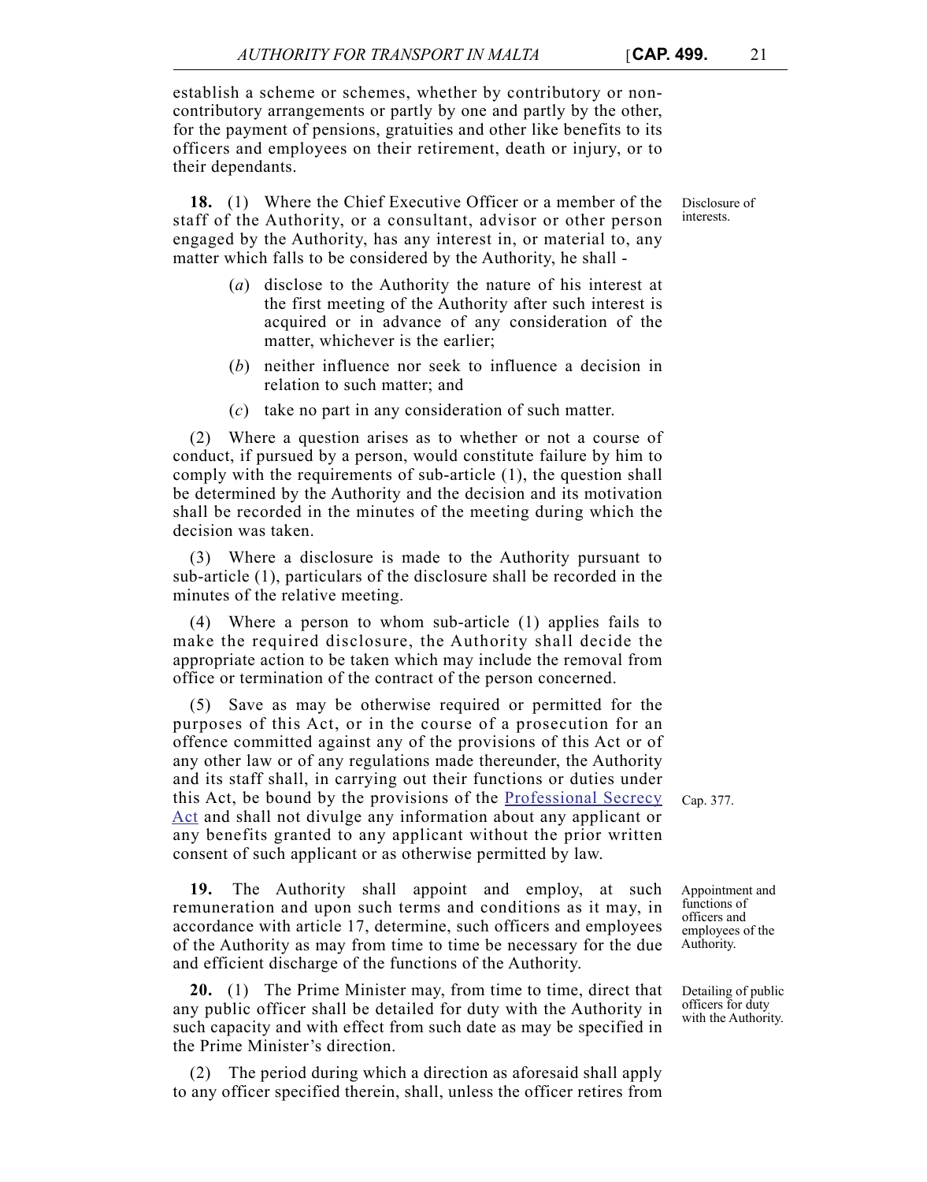establish a scheme or schemes, whether by contributory or non-contributory arrangements or partly by one and partly by the other, for the payment of pensions, gratuities and other like benefits to its officers and employees on their retirement, death or injury, or to their dependants.

*Disclosure of interests.*

**18.** (1) Where the Chief Executive Officer or a member of the staff of the Authority, or a consultant, advisor or other person engaged by the Authority, has any interest in, or material to, any matter which falls to be considered by the Authority, he shall -

(*a*) disclose to the Authority the nature of his interest at the first meeting of the Authority after such interest is acquired or in advance of any consideration of the matter, whichever is the earlier;

(*b*) neither influence nor seek to influence a decision in relation to such matter; and

(*c*) take no part in any consideration of such matter.

(2) Where a question arises as to whether or not a course of conduct, if pursued by a person, would constitute failure by him to comply with the requirements of sub-article (1), the question shall be determined by the Authority and the decision and its motivation shall be recorded in the minutes of the meeting during which the decision was taken.

(3) Where a disclosure is made to the Authority pursuant to sub-article (1), particulars of the disclosure shall be recorded in the minutes of the relative meeting.

(4) Where a person to whom sub-article (1) applies fails to make the required disclosure, the Authority shall decide the appropriate action to be taken which may include the removal from office or termination of the contract of the person concerned.

(5) Save as may be otherwise required or permitted for the purposes of this Act, or in the course of a prosecution for an offence committed against any of the provisions of this Act or of any other law or of any regulations made thereunder, the Authority and its staff shall, in carrying out their functions or duties under this Act, be bound by the provisions of the Professional Secrecy Act and shall not divulge any information about any applicant or any benefits granted to any applicant without the prior written consent of such applicant or as otherwise permitted by law.

*Cap. 377.*

*Appointment and functions of officers and employees of the Authority.*

**19.** The Authority shall appoint and employ, at such remuneration and upon such terms and conditions as it may, in accordance with article 17, determine, such officers and employees of the Authority as may from time to time be necessary for the due and efficient discharge of the functions of the Authority.

*Detailing of public officers for duty with the Authority.*

**20.** (1) The Prime Minister may, from time to time, direct that any public officer shall be detailed for duty with the Authority in such capacity and with effect from such date as may be specified in the Prime Minister's direction.

(2) The period during which a direction as aforesaid shall apply to any officer specified therein, shall, unless the officer retires from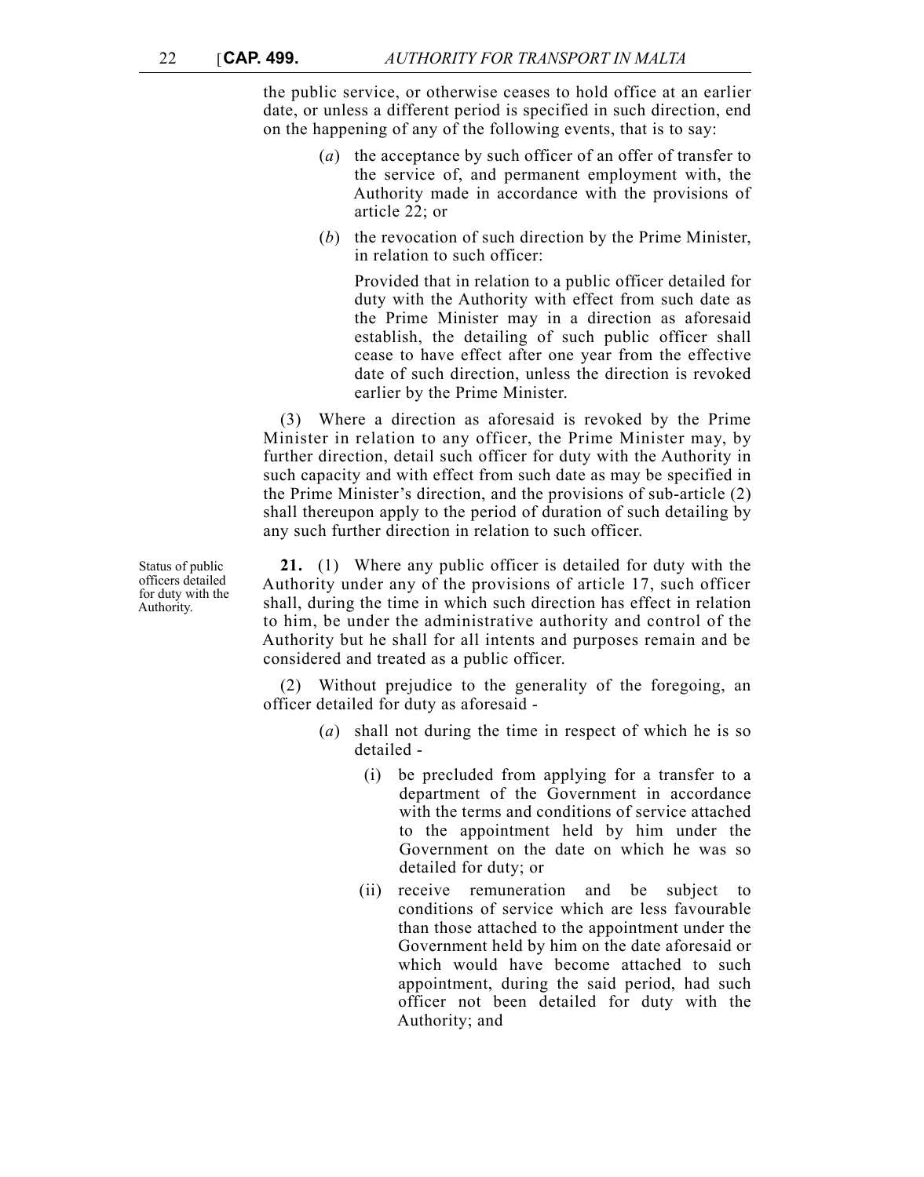the public service, or otherwise ceases to hold office at an earlier date, or unless a different period is specified in such direction, end on the happening of any of the following events, that is to say:

(*a*) the acceptance by such officer of an offer of transfer to the service of, and permanent employment with, the Authority made in accordance with the provisions of article 22; or

(*b*) the revocation of such direction by the Prime Minister, in relation to such officer:

Provided that in relation to a public officer detailed for duty with the Authority with effect from such date as the Prime Minister may in a direction as aforesaid establish, the detailing of such public officer shall cease to have effect after one year from the effective date of such direction, unless the direction is revoked earlier by the Prime Minister.

(3) Where a direction as aforesaid is revoked by the Prime Minister in relation to any officer, the Prime Minister may, by further direction, detail such officer for duty with the Authority in such capacity and with effect from such date as may be specified in the Prime Minister's direction, and the provisions of sub-article (2) shall thereupon apply to the period of duration of such detailing by any such further direction in relation to such officer.

Status of public officers detailed for duty with the Authority.

**21.** (1) Where any public officer is detailed for duty with the Authority under any of the provisions of article 17, such officer shall, during the time in which such direction has effect in relation to him, be under the administrative authority and control of the Authority but he shall for all intents and purposes remain and be considered and treated as a public officer.

(2) Without prejudice to the generality of the foregoing, an officer detailed for duty as aforesaid -

(*a*) shall not during the time in respect of which he is so detailed -

(i) be precluded from applying for a transfer to a department of the Government in accordance with the terms and conditions of service attached to the appointment held by him under the Government on the date on which he was so detailed for duty; or

(ii) receive remuneration and be subject to conditions of service which are less favourable than those attached to the appointment under the Government held by him on the date aforesaid or which would have become attached to such appointment, during the said period, had such officer not been detailed for duty with the Authority; and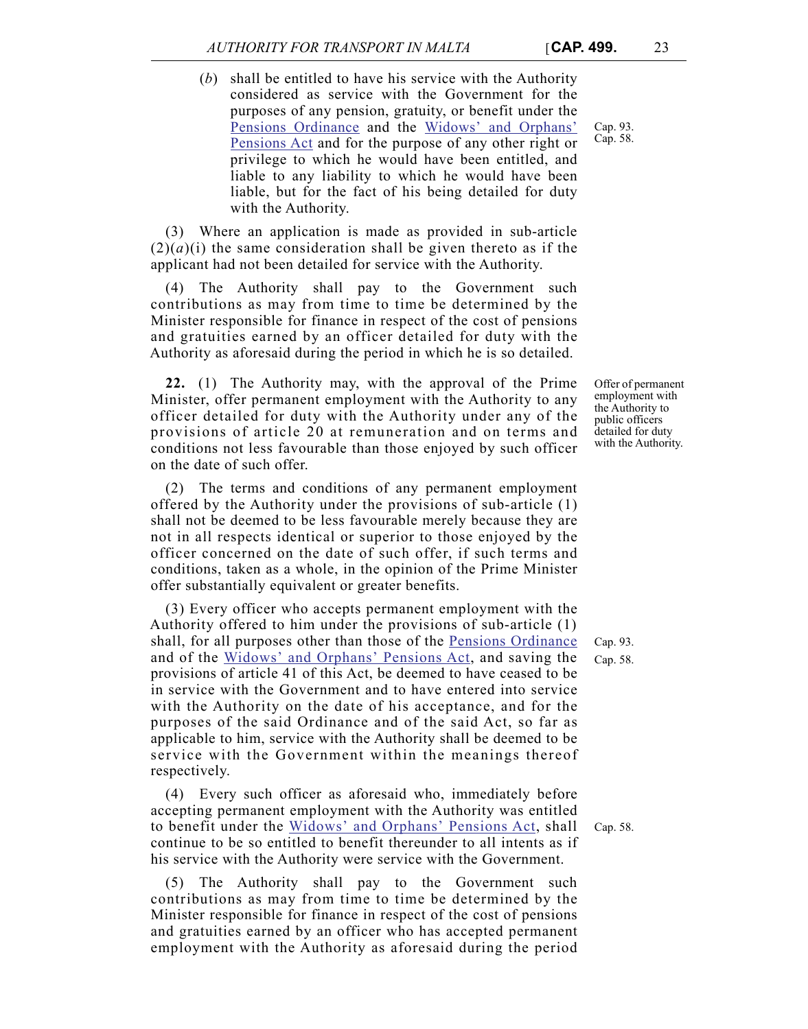(*b*) shall be entitled to have his service with the Authority considered as service with the Government for the purposes of any pension, gratuity, or benefit under the Pensions Ordinance and the Widows' and Orphans' Pensions Act and for the purpose of any other right or privilege to which he would have been entitled, and liable to any liability to which he would have been liable, but for the fact of his being detailed for duty with the Authority.

Cap. 93.
Cap. 58.

(3) Where an application is made as provided in sub-article (2)(*a*)(i) the same consideration shall be given thereto as if the applicant had not been detailed for service with the Authority.

(4) The Authority shall pay to the Government such contributions as may from time to time be determined by the Minister responsible for finance in respect of the cost of pensions and gratuities earned by an officer detailed for duty with the Authority as aforesaid during the period in which he is so detailed.

Offer of permanent employment with the Authority to public officers detailed for duty with the Authority.

**22.** (1) The Authority may, with the approval of the Prime Minister, offer permanent employment with the Authority to any officer detailed for duty with the Authority under any of the provisions of article 20 at remuneration and on terms and conditions not less favourable than those enjoyed by such officer on the date of such offer.

(2) The terms and conditions of any permanent employment offered by the Authority under the provisions of sub-article (1) shall not be deemed to be less favourable merely because they are not in all respects identical or superior to those enjoyed by the officer concerned on the date of such offer, if such terms and conditions, taken as a whole, in the opinion of the Prime Minister offer substantially equivalent or greater benefits.

(3) Every officer who accepts permanent employment with the Authority offered to him under the provisions of sub-article (1) shall, for all purposes other than those of the Pensions Ordinance and of the Widows' and Orphans' Pensions Act, and saving the provisions of article 41 of this Act, be deemed to have ceased to be in service with the Government and to have entered into service with the Authority on the date of his acceptance, and for the purposes of the said Ordinance and of the said Act, so far as applicable to him, service with the Authority shall be deemed to be service with the Government within the meanings thereof respectively.

Cap. 93.
Cap. 58.

(4) Every such officer as aforesaid who, immediately before accepting permanent employment with the Authority was entitled to benefit under the Widows' and Orphans' Pensions Act, shall continue to be so entitled to benefit thereunder to all intents as if his service with the Authority were service with the Government.

Cap. 58.

(5) The Authority shall pay to the Government such contributions as may from time to time be determined by the Minister responsible for finance in respect of the cost of pensions and gratuities earned by an officer who has accepted permanent employment with the Authority as aforesaid during the period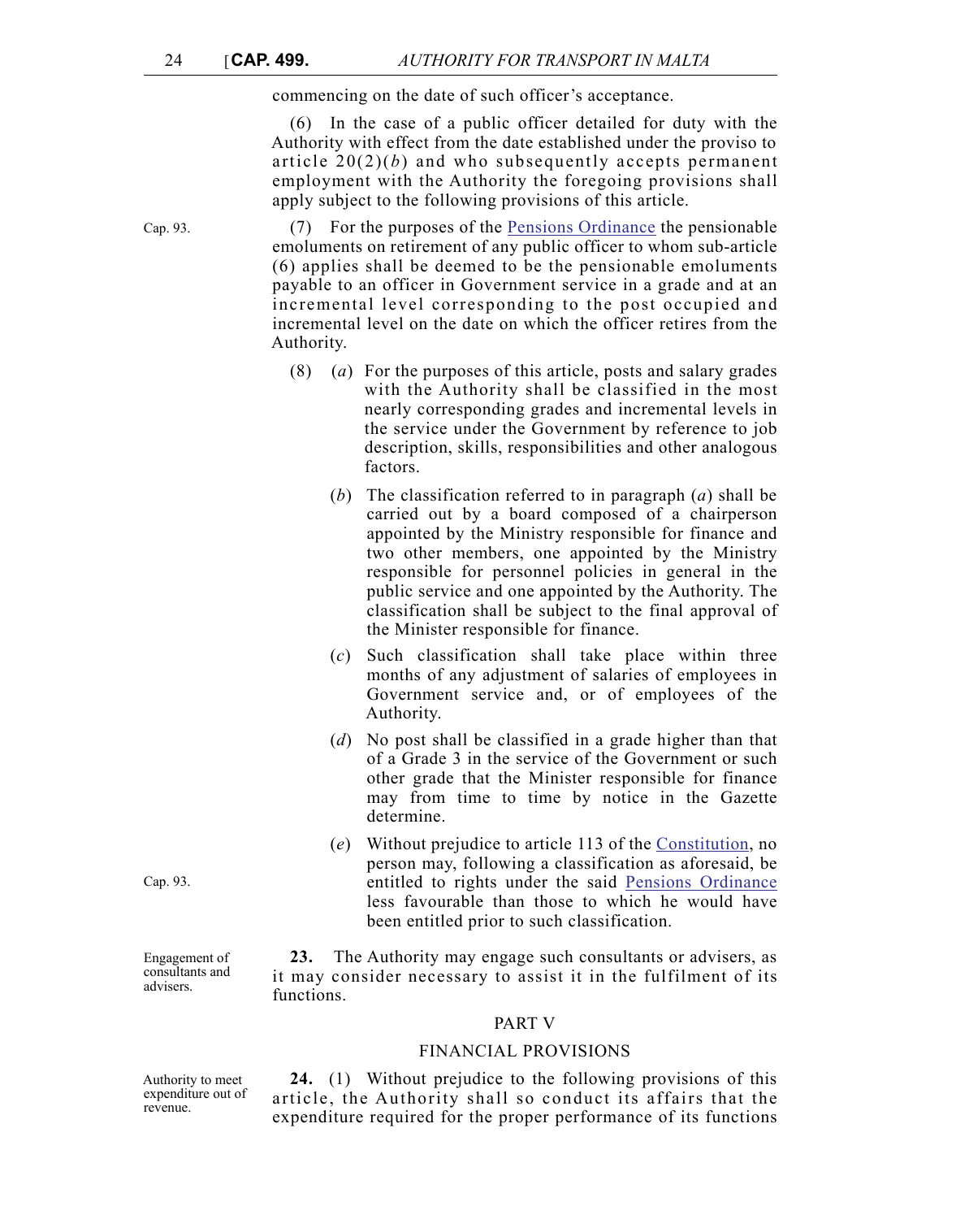commencing on the date of such officer's acceptance.

(6) In the case of a public officer detailed for duty with the Authority with effect from the date established under the proviso to article 20(2)(*b*) and who subsequently accepts permanent employment with the Authority the foregoing provisions shall apply subject to the following provisions of this article.

Cap. 93.

(7) For the purposes of the Pensions Ordinance the pensionable emoluments on retirement of any public officer to whom sub-article (6) applies shall be deemed to be the pensionable emoluments payable to an officer in Government service in a grade and at an incremental level corresponding to the post occupied and incremental level on the date on which the officer retires from the Authority.

(8) (*a*) For the purposes of this article, posts and salary grades with the Authority shall be classified in the most nearly corresponding grades and incremental levels in the service under the Government by reference to job description, skills, responsibilities and other analogous factors.

(*b*) The classification referred to in paragraph (*a*) shall be carried out by a board composed of a chairperson appointed by the Ministry responsible for finance and two other members, one appointed by the Ministry responsible for personnel policies in general in the public service and one appointed by the Authority. The classification shall be subject to the final approval of the Minister responsible for finance.

(*c*) Such classification shall take place within three months of any adjustment of salaries of employees in Government service and, or of employees of the Authority.

(*d*) No post shall be classified in a grade higher than that of a Grade 3 in the service of the Government or such other grade that the Minister responsible for finance may from time to time by notice in the Gazette determine.

Cap. 93.

(*e*) Without prejudice to article 113 of the Constitution, no person may, following a classification as aforesaid, be entitled to rights under the said Pensions Ordinance less favourable than those to which he would have been entitled prior to such classification.

Engagement of consultants and advisers.

**23.** The Authority may engage such consultants or advisers, as it may consider necessary to assist it in the fulfilment of its functions.

## PART V

## FINANCIAL PROVISIONS

Authority to meet expenditure out of revenue.

**24.** (1) Without prejudice to the following provisions of this article, the Authority shall so conduct its affairs that the expenditure required for the proper performance of its functions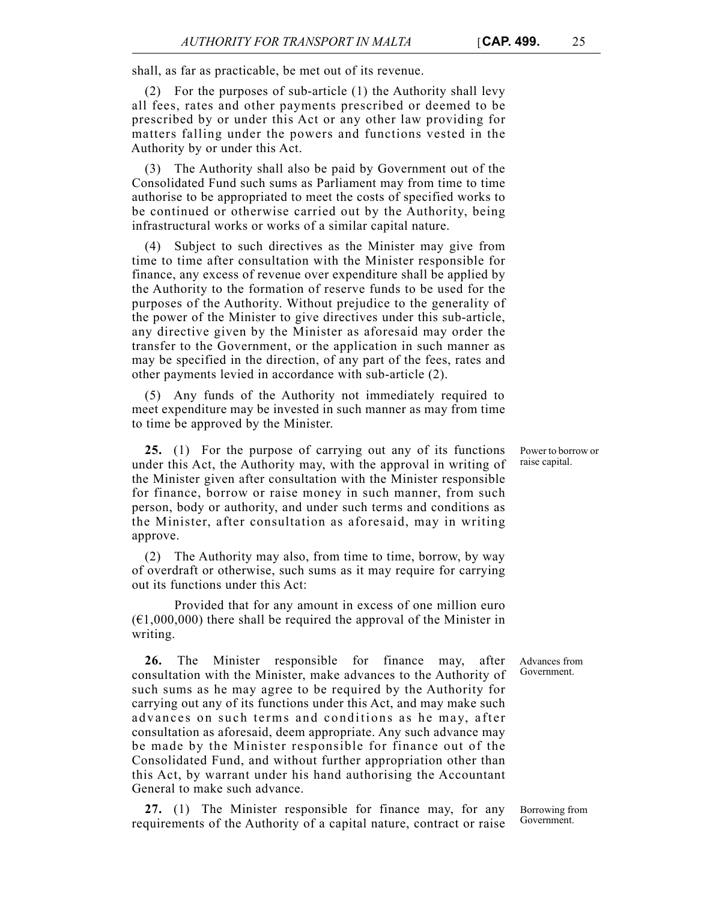shall, as far as practicable, be met out of its revenue.

(2) For the purposes of sub-article (1) the Authority shall levy all fees, rates and other payments prescribed or deemed to be prescribed by or under this Act or any other law providing for matters falling under the powers and functions vested in the Authority by or under this Act.

(3) The Authority shall also be paid by Government out of the Consolidated Fund such sums as Parliament may from time to time authorise to be appropriated to meet the costs of specified works to be continued or otherwise carried out by the Authority, being infrastructural works or works of a similar capital nature.

(4) Subject to such directives as the Minister may give from time to time after consultation with the Minister responsible for finance, any excess of revenue over expenditure shall be applied by the Authority to the formation of reserve funds to be used for the purposes of the Authority. Without prejudice to the generality of the power of the Minister to give directives under this sub-article, any directive given by the Minister as aforesaid may order the transfer to the Government, or the application in such manner as may be specified in the direction, of any part of the fees, rates and other payments levied in accordance with sub-article (2).

(5) Any funds of the Authority not immediately required to meet expenditure may be invested in such manner as may from time to time be approved by the Minister.

*Power to borrow or raise capital.*

**25.** (1) For the purpose of carrying out any of its functions under this Act, the Authority may, with the approval in writing of the Minister given after consultation with the Minister responsible for finance, borrow or raise money in such manner, from such person, body or authority, and under such terms and conditions as the Minister, after consultation as aforesaid, may in writing approve.

(2) The Authority may also, from time to time, borrow, by way of overdraft or otherwise, such sums as it may require for carrying out its functions under this Act:

Provided that for any amount in excess of one million euro (€1,000,000) there shall be required the approval of the Minister in writing.

*Advances from Government.*

**26.** The Minister responsible for finance may, after consultation with the Minister, make advances to the Authority of such sums as he may agree to be required by the Authority for carrying out any of its functions under this Act, and may make such advances on such terms and conditions as he may, after consultation as aforesaid, deem appropriate. Any such advance may be made by the Minister responsible for finance out of the Consolidated Fund, and without further appropriation other than this Act, by warrant under his hand authorising the Accountant General to make such advance.

*Borrowing from Government.*

**27.** (1) The Minister responsible for finance may, for any requirements of the Authority of a capital nature, contract or raise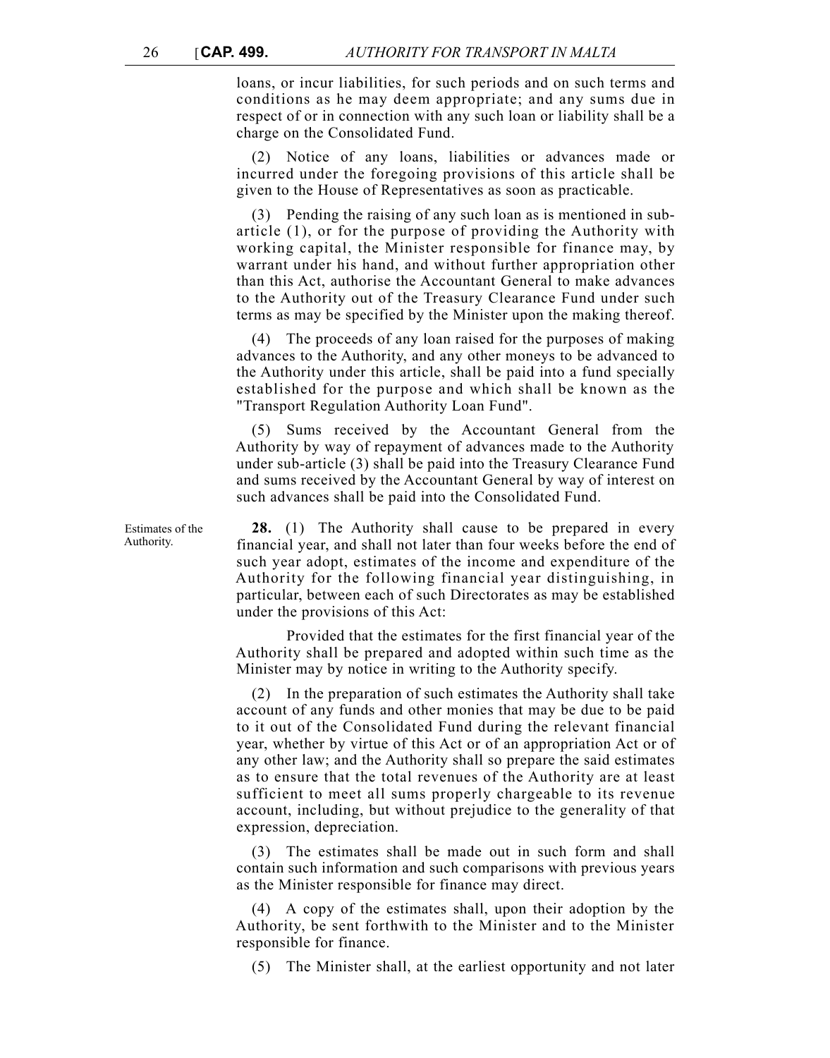loans, or incur liabilities, for such periods and on such terms and conditions as he may deem appropriate; and any sums due in respect of or in connection with any such loan or liability shall be a charge on the Consolidated Fund.

(2) Notice of any loans, liabilities or advances made or incurred under the foregoing provisions of this article shall be given to the House of Representatives as soon as practicable.

(3) Pending the raising of any such loan as is mentioned in sub-article (1), or for the purpose of providing the Authority with working capital, the Minister responsible for finance may, by warrant under his hand, and without further appropriation other than this Act, authorise the Accountant General to make advances to the Authority out of the Treasury Clearance Fund under such terms as may be specified by the Minister upon the making thereof.

(4) The proceeds of any loan raised for the purposes of making advances to the Authority, and any other moneys to be advanced to the Authority under this article, shall be paid into a fund specially established for the purpose and which shall be known as the "Transport Regulation Authority Loan Fund".

(5) Sums received by the Accountant General from the Authority by way of repayment of advances made to the Authority under sub-article (3) shall be paid into the Treasury Clearance Fund and sums received by the Accountant General by way of interest on such advances shall be paid into the Consolidated Fund.

Estimates of the Authority.

**28.** (1) The Authority shall cause to be prepared in every financial year, and shall not later than four weeks before the end of such year adopt, estimates of the income and expenditure of the Authority for the following financial year distinguishing, in particular, between each of such Directorates as may be established under the provisions of this Act:

Provided that the estimates for the first financial year of the Authority shall be prepared and adopted within such time as the Minister may by notice in writing to the Authority specify.

(2) In the preparation of such estimates the Authority shall take account of any funds and other monies that may be due to be paid to it out of the Consolidated Fund during the relevant financial year, whether by virtue of this Act or of an appropriation Act or of any other law; and the Authority shall so prepare the said estimates as to ensure that the total revenues of the Authority are at least sufficient to meet all sums properly chargeable to its revenue account, including, but without prejudice to the generality of that expression, depreciation.

(3) The estimates shall be made out in such form and shall contain such information and such comparisons with previous years as the Minister responsible for finance may direct.

(4) A copy of the estimates shall, upon their adoption by the Authority, be sent forthwith to the Minister and to the Minister responsible for finance.

(5) The Minister shall, at the earliest opportunity and not later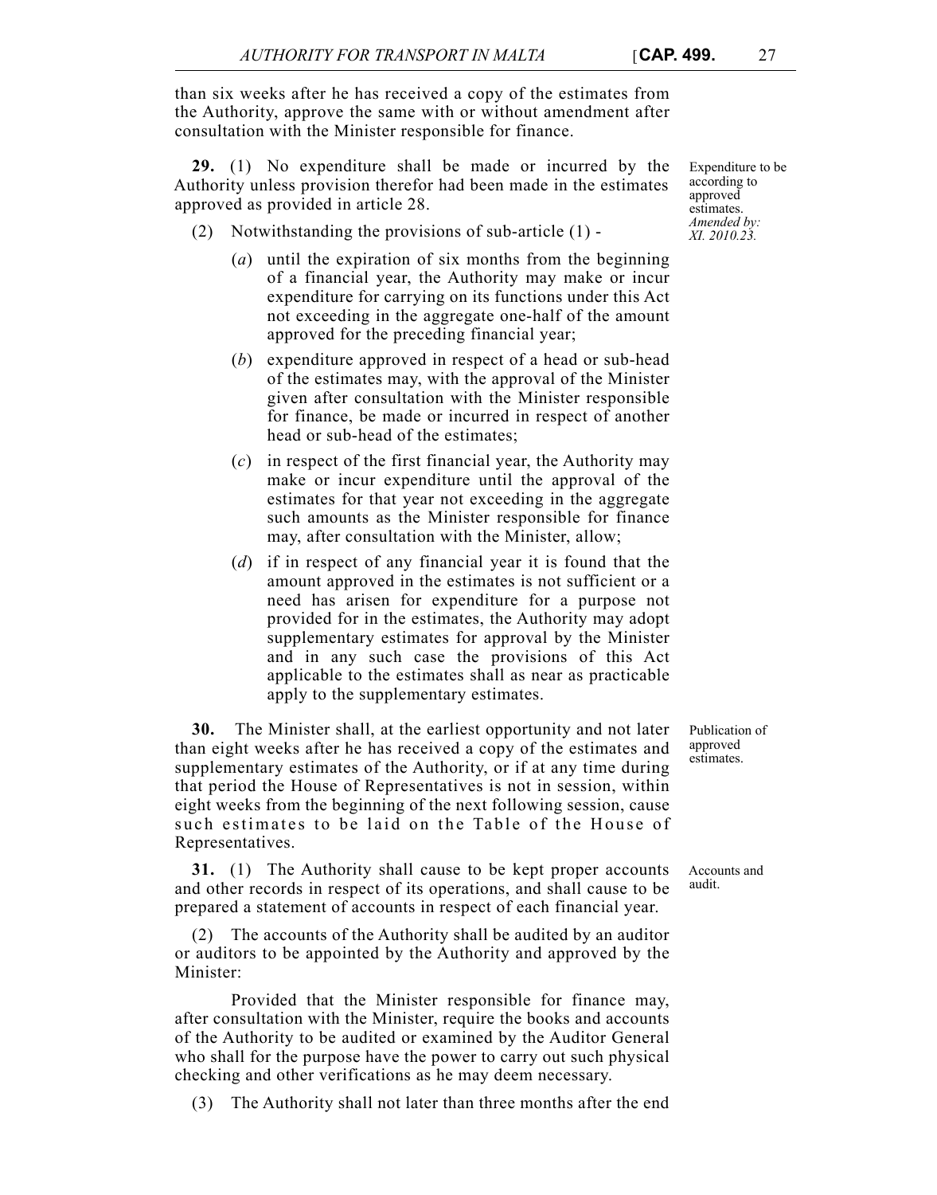than six weeks after he has received a copy of the estimates from the Authority, approve the same with or without amendment after consultation with the Minister responsible for finance.

Expenditure to be according to approved estimates. *Amended by: XI. 2010.23.*

**29.** (1) No expenditure shall be made or incurred by the Authority unless provision therefor had been made in the estimates approved as provided in article 28.

(2) Notwithstanding the provisions of sub-article (1) -

(*a*) until the expiration of six months from the beginning of a financial year, the Authority may make or incur expenditure for carrying on its functions under this Act not exceeding in the aggregate one-half of the amount approved for the preceding financial year;

(*b*) expenditure approved in respect of a head or sub-head of the estimates may, with the approval of the Minister given after consultation with the Minister responsible for finance, be made or incurred in respect of another head or sub-head of the estimates;

(*c*) in respect of the first financial year, the Authority may make or incur expenditure until the approval of the estimates for that year not exceeding in the aggregate such amounts as the Minister responsible for finance may, after consultation with the Minister, allow;

(*d*) if in respect of any financial year it is found that the amount approved in the estimates is not sufficient or a need has arisen for expenditure for a purpose not provided for in the estimates, the Authority may adopt supplementary estimates for approval by the Minister and in any such case the provisions of this Act applicable to the estimates shall as near as practicable apply to the supplementary estimates.

Publication of approved estimates.

**30.** The Minister shall, at the earliest opportunity and not later than eight weeks after he has received a copy of the estimates and supplementary estimates of the Authority, or if at any time during that period the House of Representatives is not in session, within eight weeks from the beginning of the next following session, cause such estimates to be laid on the Table of the House of Representatives.

Accounts and audit.

**31.** (1) The Authority shall cause to be kept proper accounts and other records in respect of its operations, and shall cause to be prepared a statement of accounts in respect of each financial year.

(2) The accounts of the Authority shall be audited by an auditor or auditors to be appointed by the Authority and approved by the Minister:

Provided that the Minister responsible for finance may, after consultation with the Minister, require the books and accounts of the Authority to be audited or examined by the Auditor General who shall for the purpose have the power to carry out such physical checking and other verifications as he may deem necessary.

(3) The Authority shall not later than three months after the end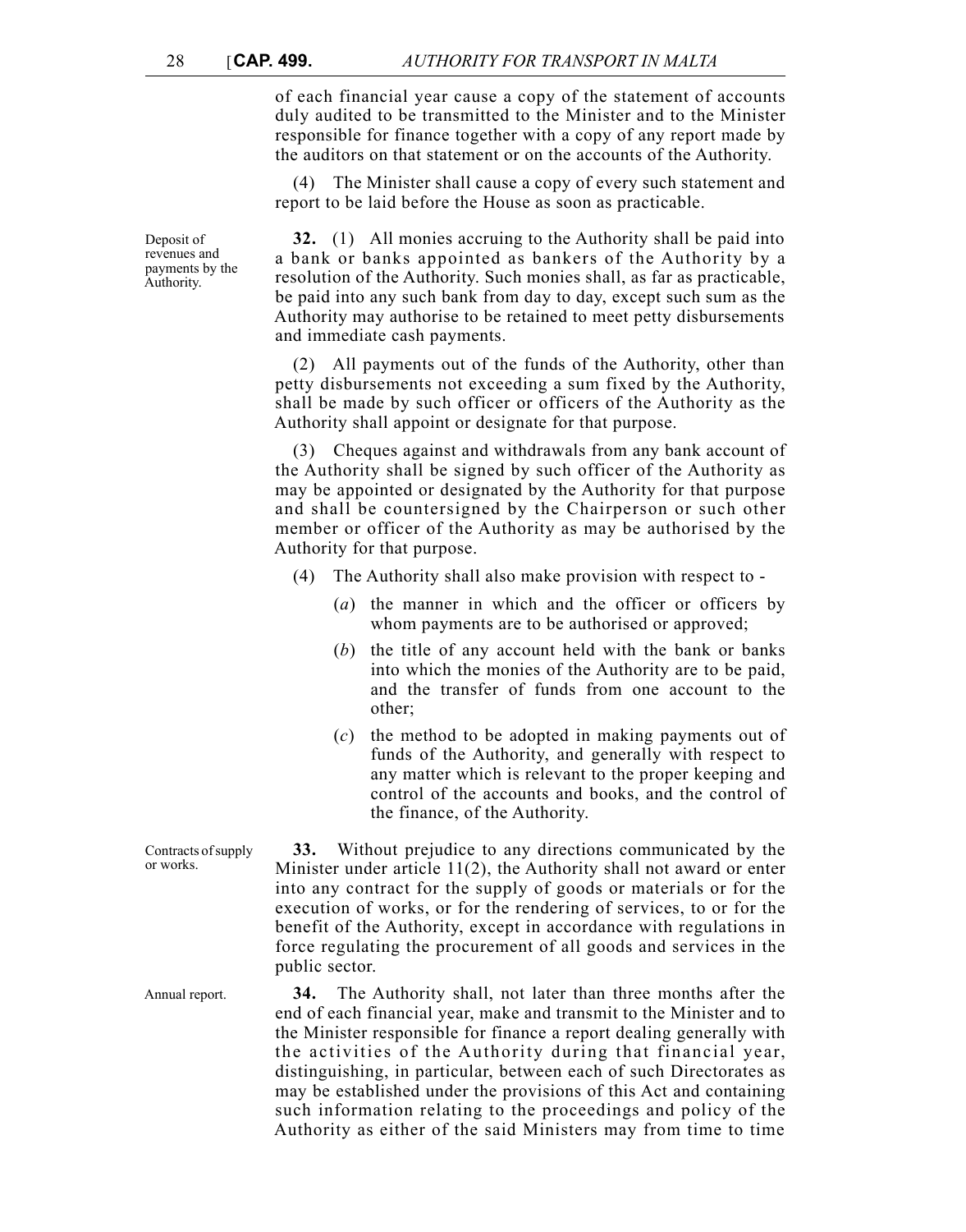of each financial year cause a copy of the statement of accounts duly audited to be transmitted to the Minister and to the Minister responsible for finance together with a copy of any report made by the auditors on that statement or on the accounts of the Authority.

(4) The Minister shall cause a copy of every such statement and report to be laid before the House as soon as practicable.

Deposit of revenues and payments by the Authority.

**32.** (1) All monies accruing to the Authority shall be paid into a bank or banks appointed as bankers of the Authority by a resolution of the Authority. Such monies shall, as far as practicable, be paid into any such bank from day to day, except such sum as the Authority may authorise to be retained to meet petty disbursements and immediate cash payments.

(2) All payments out of the funds of the Authority, other than petty disbursements not exceeding a sum fixed by the Authority, shall be made by such officer or officers of the Authority as the Authority shall appoint or designate for that purpose.

(3) Cheques against and withdrawals from any bank account of the Authority shall be signed by such officer of the Authority as may be appointed or designated by the Authority for that purpose and shall be countersigned by the Chairperson or such other member or officer of the Authority as may be authorised by the Authority for that purpose.

(4) The Authority shall also make provision with respect to -

(*a*) the manner in which and the officer or officers by whom payments are to be authorised or approved;

(*b*) the title of any account held with the bank or banks into which the monies of the Authority are to be paid, and the transfer of funds from one account to the other;

(*c*) the method to be adopted in making payments out of funds of the Authority, and generally with respect to any matter which is relevant to the proper keeping and control of the accounts and books, and the control of the finance, of the Authority.

Contracts of supply or works.

**33.** Without prejudice to any directions communicated by the Minister under article 11(2), the Authority shall not award or enter into any contract for the supply of goods or materials or for the execution of works, or for the rendering of services, to or for the benefit of the Authority, except in accordance with regulations in force regulating the procurement of all goods and services in the public sector.

Annual report.

**34.** The Authority shall, not later than three months after the end of each financial year, make and transmit to the Minister and to the Minister responsible for finance a report dealing generally with the activities of the Authority during that financial year, distinguishing, in particular, between each of such Directorates as may be established under the provisions of this Act and containing such information relating to the proceedings and policy of the Authority as either of the said Ministers may from time to time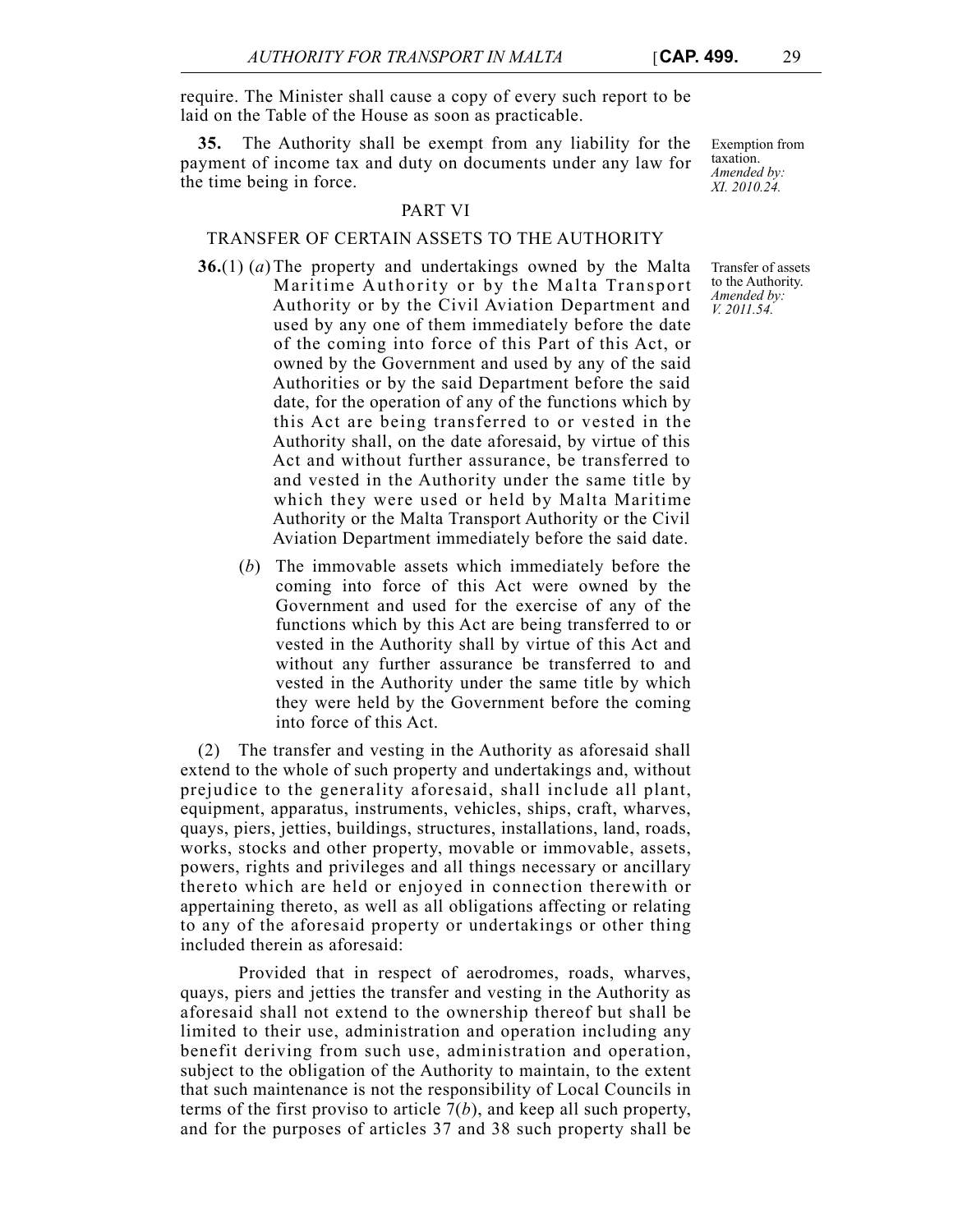require. The Minister shall cause a copy of every such report to be laid on the Table of the House as soon as practicable.

Exemption from taxation.
*Amended by: XI. 2010.24.*

**35.** The Authority shall be exempt from any liability for the payment of income tax and duty on documents under any law for the time being in force.

## PART VI

### TRANSFER OF CERTAIN ASSETS TO THE AUTHORITY

Transfer of assets to the Authority.
*Amended by: V. 2011.54.*

**36.**(1) (*a*) The property and undertakings owned by the Malta Maritime Authority or by the Malta Transport Authority or by the Civil Aviation Department and used by any one of them immediately before the date of the coming into force of this Part of this Act, or owned by the Government and used by any of the said Authorities or by the said Department before the said date, for the operation of any of the functions which by this Act are being transferred to or vested in the Authority shall, on the date aforesaid, by virtue of this Act and without further assurance, be transferred to and vested in the Authority under the same title by which they were used or held by Malta Maritime Authority or the Malta Transport Authority or the Civil Aviation Department immediately before the said date.

(*b*) The immovable assets which immediately before the coming into force of this Act were owned by the Government and used for the exercise of any of the functions which by this Act are being transferred to or vested in the Authority shall by virtue of this Act and without any further assurance be transferred to and vested in the Authority under the same title by which they were held by the Government before the coming into force of this Act.

(2) The transfer and vesting in the Authority as aforesaid shall extend to the whole of such property and undertakings and, without prejudice to the generality aforesaid, shall include all plant, equipment, apparatus, instruments, vehicles, ships, craft, wharves, quays, piers, jetties, buildings, structures, installations, land, roads, works, stocks and other property, movable or immovable, assets, powers, rights and privileges and all things necessary or ancillary thereto which are held or enjoyed in connection therewith or appertaining thereto, as well as all obligations affecting or relating to any of the aforesaid property or undertakings or other thing included therein as aforesaid:

Provided that in respect of aerodromes, roads, wharves, quays, piers and jetties the transfer and vesting in the Authority as aforesaid shall not extend to the ownership thereof but shall be limited to their use, administration and operation including any benefit deriving from such use, administration and operation, subject to the obligation of the Authority to maintain, to the extent that such maintenance is not the responsibility of Local Councils in terms of the first proviso to article 7(*b*), and keep all such property, and for the purposes of articles 37 and 38 such property shall be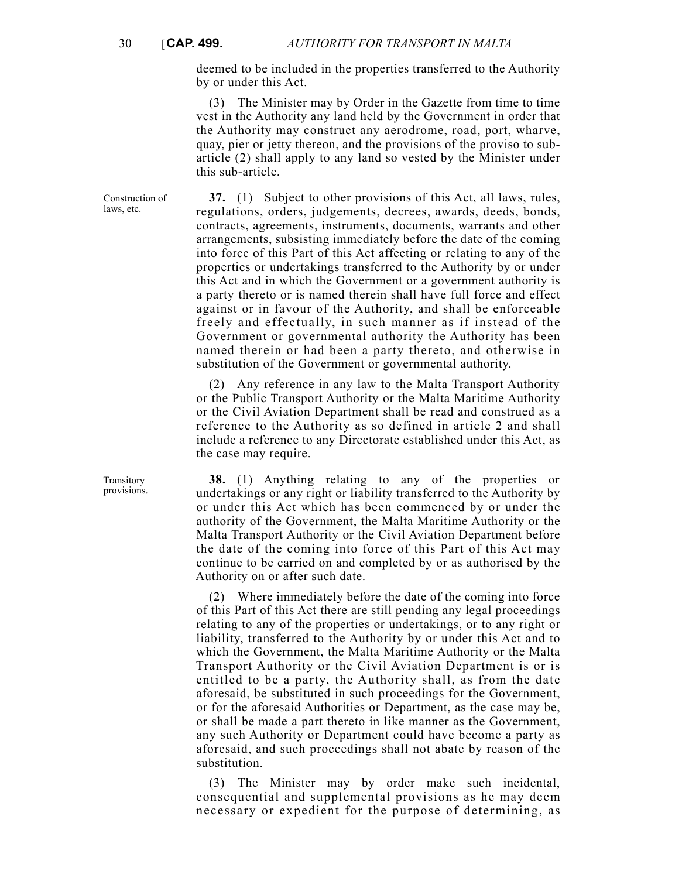deemed to be included in the properties transferred to the Authority by or under this Act.

(3) The Minister may by Order in the Gazette from time to time vest in the Authority any land held by the Government in order that the Authority may construct any aerodrome, road, port, wharve, quay, pier or jetty thereon, and the provisions of the proviso to sub-article (2) shall apply to any land so vested by the Minister under this sub-article.

Construction of laws, etc.

**37.** (1) Subject to other provisions of this Act, all laws, rules, regulations, orders, judgements, decrees, awards, deeds, bonds, contracts, agreements, instruments, documents, warrants and other arrangements, subsisting immediately before the date of the coming into force of this Part of this Act affecting or relating to any of the properties or undertakings transferred to the Authority by or under this Act and in which the Government or a government authority is a party thereto or is named therein shall have full force and effect against or in favour of the Authority, and shall be enforceable freely and effectually, in such manner as if instead of the Government or governmental authority the Authority has been named therein or had been a party thereto, and otherwise in substitution of the Government or governmental authority.

(2) Any reference in any law to the Malta Transport Authority or the Public Transport Authority or the Malta Maritime Authority or the Civil Aviation Department shall be read and construed as a reference to the Authority as so defined in article 2 and shall include a reference to any Directorate established under this Act, as the case may require.

Transitory provisions.

**38.** (1) Anything relating to any of the properties or undertakings or any right or liability transferred to the Authority by or under this Act which has been commenced by or under the authority of the Government, the Malta Maritime Authority or the Malta Transport Authority or the Civil Aviation Department before the date of the coming into force of this Part of this Act may continue to be carried on and completed by or as authorised by the Authority on or after such date.

(2) Where immediately before the date of the coming into force of this Part of this Act there are still pending any legal proceedings relating to any of the properties or undertakings, or to any right or liability, transferred to the Authority by or under this Act and to which the Government, the Malta Maritime Authority or the Malta Transport Authority or the Civil Aviation Department is or is entitled to be a party, the Authority shall, as from the date aforesaid, be substituted in such proceedings for the Government, or for the aforesaid Authorities or Department, as the case may be, or shall be made a part thereto in like manner as the Government, any such Authority or Department could have become a party as aforesaid, and such proceedings shall not abate by reason of the substitution.

(3) The Minister may by order make such incidental, consequential and supplemental provisions as he may deem necessary or expedient for the purpose of determining, as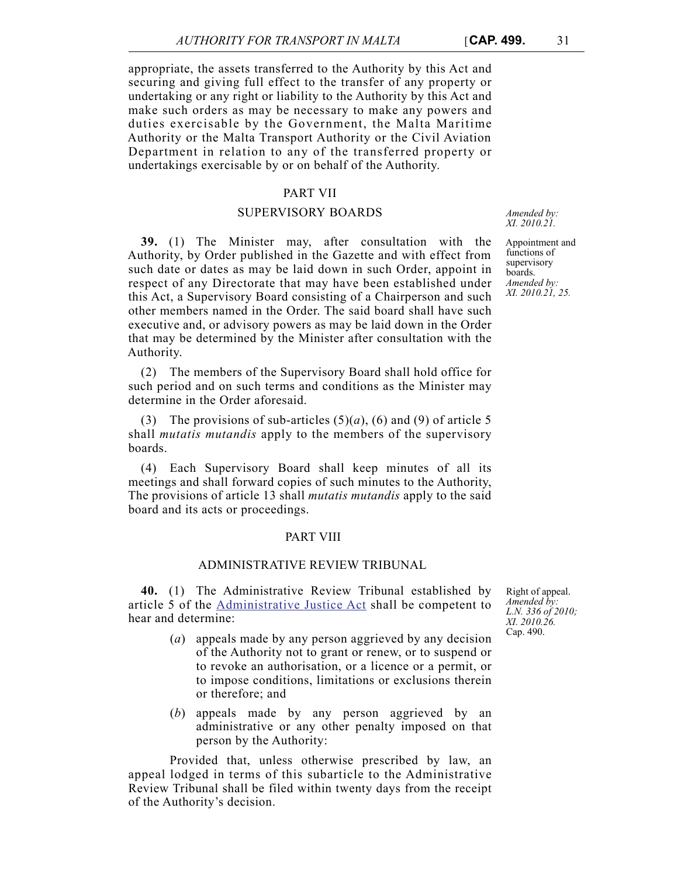appropriate, the assets transferred to the Authority by this Act and securing and giving full effect to the transfer of any property or undertaking or any right or liability to the Authority by this Act and make such orders as may be necessary to make any powers and duties exercisable by the Government, the Malta Maritime Authority or the Malta Transport Authority or the Civil Aviation Department in relation to any of the transferred property or undertakings exercisable by or on behalf of the Authority.

## PART VII

## SUPERVISORY BOARDS

*Amended by: XI. 2010.21.*

Appointment and functions of supervisory boards. *Amended by: XI. 2010.21, 25.*

**39.** (1) The Minister may, after consultation with the Authority, by Order published in the Gazette and with effect from such date or dates as may be laid down in such Order, appoint in respect of any Directorate that may have been established under this Act, a Supervisory Board consisting of a Chairperson and such other members named in the Order. The said board shall have such executive and, or advisory powers as may be laid down in the Order that may be determined by the Minister after consultation with the Authority.

(2) The members of the Supervisory Board shall hold office for such period and on such terms and conditions as the Minister may determine in the Order aforesaid.

(3) The provisions of sub-articles (5)(*a*), (6) and (9) of article 5 shall *mutatis mutandis* apply to the members of the supervisory boards.

(4) Each Supervisory Board shall keep minutes of all its meetings and shall forward copies of such minutes to the Authority, The provisions of article 13 shall *mutatis mutandis* apply to the said board and its acts or proceedings.

## PART VIII

## ADMINISTRATIVE REVIEW TRIBUNAL

Right of appeal. *Amended by: L.N. 336 of 2010; XI. 2010.26.* Cap. 490.

**40.** (1) The Administrative Review Tribunal established by article 5 of the Administrative Justice Act shall be competent to hear and determine:

(*a*) appeals made by any person aggrieved by any decision of the Authority not to grant or renew, or to suspend or to revoke an authorisation, or a licence or a permit, or to impose conditions, limitations or exclusions therein or therefore; and

(*b*) appeals made by any person aggrieved by an administrative or any other penalty imposed on that person by the Authority:

Provided that, unless otherwise prescribed by law, an appeal lodged in terms of this subarticle to the Administrative Review Tribunal shall be filed within twenty days from the receipt of the Authority's decision.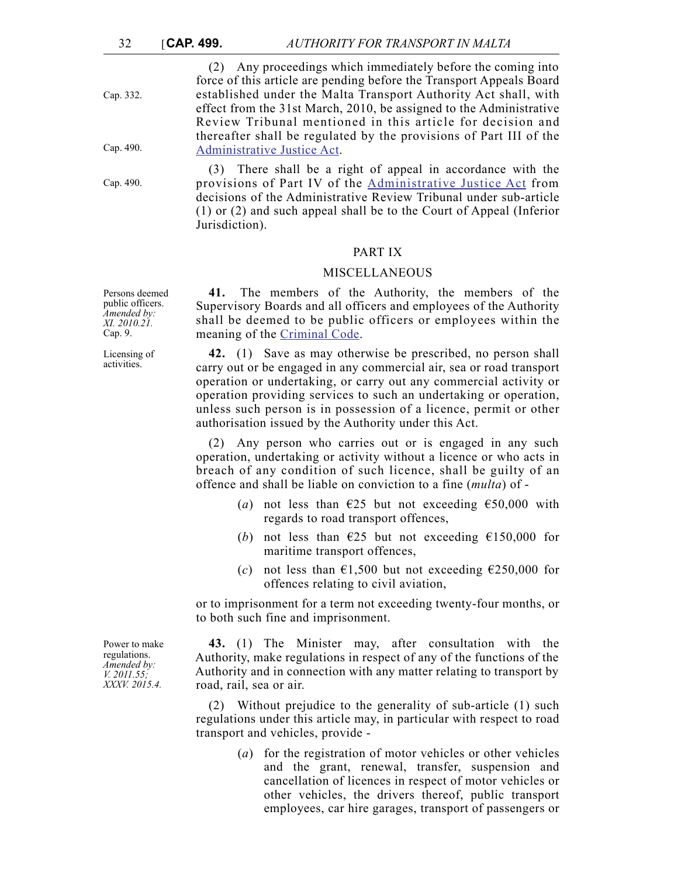(2) Any proceedings which immediately before the coming into force of this article are pending before the Transport Appeals Board established under the Malta Transport Authority Act shall, with effect from the 31st March, 2010, be assigned to the Administrative Review Tribunal mentioned in this article for decision and thereafter shall be regulated by the provisions of Part III of the Administrative Justice Act.

Cap. 332.

Cap. 490.

(3) There shall be a right of appeal in accordance with the provisions of Part IV of the Administrative Justice Act from decisions of the Administrative Review Tribunal under sub-article (1) or (2) and such appeal shall be to the Court of Appeal (Inferior Jurisdiction).

Cap. 490.

## PART IX

## MISCELLANEOUS

Persons deemed public officers. *Amended by: XI. 2010.21.* Cap. 9.

**41.** The members of the Authority, the members of the Supervisory Boards and all officers and employees of the Authority shall be deemed to be public officers or employees within the meaning of the Criminal Code.

Licensing of activities.

**42.** (1) Save as may otherwise be prescribed, no person shall carry out or be engaged in any commercial air, sea or road transport operation or undertaking, or carry out any commercial activity or operation providing services to such an undertaking or operation, unless such person is in possession of a licence, permit or other authorisation issued by the Authority under this Act.

(2) Any person who carries out or is engaged in any such operation, undertaking or activity without a licence or who acts in breach of any condition of such licence, shall be guilty of an offence and shall be liable on conviction to a fine (*multa*) of -

(*a*) not less than €25 but not exceeding €50,000 with regards to road transport offences,

(*b*) not less than €25 but not exceeding €150,000 for maritime transport offences,

(*c*) not less than €1,500 but not exceeding €250,000 for offences relating to civil aviation,

or to imprisonment for a term not exceeding twenty-four months, or to both such fine and imprisonment.

Power to make regulations. *Amended by: V. 2011.55; XXXV. 2015.4.*

**43.** (1) The Minister may, after consultation with the Authority, make regulations in respect of any of the functions of the Authority and in connection with any matter relating to transport by road, rail, sea or air.

(2) Without prejudice to the generality of sub-article (1) such regulations under this article may, in particular with respect to road transport and vehicles, provide -

(*a*) for the registration of motor vehicles or other vehicles and the grant, renewal, transfer, suspension and cancellation of licences in respect of motor vehicles or other vehicles, the drivers thereof, public transport employees, car hire garages, transport of passengers or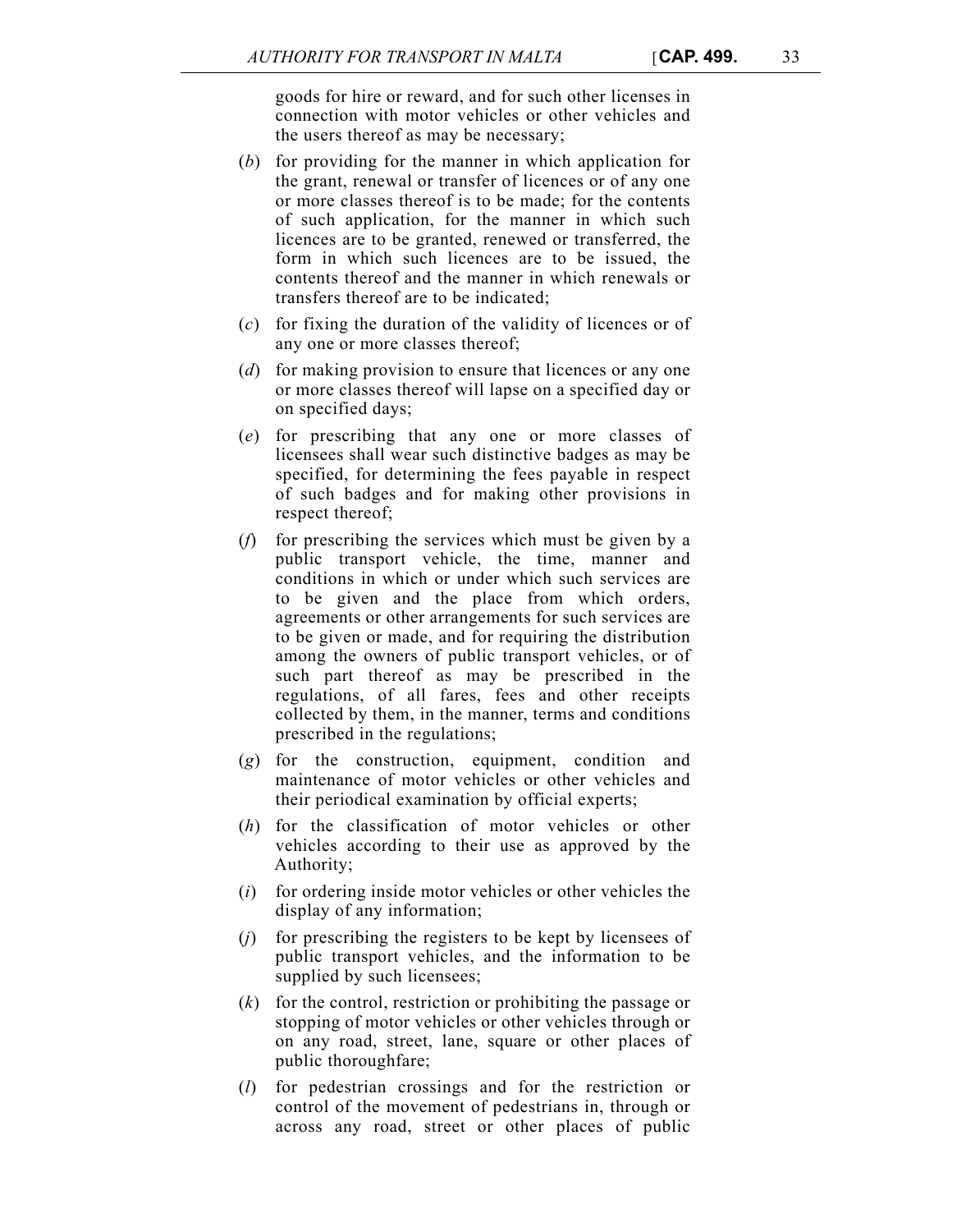goods for hire or reward, and for such other licenses in connection with motor vehicles or other vehicles and the users thereof as may be necessary;

(*b*) for providing for the manner in which application for the grant, renewal or transfer of licences or of any one or more classes thereof is to be made; for the contents of such application, for the manner in which such licences are to be granted, renewed or transferred, the form in which such licences are to be issued, the contents thereof and the manner in which renewals or transfers thereof are to be indicated;

(*c*) for fixing the duration of the validity of licences or of any one or more classes thereof;

(*d*) for making provision to ensure that licences or any one or more classes thereof will lapse on a specified day or on specified days;

(*e*) for prescribing that any one or more classes of licensees shall wear such distinctive badges as may be specified, for determining the fees payable in respect of such badges and for making other provisions in respect thereof;

(*f*) for prescribing the services which must be given by a public transport vehicle, the time, manner and conditions in which or under which such services are to be given and the place from which orders, agreements or other arrangements for such services are to be given or made, and for requiring the distribution among the owners of public transport vehicles, or of such part thereof as may be prescribed in the regulations, of all fares, fees and other receipts collected by them, in the manner, terms and conditions prescribed in the regulations;

(*g*) for the construction, equipment, condition and maintenance of motor vehicles or other vehicles and their periodical examination by official experts;

(*h*) for the classification of motor vehicles or other vehicles according to their use as approved by the Authority;

(*i*) for ordering inside motor vehicles or other vehicles the display of any information;

(*j*) for prescribing the registers to be kept by licensees of public transport vehicles, and the information to be supplied by such licensees;

(*k*) for the control, restriction or prohibiting the passage or stopping of motor vehicles or other vehicles through or on any road, street, lane, square or other places of public thoroughfare;

(*l*) for pedestrian crossings and for the restriction or control of the movement of pedestrians in, through or across any road, street or other places of public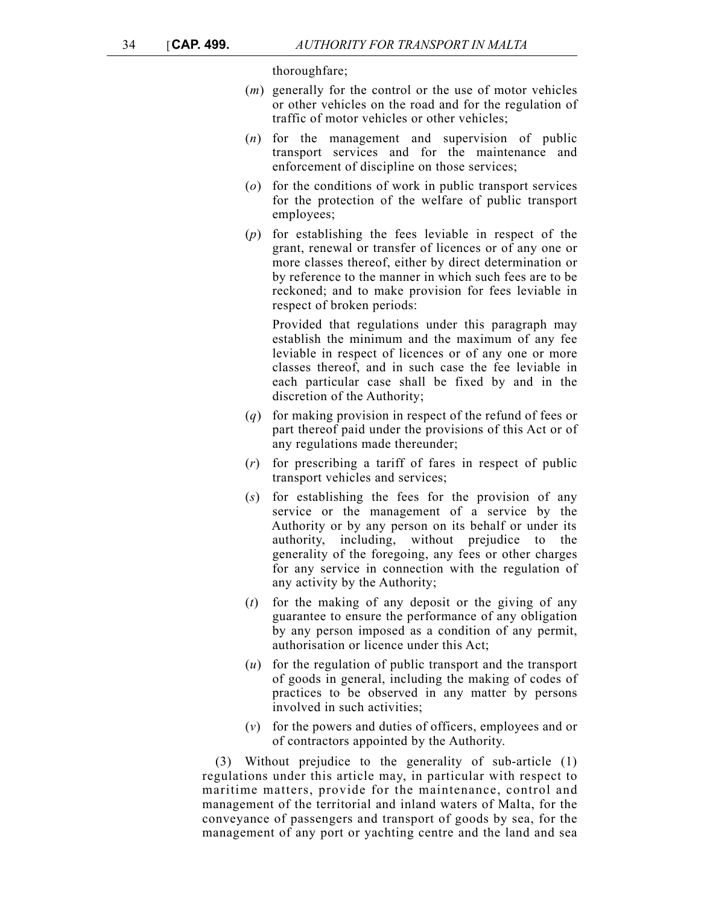thoroughfare;

(*m*) generally for the control or the use of motor vehicles or other vehicles on the road and for the regulation of traffic of motor vehicles or other vehicles;

(*n*) for the management and supervision of public transport services and for the maintenance and enforcement of discipline on those services;

(*o*) for the conditions of work in public transport services for the protection of the welfare of public transport employees;

(*p*) for establishing the fees leviable in respect of the grant, renewal or transfer of licences or of any one or more classes thereof, either by direct determination or by reference to the manner in which such fees are to be reckoned; and to make provision for fees leviable in respect of broken periods:

Provided that regulations under this paragraph may establish the minimum and the maximum of any fee leviable in respect of licences or of any one or more classes thereof, and in such case the fee leviable in each particular case shall be fixed by and in the discretion of the Authority;

(*q*) for making provision in respect of the refund of fees or part thereof paid under the provisions of this Act or of any regulations made thereunder;

(*r*) for prescribing a tariff of fares in respect of public transport vehicles and services;

(*s*) for establishing the fees for the provision of any service or the management of a service by the Authority or by any person on its behalf or under its authority, including, without prejudice to the generality of the foregoing, any fees or other charges for any service in connection with the regulation of any activity by the Authority;

(*t*) for the making of any deposit or the giving of any guarantee to ensure the performance of any obligation by any person imposed as a condition of any permit, authorisation or licence under this Act;

(*u*) for the regulation of public transport and the transport of goods in general, including the making of codes of practices to be observed in any matter by persons involved in such activities;

(*v*) for the powers and duties of officers, employees and or of contractors appointed by the Authority.

(3) Without prejudice to the generality of sub-article (1) regulations under this article may, in particular with respect to maritime matters, provide for the maintenance, control and management of the territorial and inland waters of Malta, for the conveyance of passengers and transport of goods by sea, for the management of any port or yachting centre and the land and sea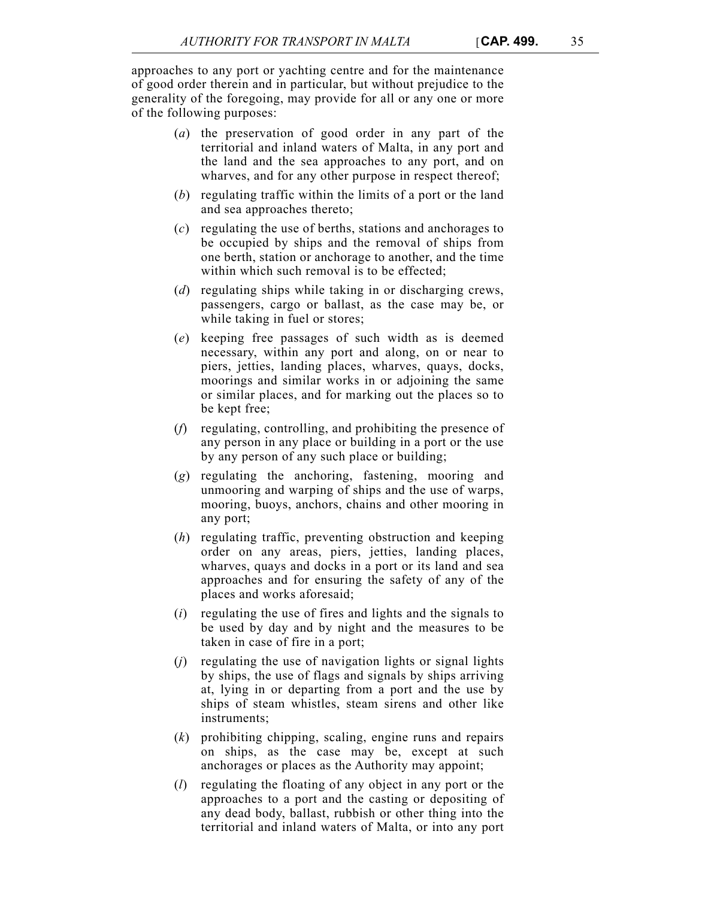approaches to any port or yachting centre and for the maintenance of good order therein and in particular, but without prejudice to the generality of the foregoing, may provide for all or any one or more of the following purposes:

(*a*) the preservation of good order in any part of the territorial and inland waters of Malta, in any port and the land and the sea approaches to any port, and on wharves, and for any other purpose in respect thereof;

(*b*) regulating traffic within the limits of a port or the land and sea approaches thereto;

(*c*) regulating the use of berths, stations and anchorages to be occupied by ships and the removal of ships from one berth, station or anchorage to another, and the time within which such removal is to be effected;

(*d*) regulating ships while taking in or discharging crews, passengers, cargo or ballast, as the case may be, or while taking in fuel or stores;

(*e*) keeping free passages of such width as is deemed necessary, within any port and along, on or near to piers, jetties, landing places, wharves, quays, docks, moorings and similar works in or adjoining the same or similar places, and for marking out the places so to be kept free;

(*f*) regulating, controlling, and prohibiting the presence of any person in any place or building in a port or the use by any person of any such place or building;

(*g*) regulating the anchoring, fastening, mooring and unmooring and warping of ships and the use of warps, mooring, buoys, anchors, chains and other mooring in any port;

(*h*) regulating traffic, preventing obstruction and keeping order on any areas, piers, jetties, landing places, wharves, quays and docks in a port or its land and sea approaches and for ensuring the safety of any of the places and works aforesaid;

(*i*) regulating the use of fires and lights and the signals to be used by day and by night and the measures to be taken in case of fire in a port;

(*j*) regulating the use of navigation lights or signal lights by ships, the use of flags and signals by ships arriving at, lying in or departing from a port and the use by ships of steam whistles, steam sirens and other like instruments;

(*k*) prohibiting chipping, scaling, engine runs and repairs on ships, as the case may be, except at such anchorages or places as the Authority may appoint;

(*l*) regulating the floating of any object in any port or the approaches to a port and the casting or depositing of any dead body, ballast, rubbish or other thing into the territorial and inland waters of Malta, or into any port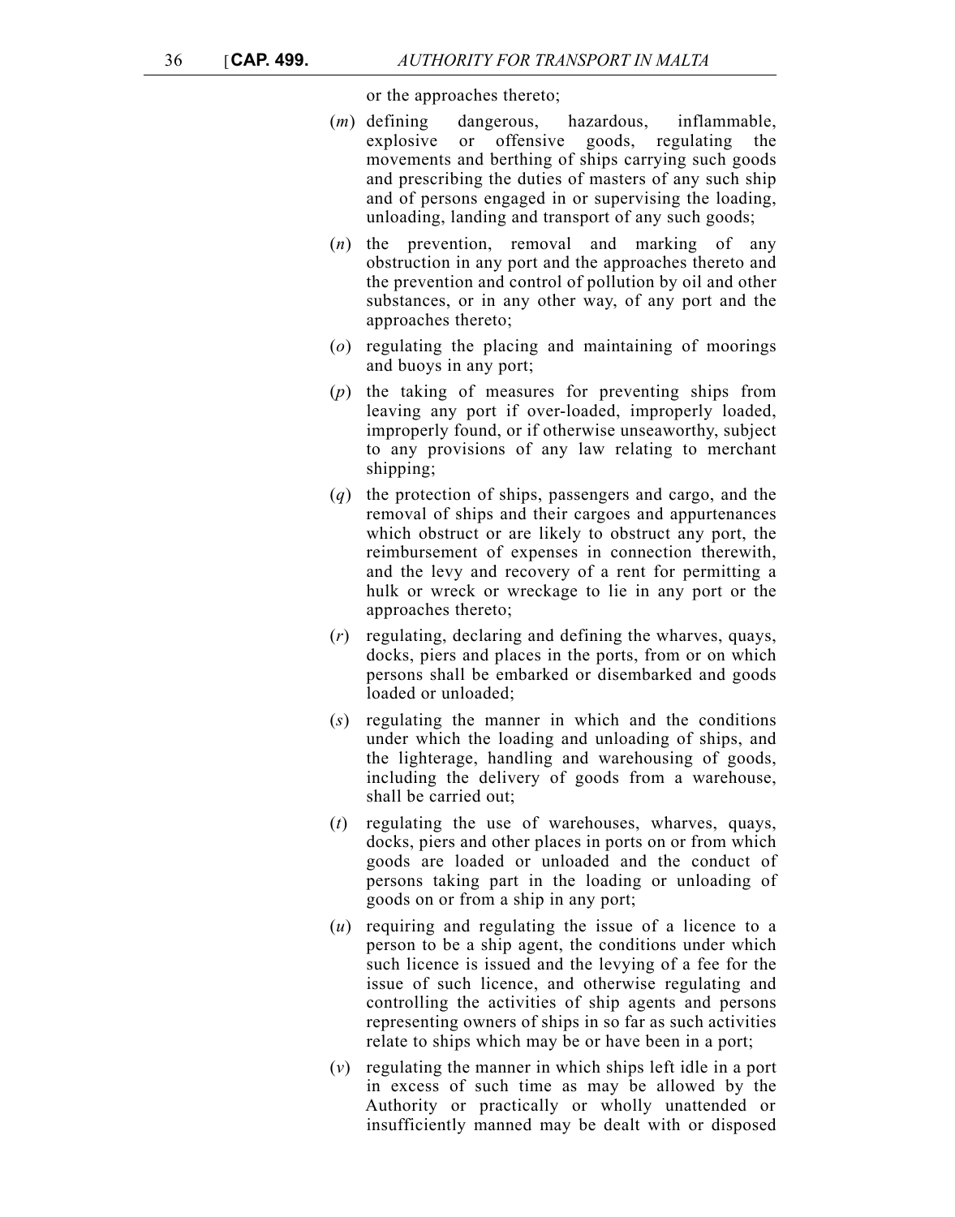or the approaches thereto;

(*m*) defining dangerous, hazardous, inflammable, explosive or offensive goods, regulating the movements and berthing of ships carrying such goods and prescribing the duties of masters of any such ship and of persons engaged in or supervising the loading, unloading, landing and transport of any such goods;

(*n*) the prevention, removal and marking of any obstruction in any port and the approaches thereto and the prevention and control of pollution by oil and other substances, or in any other way, of any port and the approaches thereto;

(*o*) regulating the placing and maintaining of moorings and buoys in any port;

(*p*) the taking of measures for preventing ships from leaving any port if over-loaded, improperly loaded, improperly found, or if otherwise unseaworthy, subject to any provisions of any law relating to merchant shipping;

(*q*) the protection of ships, passengers and cargo, and the removal of ships and their cargoes and appurtenances which obstruct or are likely to obstruct any port, the reimbursement of expenses in connection therewith, and the levy and recovery of a rent for permitting a hulk or wreck or wreckage to lie in any port or the approaches thereto;

(*r*) regulating, declaring and defining the wharves, quays, docks, piers and places in the ports, from or on which persons shall be embarked or disembarked and goods loaded or unloaded;

(*s*) regulating the manner in which and the conditions under which the loading and unloading of ships, and the lighterage, handling and warehousing of goods, including the delivery of goods from a warehouse, shall be carried out;

(*t*) regulating the use of warehouses, wharves, quays, docks, piers and other places in ports on or from which goods are loaded or unloaded and the conduct of persons taking part in the loading or unloading of goods on or from a ship in any port;

(*u*) requiring and regulating the issue of a licence to a person to be a ship agent, the conditions under which such licence is issued and the levying of a fee for the issue of such licence, and otherwise regulating and controlling the activities of ship agents and persons representing owners of ships in so far as such activities relate to ships which may be or have been in a port;

(*v*) regulating the manner in which ships left idle in a port in excess of such time as may be allowed by the Authority or practically or wholly unattended or insufficiently manned may be dealt with or disposed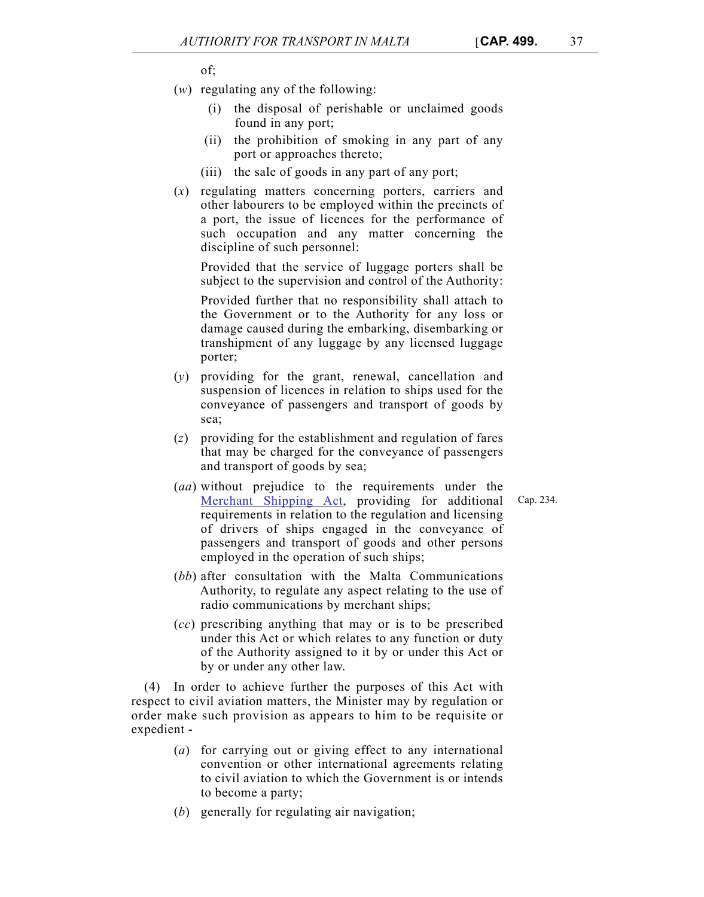of;

(*w*) regulating any of the following:

(i) the disposal of perishable or unclaimed goods found in any port;

(ii) the prohibition of smoking in any part of any port or approaches thereto;

(iii) the sale of goods in any part of any port;

(*x*) regulating matters concerning porters, carriers and other labourers to be employed within the precincts of a port, the issue of licences for the performance of such occupation and any matter concerning the discipline of such personnel:

Provided that the service of luggage porters shall be subject to the supervision and control of the Authority:

Provided further that no responsibility shall attach to the Government or to the Authority for any loss or damage caused during the embarking, disembarking or transhipment of any luggage by any licensed luggage porter;

(*y*) providing for the grant, renewal, cancellation and suspension of licences in relation to ships used for the conveyance of passengers and transport of goods by sea;

(*z*) providing for the establishment and regulation of fares that may be charged for the conveyance of passengers and transport of goods by sea;

(*aa*) without prejudice to the requirements under the Merchant Shipping Act, providing for additional requirements in relation to the regulation and licensing of drivers of ships engaged in the conveyance of passengers and transport of goods and other persons employed in the operation of such ships;

Cap. 234.

(*bb*) after consultation with the Malta Communications Authority, to regulate any aspect relating to the use of radio communications by merchant ships;

(*cc*) prescribing anything that may or is to be prescribed under this Act or which relates to any function or duty of the Authority assigned to it by or under this Act or by or under any other law.

(4) In order to achieve further the purposes of this Act with respect to civil aviation matters, the Minister may by regulation or order make such provision as appears to him to be requisite or expedient -

(*a*) for carrying out or giving effect to any international convention or other international agreements relating to civil aviation to which the Government is or intends to become a party;

(*b*) generally for regulating air navigation;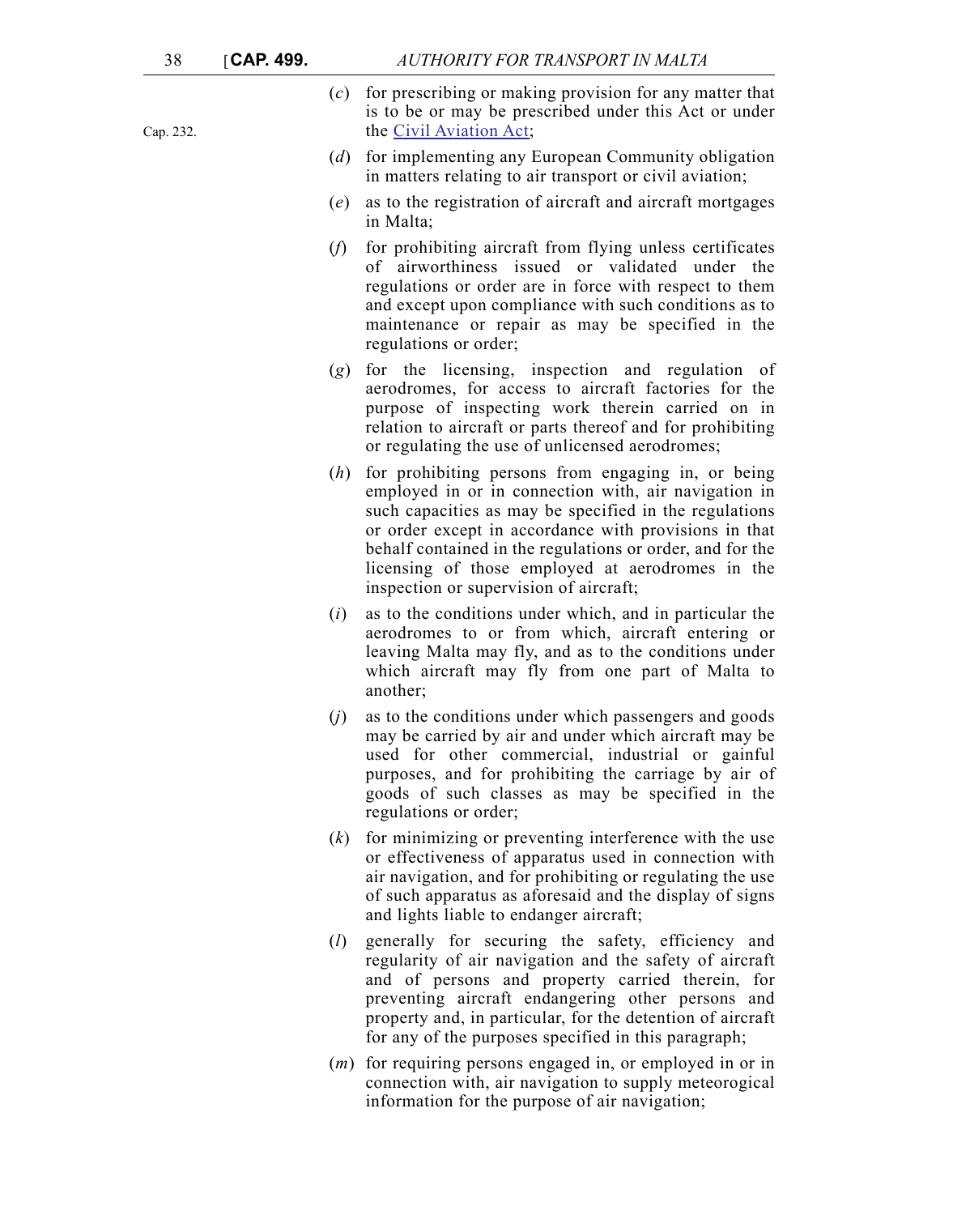Cap. 232.

(*c*) for prescribing or making provision for any matter that is to be or may be prescribed under this Act or under the Civil Aviation Act;

(*d*) for implementing any European Community obligation in matters relating to air transport or civil aviation;

(*e*) as to the registration of aircraft and aircraft mortgages in Malta;

(*f*) for prohibiting aircraft from flying unless certificates of airworthiness issued or validated under the regulations or order are in force with respect to them and except upon compliance with such conditions as to maintenance or repair as may be specified in the regulations or order;

(*g*) for the licensing, inspection and regulation of aerodromes, for access to aircraft factories for the purpose of inspecting work therein carried on in relation to aircraft or parts thereof and for prohibiting or regulating the use of unlicensed aerodromes;

(*h*) for prohibiting persons from engaging in, or being employed in or in connection with, air navigation in such capacities as may be specified in the regulations or order except in accordance with provisions in that behalf contained in the regulations or order, and for the licensing of those employed at aerodromes in the inspection or supervision of aircraft;

(*i*) as to the conditions under which, and in particular the aerodromes to or from which, aircraft entering or leaving Malta may fly, and as to the conditions under which aircraft may fly from one part of Malta to another;

(*j*) as to the conditions under which passengers and goods may be carried by air and under which aircraft may be used for other commercial, industrial or gainful purposes, and for prohibiting the carriage by air of goods of such classes as may be specified in the regulations or order;

(*k*) for minimizing or preventing interference with the use or effectiveness of apparatus used in connection with air navigation, and for prohibiting or regulating the use of such apparatus as aforesaid and the display of signs and lights liable to endanger aircraft;

(*l*) generally for securing the safety, efficiency and regularity of air navigation and the safety of aircraft and of persons and property carried therein, for preventing aircraft endangering other persons and property and, in particular, for the detention of aircraft for any of the purposes specified in this paragraph;

(*m*) for requiring persons engaged in, or employed in or in connection with, air navigation to supply meteorogical information for the purpose of air navigation;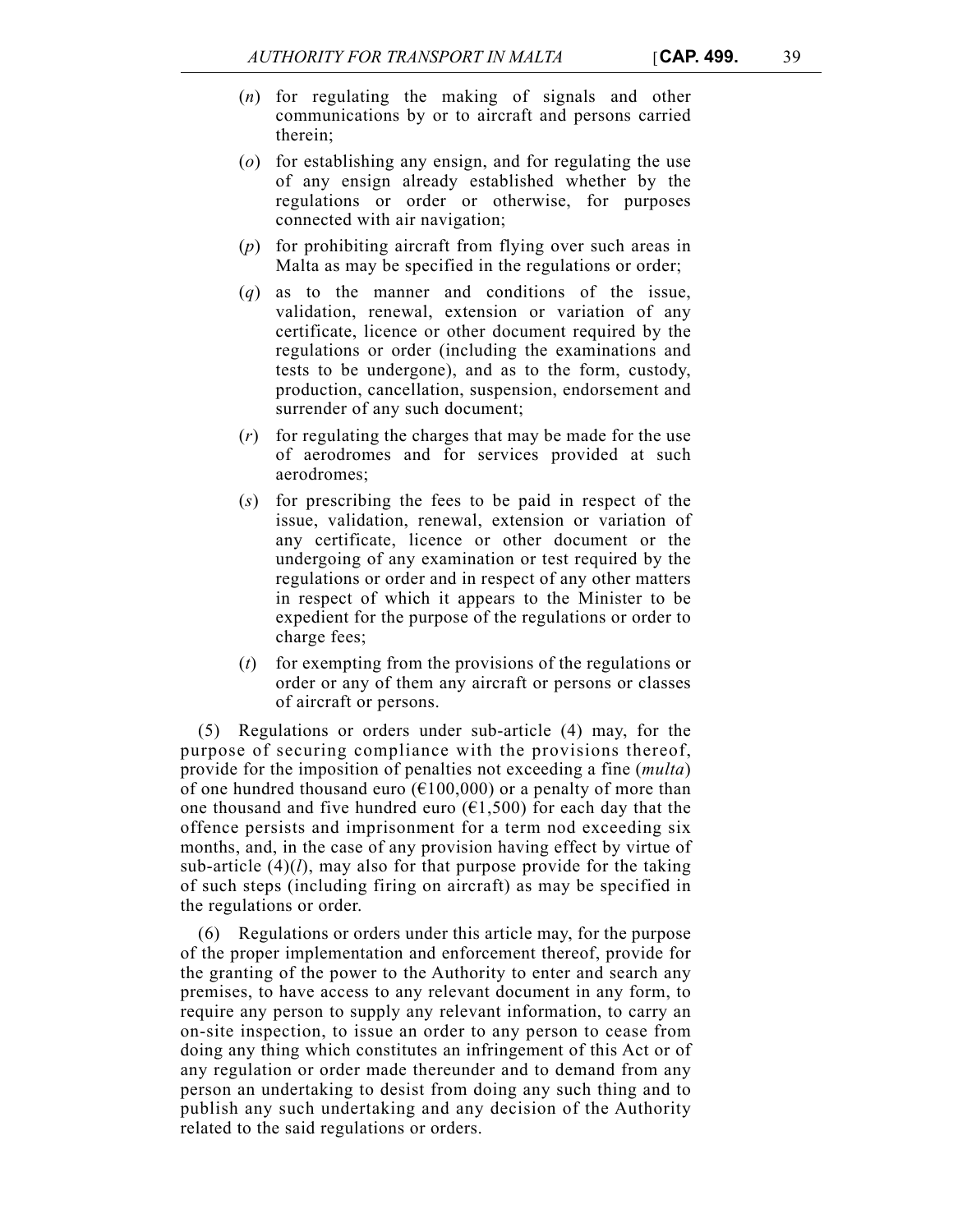(*n*) for regulating the making of signals and other communications by or to aircraft and persons carried therein;

(*o*) for establishing any ensign, and for regulating the use of any ensign already established whether by the regulations or order or otherwise, for purposes connected with air navigation;

(*p*) for prohibiting aircraft from flying over such areas in Malta as may be specified in the regulations or order;

(*q*) as to the manner and conditions of the issue, validation, renewal, extension or variation of any certificate, licence or other document required by the regulations or order (including the examinations and tests to be undergone), and as to the form, custody, production, cancellation, suspension, endorsement and surrender of any such document;

(*r*) for regulating the charges that may be made for the use of aerodromes and for services provided at such aerodromes;

(*s*) for prescribing the fees to be paid in respect of the issue, validation, renewal, extension or variation of any certificate, licence or other document or the undergoing of any examination or test required by the regulations or order and in respect of any other matters in respect of which it appears to the Minister to be expedient for the purpose of the regulations or order to charge fees;

(*t*) for exempting from the provisions of the regulations or order or any of them any aircraft or persons or classes of aircraft or persons.

(5) Regulations or orders under sub-article (4) may, for the purpose of securing compliance with the provisions thereof, provide for the imposition of penalties not exceeding a fine (*multa*) of one hundred thousand euro (€100,000) or a penalty of more than one thousand and five hundred euro (€1,500) for each day that the offence persists and imprisonment for a term nod exceeding six months, and, in the case of any provision having effect by virtue of sub-article (4)(*l*), may also for that purpose provide for the taking of such steps (including firing on aircraft) as may be specified in the regulations or order.

(6) Regulations or orders under this article may, for the purpose of the proper implementation and enforcement thereof, provide for the granting of the power to the Authority to enter and search any premises, to have access to any relevant document in any form, to require any person to supply any relevant information, to carry an on-site inspection, to issue an order to any person to cease from doing any thing which constitutes an infringement of this Act or of any regulation or order made thereunder and to demand from any person an undertaking to desist from doing any such thing and to publish any such undertaking and any decision of the Authority related to the said regulations or orders.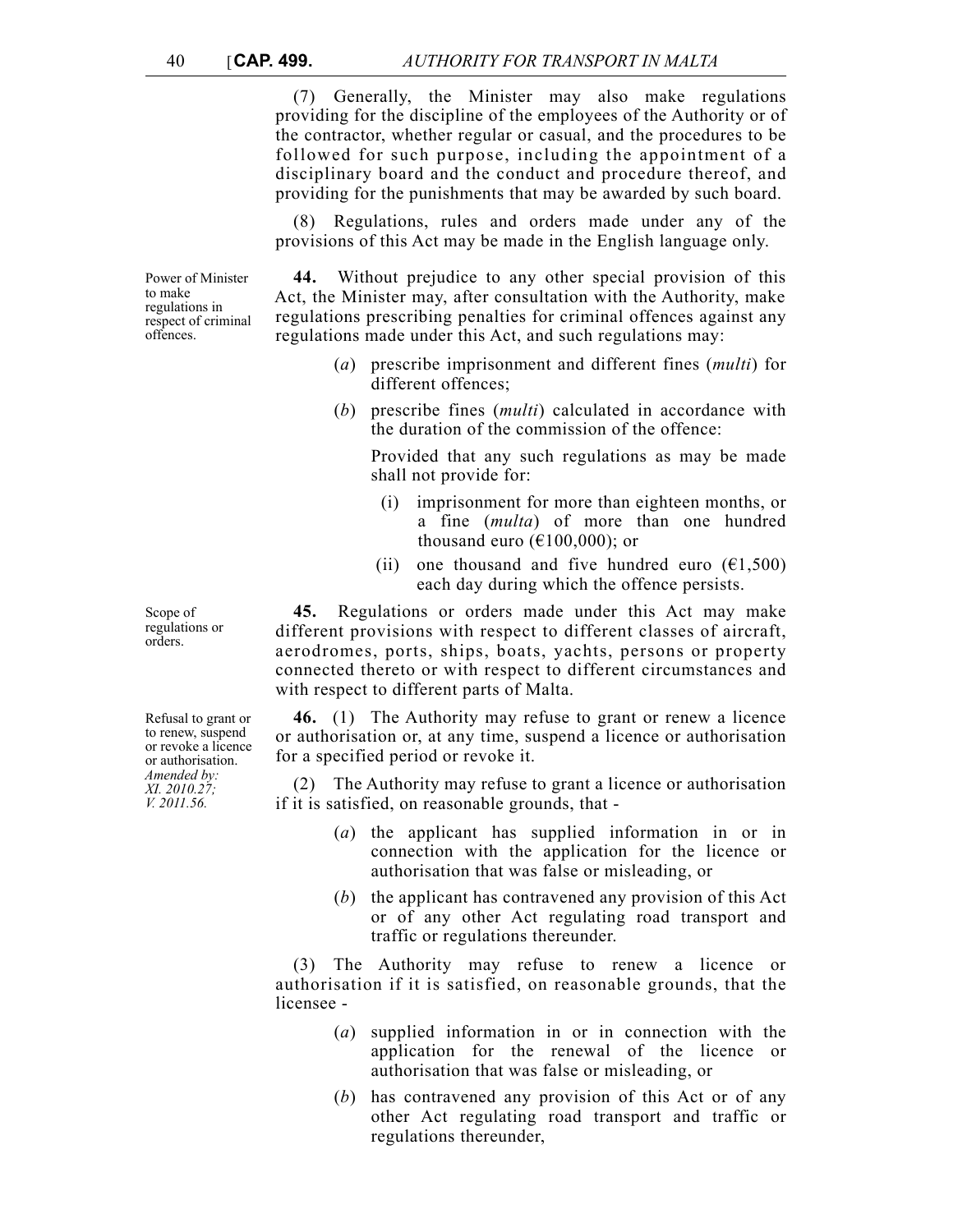(7) Generally, the Minister may also make regulations providing for the discipline of the employees of the Authority or of the contractor, whether regular or casual, and the procedures to be followed for such purpose, including the appointment of a disciplinary board and the conduct and procedure thereof, and providing for the punishments that may be awarded by such board.

(8) Regulations, rules and orders made under any of the provisions of this Act may be made in the English language only.

Power of Minister to make regulations in respect of criminal offences.

**44.** Without prejudice to any other special provision of this Act, the Minister may, after consultation with the Authority, make regulations prescribing penalties for criminal offences against any regulations made under this Act, and such regulations may:

(*a*) prescribe imprisonment and different fines (*multi*) for different offences;

(*b*) prescribe fines (*multi*) calculated in accordance with the duration of the commission of the offence:

Provided that any such regulations as may be made shall not provide for:

(i) imprisonment for more than eighteen months, or a fine (*multa*) of more than one hundred thousand euro (€100,000); or

(ii) one thousand and five hundred euro (€1,500) each day during which the offence persists.

Scope of regulations or orders.

**45.** Regulations or orders made under this Act may make different provisions with respect to different classes of aircraft, aerodromes, ports, ships, boats, yachts, persons or property connected thereto or with respect to different circumstances and with respect to different parts of Malta.

Refusal to grant or to renew, suspend or revoke a licence or authorisation. *Amended by: XI. 2010.27; V. 2011.56.*

**46.** (1) The Authority may refuse to grant or renew a licence or authorisation or, at any time, suspend a licence or authorisation for a specified period or revoke it.

(2) The Authority may refuse to grant a licence or authorisation if it is satisfied, on reasonable grounds, that -

(*a*) the applicant has supplied information in or in connection with the application for the licence or authorisation that was false or misleading, or

(*b*) the applicant has contravened any provision of this Act or of any other Act regulating road transport and traffic or regulations thereunder.

(3) The Authority may refuse to renew a licence or authorisation if it is satisfied, on reasonable grounds, that the licensee -

(*a*) supplied information in or in connection with the application for the renewal of the licence or authorisation that was false or misleading, or

(*b*) has contravened any provision of this Act or of any other Act regulating road transport and traffic or regulations thereunder,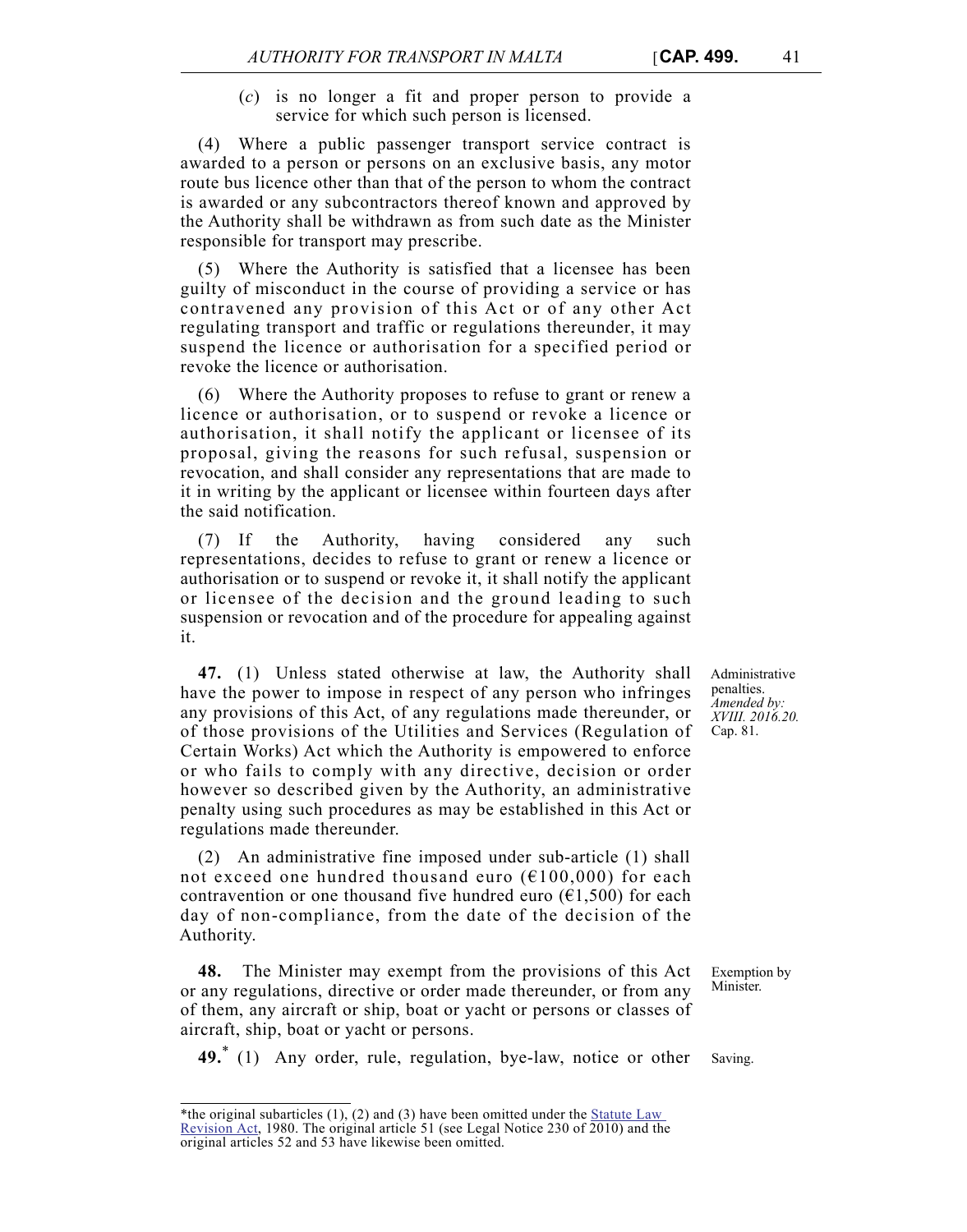(*c*) is no longer a fit and proper person to provide a service for which such person is licensed.

(4) Where a public passenger transport service contract is awarded to a person or persons on an exclusive basis, any motor route bus licence other than that of the person to whom the contract is awarded or any subcontractors thereof known and approved by the Authority shall be withdrawn as from such date as the Minister responsible for transport may prescribe.

(5) Where the Authority is satisfied that a licensee has been guilty of misconduct in the course of providing a service or has contravened any provision of this Act or of any other Act regulating transport and traffic or regulations thereunder, it may suspend the licence or authorisation for a specified period or revoke the licence or authorisation.

(6) Where the Authority proposes to refuse to grant or renew a licence or authorisation, or to suspend or revoke a licence or authorisation, it shall notify the applicant or licensee of its proposal, giving the reasons for such refusal, suspension or revocation, and shall consider any representations that are made to it in writing by the applicant or licensee within fourteen days after the said notification.

(7) If the Authority, having considered any such representations, decides to refuse to grant or renew a licence or authorisation or to suspend or revoke it, it shall notify the applicant or licensee of the decision and the ground leading to such suspension or revocation and of the procedure for appealing against it.

Administrative penalties.
*Amended by: XVIII. 2016.20.*
Cap. 81.

**47.** (1) Unless stated otherwise at law, the Authority shall have the power to impose in respect of any person who infringes any provisions of this Act, of any regulations made thereunder, or of those provisions of the Utilities and Services (Regulation of Certain Works) Act which the Authority is empowered to enforce or who fails to comply with any directive, decision or order however so described given by the Authority, an administrative penalty using such procedures as may be established in this Act or regulations made thereunder.

(2) An administrative fine imposed under sub-article (1) shall not exceed one hundred thousand euro (€100,000) for each contravention or one thousand five hundred euro (€1,500) for each day of non-compliance, from the date of the decision of the Authority.

Exemption by Minister.

**48.** The Minister may exempt from the provisions of this Act or any regulations, directive or order made thereunder, or from any of them, any aircraft or ship, boat or yacht or persons or classes of aircraft, ship, boat or yacht or persons.

Saving.

**49.**[*] (1) Any order, rule, regulation, bye-law, notice or other

---

*the original subarticles (1), (2) and (3) have been omitted under the Statute Law Revision Act, 1980. The original article 51 (see Legal Notice 230 of 2010) and the original articles 52 and 53 have likewise been omitted.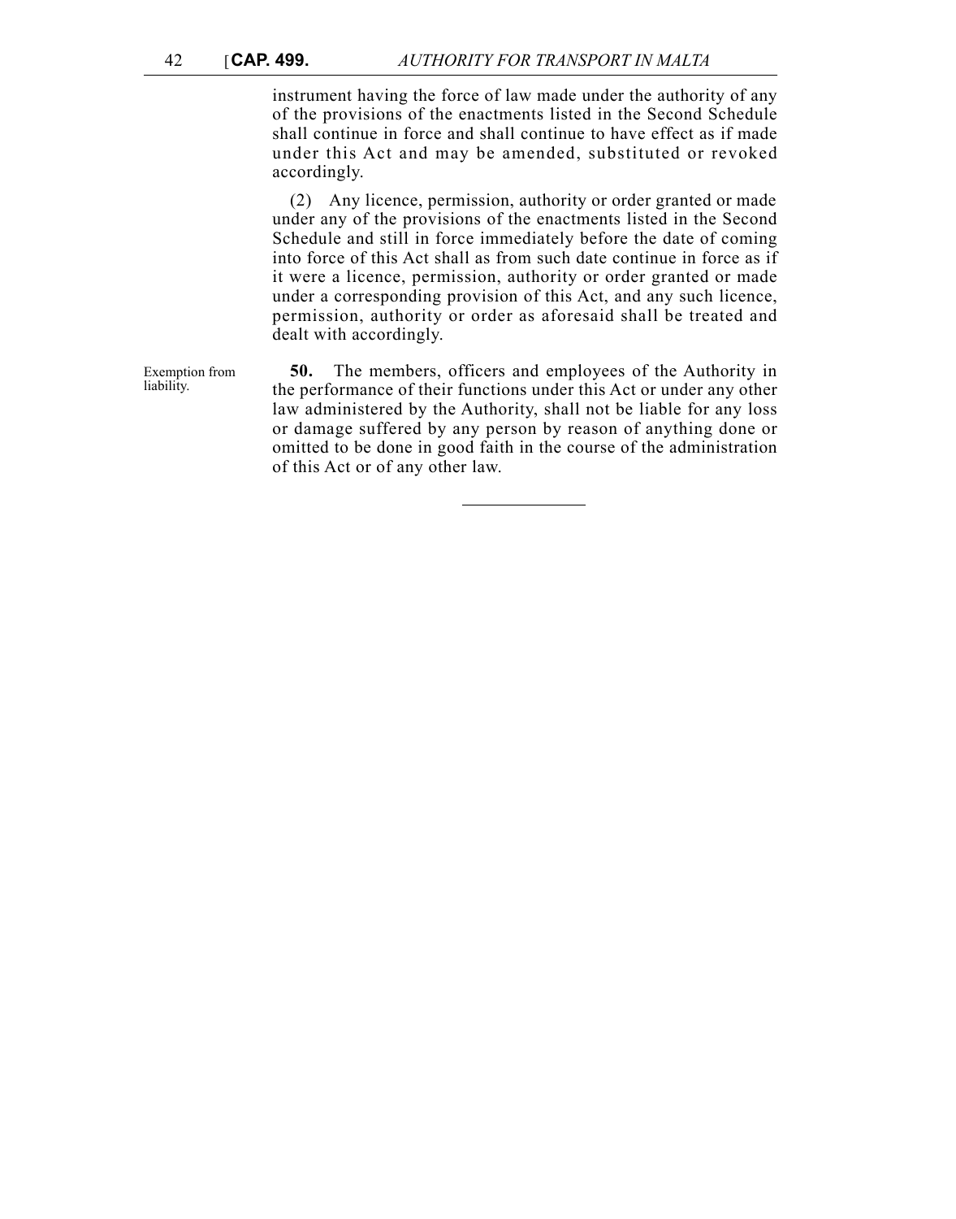instrument having the force of law made under the authority of any of the provisions of the enactments listed in the Second Schedule shall continue in force and shall continue to have effect as if made under this Act and may be amended, substituted or revoked accordingly.

(2) Any licence, permission, authority or order granted or made under any of the provisions of the enactments listed in the Second Schedule and still in force immediately before the date of coming into force of this Act shall as from such date continue in force as if it were a licence, permission, authority or order granted or made under a corresponding provision of this Act, and any such licence, permission, authority or order as aforesaid shall be treated and dealt with accordingly.

Exemption from liability.

**50.** The members, officers and employees of the Authority in the performance of their functions under this Act or under any other law administered by the Authority, shall not be liable for any loss or damage suffered by any person by reason of anything done or omitted to be done in good faith in the course of the administration of this Act or of any other law.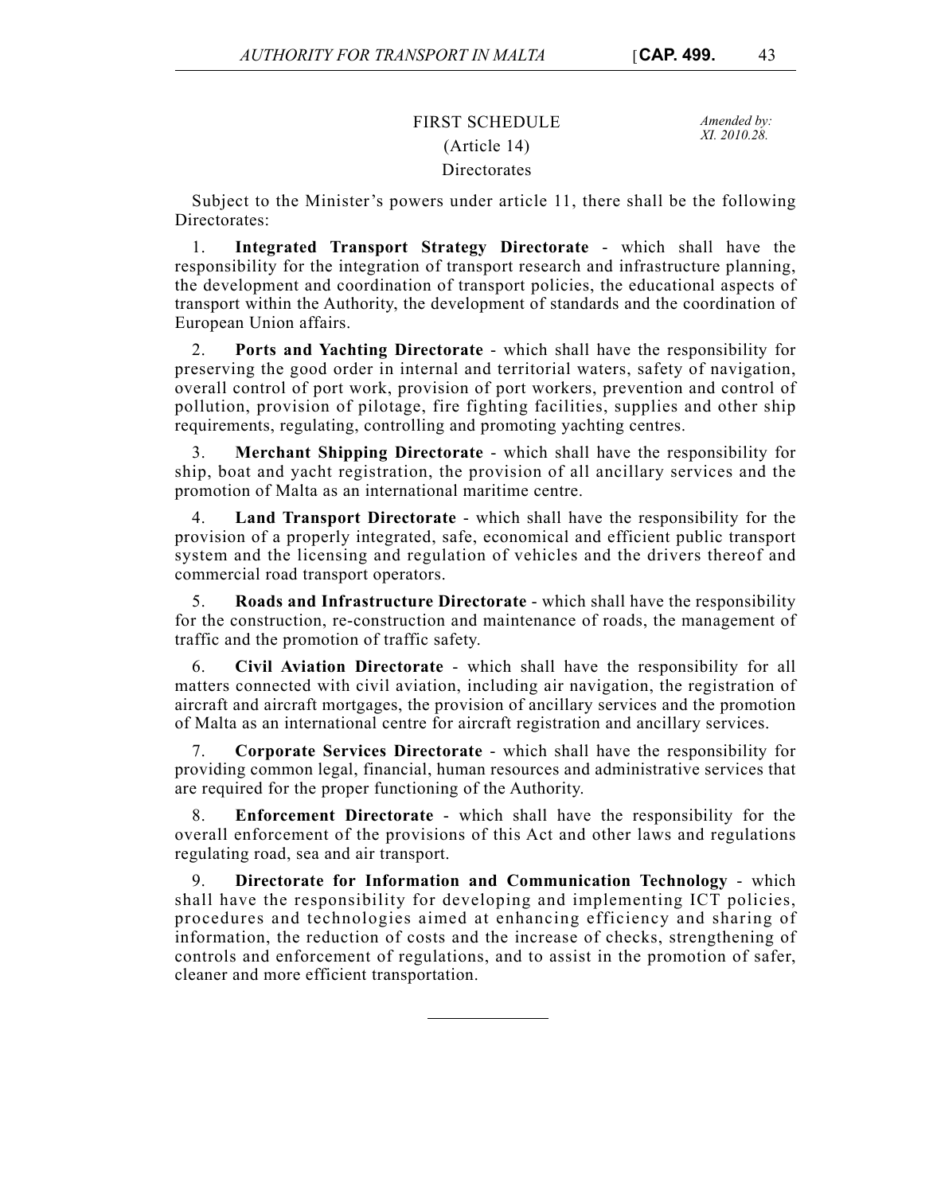# FIRST SCHEDULE

(Article 14)

Directorates

*Amended by: XI. 2010.28.*

Subject to the Minister's powers under article 11, there shall be the following Directorates:

1. **Integrated Transport Strategy Directorate** - which shall have the responsibility for the integration of transport research and infrastructure planning, the development and coordination of transport policies, the educational aspects of transport within the Authority, the development of standards and the coordination of European Union affairs.

2. **Ports and Yachting Directorate** - which shall have the responsibility for preserving the good order in internal and territorial waters, safety of navigation, overall control of port work, provision of port workers, prevention and control of pollution, provision of pilotage, fire fighting facilities, supplies and other ship requirements, regulating, controlling and promoting yachting centres.

3. **Merchant Shipping Directorate** - which shall have the responsibility for ship, boat and yacht registration, the provision of all ancillary services and the promotion of Malta as an international maritime centre.

4. **Land Transport Directorate** - which shall have the responsibility for the provision of a properly integrated, safe, economical and efficient public transport system and the licensing and regulation of vehicles and the drivers thereof and commercial road transport operators.

5. **Roads and Infrastructure Directorate** - which shall have the responsibility for the construction, re-construction and maintenance of roads, the management of traffic and the promotion of traffic safety.

6. **Civil Aviation Directorate** - which shall have the responsibility for all matters connected with civil aviation, including air navigation, the registration of aircraft and aircraft mortgages, the provision of ancillary services and the promotion of Malta as an international centre for aircraft registration and ancillary services.

7. **Corporate Services Directorate** - which shall have the responsibility for providing common legal, financial, human resources and administrative services that are required for the proper functioning of the Authority.

8. **Enforcement Directorate** - which shall have the responsibility for the overall enforcement of the provisions of this Act and other laws and regulations regulating road, sea and air transport.

9. **Directorate for Information and Communication Technology** - which shall have the responsibility for developing and implementing ICT policies, procedures and technologies aimed at enhancing efficiency and sharing of information, the reduction of costs and the increase of checks, strengthening of controls and enforcement of regulations, and to assist in the promotion of safer, cleaner and more efficient transportation.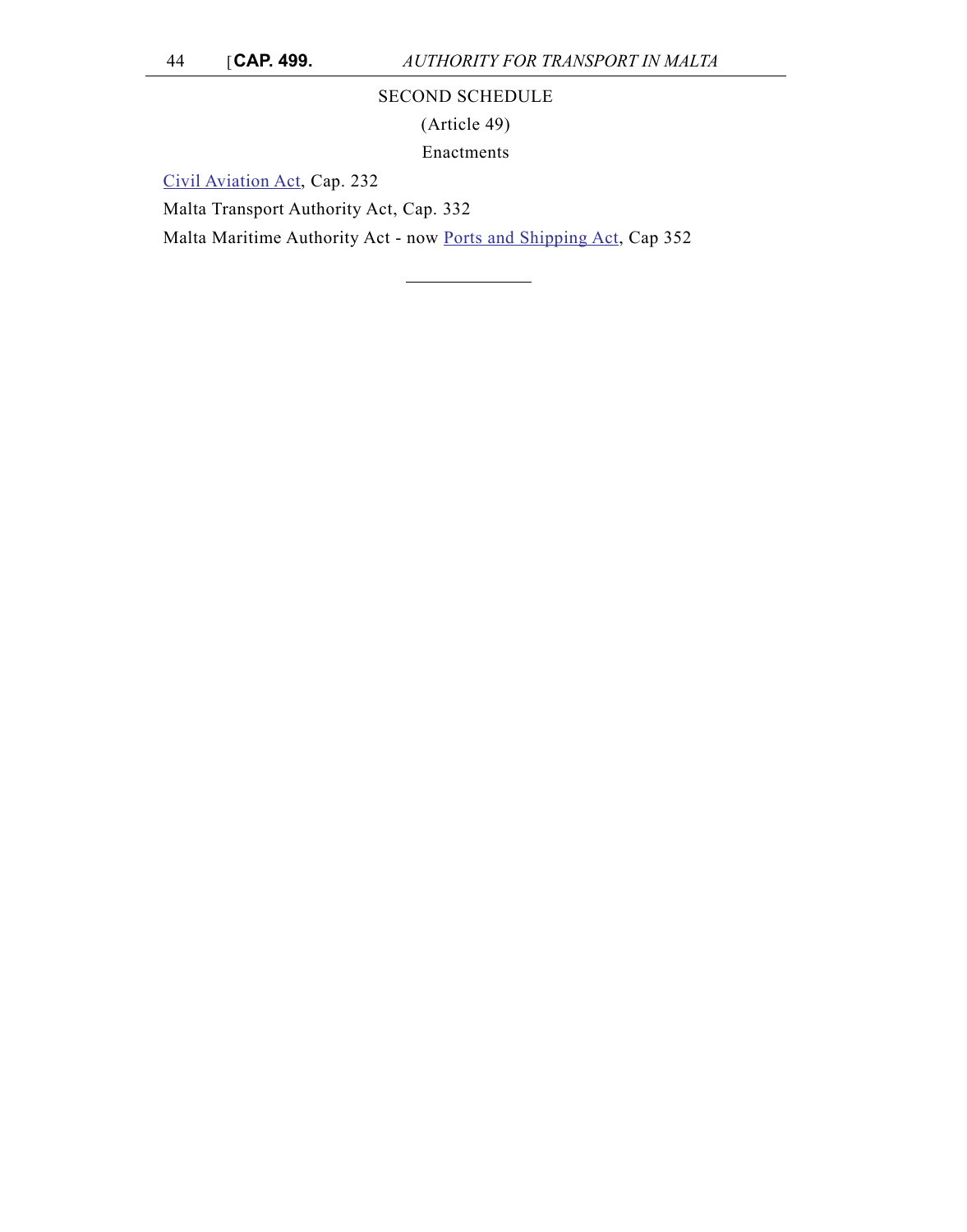## SECOND SCHEDULE

(Article 49)

Enactments

Civil Aviation Act, Cap. 232

Malta Transport Authority Act, Cap. 332

Malta Maritime Authority Act - now Ports and Shipping Act, Cap 352